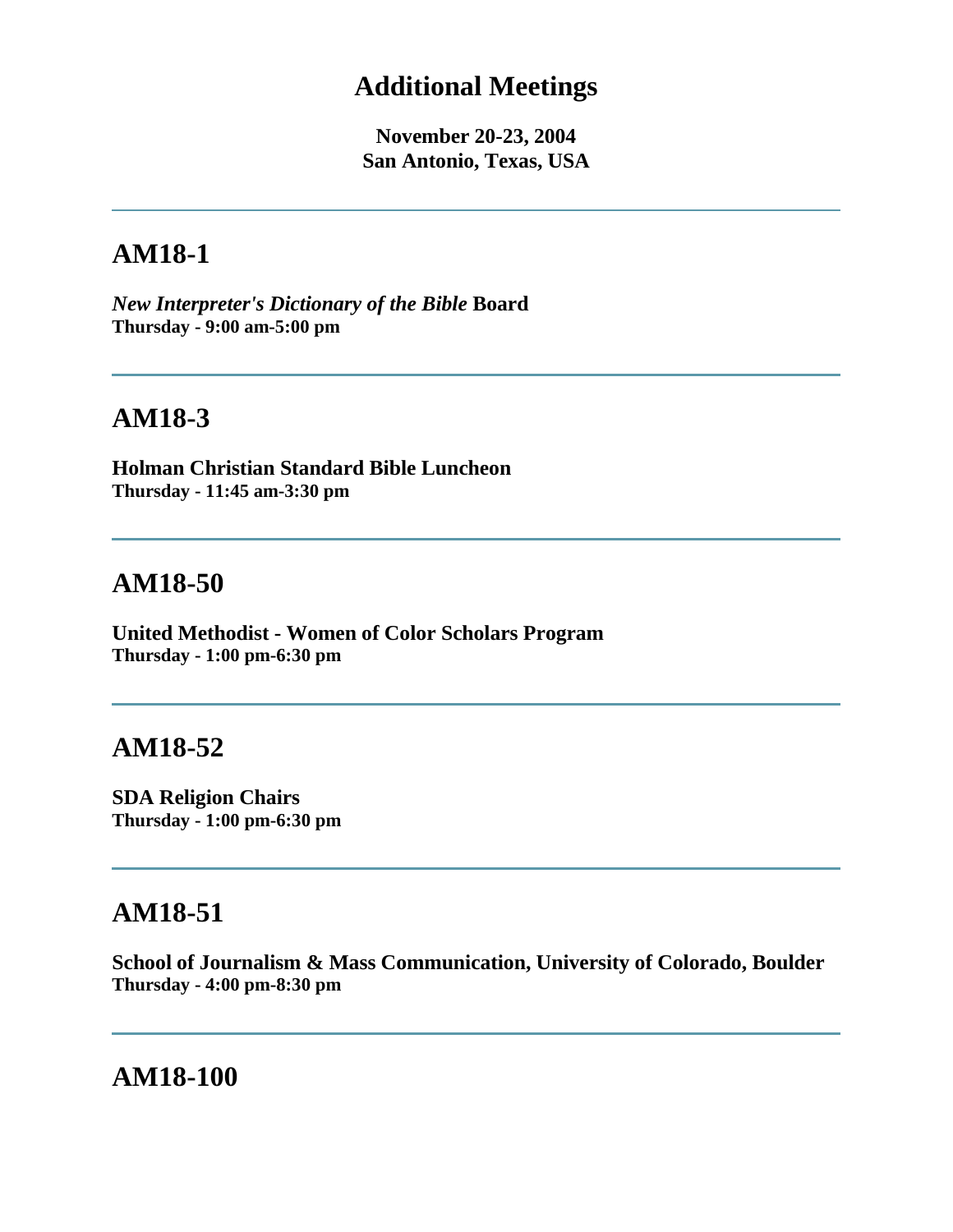# Additional Meetings

**November 20-23, 2004**
**San Antonio, Texas, USA**

---

## AM18-1

***New Interpreter's Dictionary of the Bible* Board**
**Thursday - 9:00 am-5:00 pm**

---

## AM18-3

**Holman Christian Standard Bible Luncheon**
**Thursday - 11:45 am-3:30 pm**

---

## AM18-50

**United Methodist - Women of Color Scholars Program**
**Thursday - 1:00 pm-6:30 pm**

---

## AM18-52

**SDA Religion Chairs**
**Thursday - 1:00 pm-6:30 pm**

---

## AM18-51

**School of Journalism & Mass Communication, University of Colorado, Boulder**
**Thursday - 4:00 pm-8:30 pm**

---

## AM18-100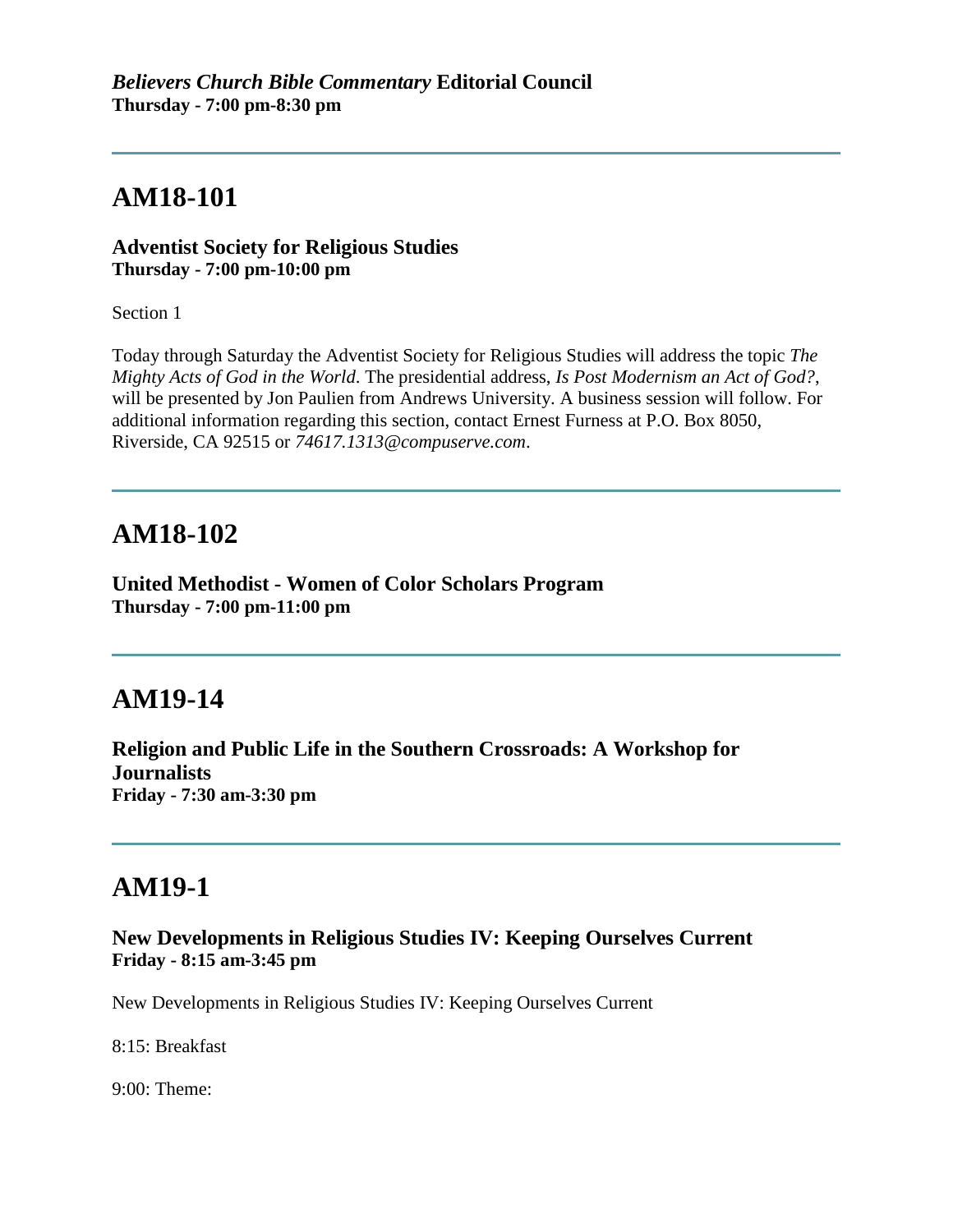***Believers Church Bible Commentary* Editorial Council**
**Thursday - 7:00 pm-8:30 pm**

---

## AM18-101

**Adventist Society for Religious Studies**
**Thursday - 7:00 pm-10:00 pm**

Section 1

Today through Saturday the Adventist Society for Religious Studies will address the topic *The Mighty Acts of God in the World*. The presidential address, *Is Post Modernism an Act of God?*, will be presented by Jon Paulien from Andrews University. A business session will follow. For additional information regarding this section, contact Ernest Furness at P.O. Box 8050, Riverside, CA 92515 or *74617.1313@compuserve.com*.

---

## AM18-102

**United Methodist - Women of Color Scholars Program**
**Thursday - 7:00 pm-11:00 pm**

---

## AM19-14

**Religion and Public Life in the Southern Crossroads: A Workshop for Journalists**
**Friday - 7:30 am-3:30 pm**

---

## AM19-1

**New Developments in Religious Studies IV: Keeping Ourselves Current**
**Friday - 8:15 am-3:45 pm**

New Developments in Religious Studies IV: Keeping Ourselves Current

8:15: Breakfast

9:00: Theme: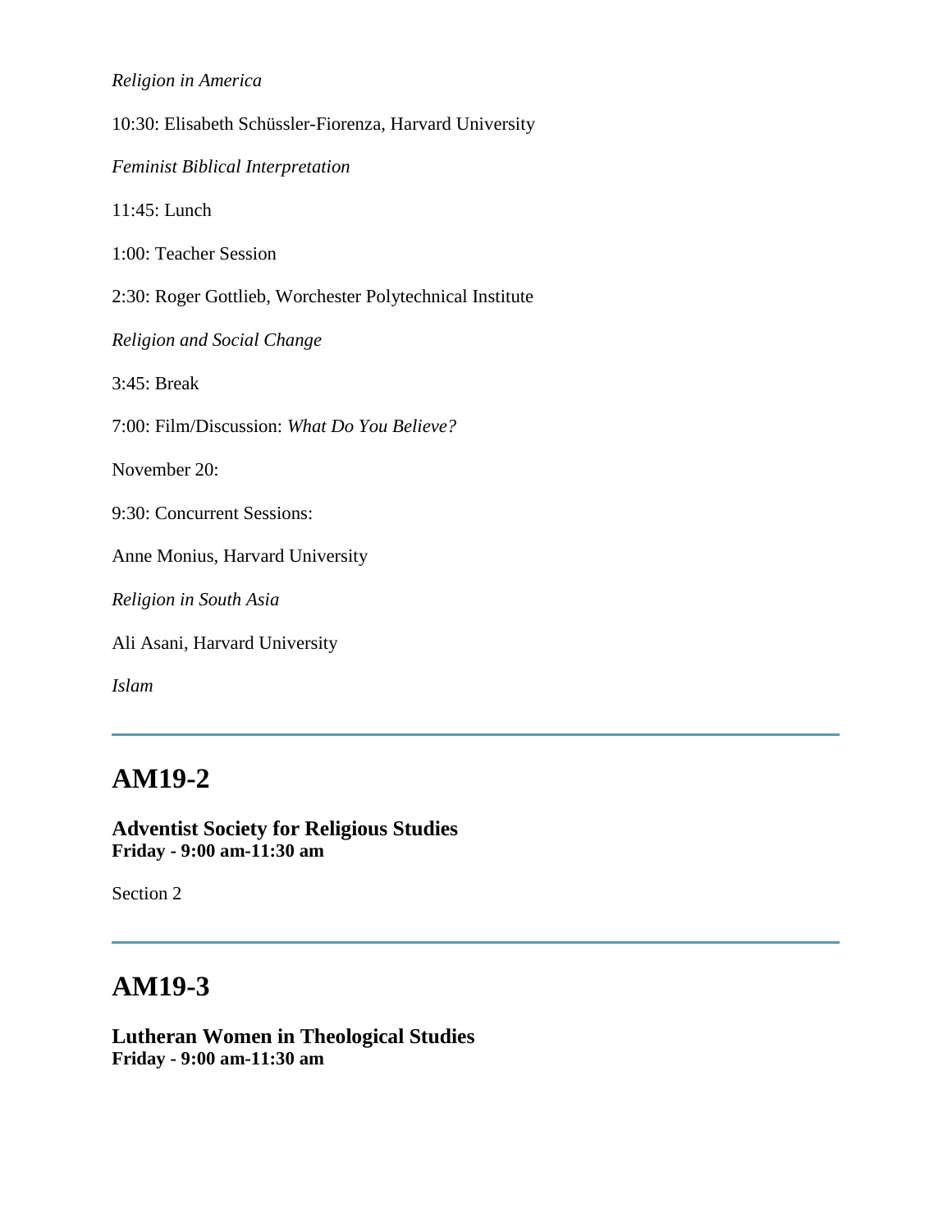*Religion in America*

10:30: Elisabeth Schüssler-Fiorenza, Harvard University

*Feminist Biblical Interpretation*

11:45: Lunch

1:00: Teacher Session

2:30: Roger Gottlieb, Worchester Polytechnical Institute

*Religion and Social Change*

3:45: Break

7:00: Film/Discussion: *What Do You Believe?*

November 20:

9:30: Concurrent Sessions:

Anne Monius, Harvard University

*Religion in South Asia*

Ali Asani, Harvard University

*Islam*

---

## AM19-2

**Adventist Society for Religious Studies**
**Friday - 9:00 am-11:30 am**

Section 2

---

## AM19-3

**Lutheran Women in Theological Studies**
**Friday - 9:00 am-11:30 am**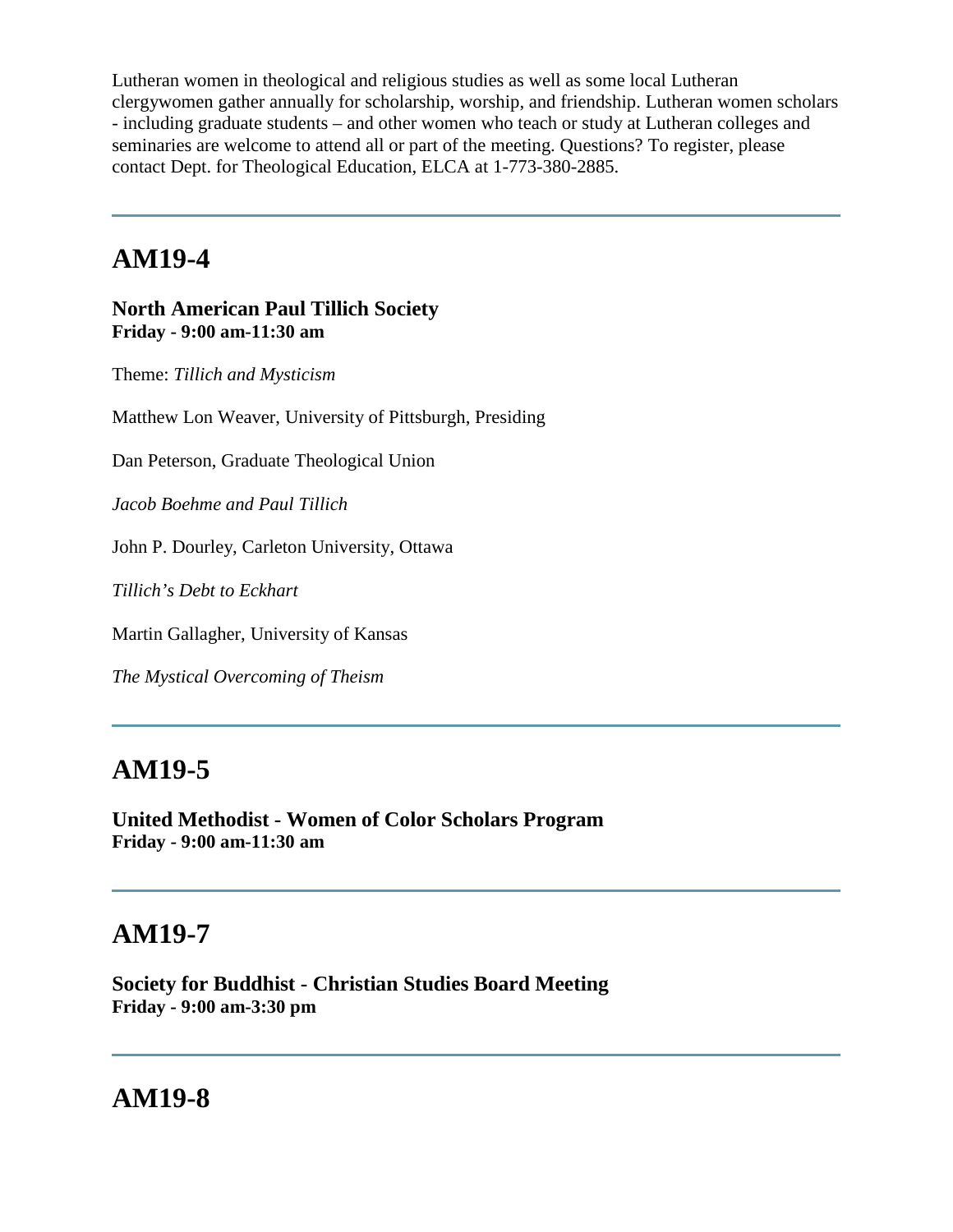Lutheran women in theological and religious studies as well as some local Lutheran clergywomen gather annually for scholarship, worship, and friendship. Lutheran women scholars - including graduate students – and other women who teach or study at Lutheran colleges and seminaries are welcome to attend all or part of the meeting. Questions? To register, please contact Dept. for Theological Education, ELCA at 1-773-380-2885.

---

## AM19-4

**North American Paul Tillich Society**
**Friday - 9:00 am-11:30 am**

Theme: *Tillich and Mysticism*

Matthew Lon Weaver, University of Pittsburgh, Presiding

Dan Peterson, Graduate Theological Union

*Jacob Boehme and Paul Tillich*

John P. Dourley, Carleton University, Ottawa

*Tillich's Debt to Eckhart*

Martin Gallagher, University of Kansas

*The Mystical Overcoming of Theism*

---

## AM19-5

**United Methodist - Women of Color Scholars Program**
**Friday - 9:00 am-11:30 am**

---

## AM19-7

**Society for Buddhist - Christian Studies Board Meeting**
**Friday - 9:00 am-3:30 pm**

---

## AM19-8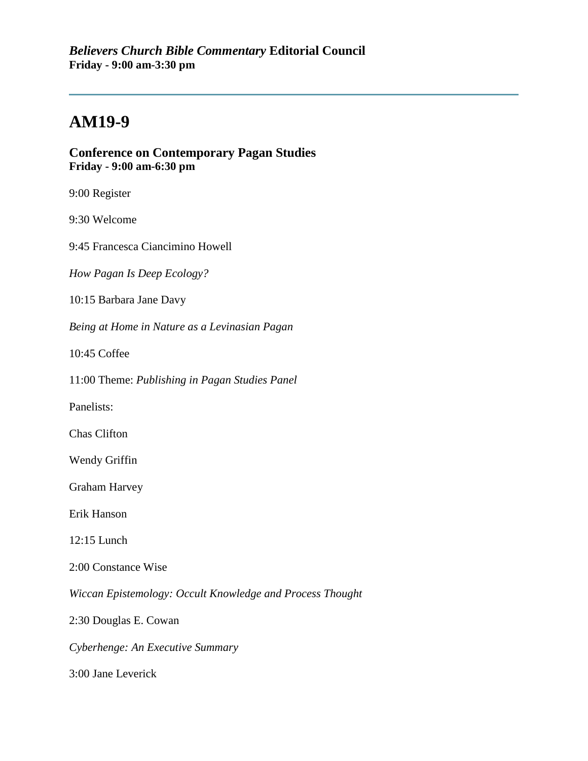### *Believers Church Bible Commentary* Editorial Council
**Friday - 9:00 am-3:30 pm**

---

## AM19-9

### Conference on Contemporary Pagan Studies
**Friday - 9:00 am-6:30 pm**

9:00 Register

9:30 Welcome

9:45 Francesca Ciancimino Howell

*How Pagan Is Deep Ecology?*

10:15 Barbara Jane Davy

*Being at Home in Nature as a Levinasian Pagan*

10:45 Coffee

11:00 Theme: *Publishing in Pagan Studies Panel*

Panelists:

Chas Clifton

Wendy Griffin

Graham Harvey

Erik Hanson

12:15 Lunch

2:00 Constance Wise

*Wiccan Epistemology: Occult Knowledge and Process Thought*

2:30 Douglas E. Cowan

*Cyberhenge: An Executive Summary*

3:00 Jane Leverick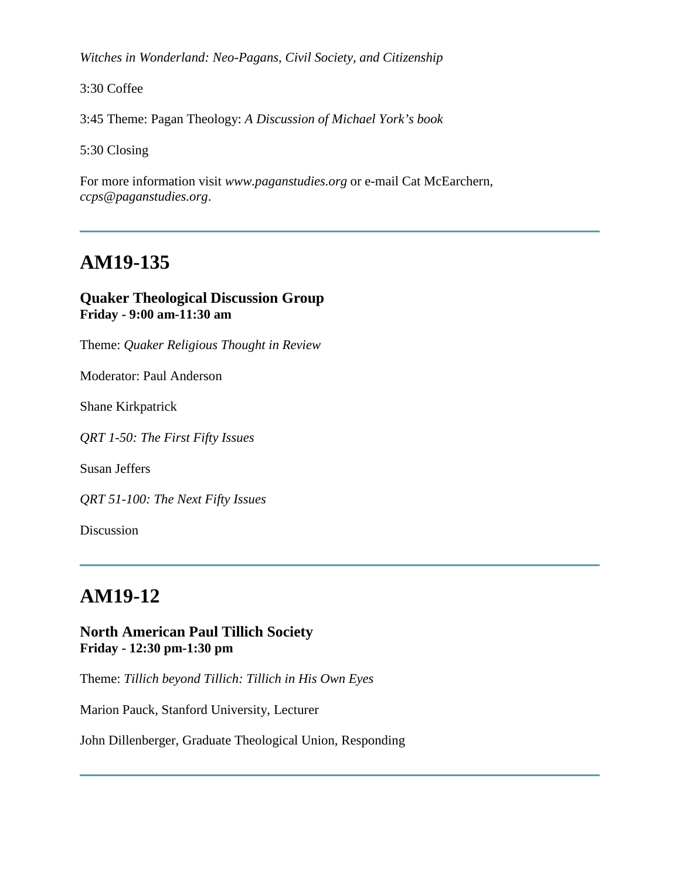*Witches in Wonderland: Neo-Pagans, Civil Society, and Citizenship*

3:30 Coffee

3:45 Theme: Pagan Theology: *A Discussion of Michael York's book*

5:30 Closing

For more information visit *www.paganstudies.org* or e-mail Cat McEarchern, *ccps@paganstudies.org*.

---

## AM19-135

**Quaker Theological Discussion Group**
**Friday - 9:00 am-11:30 am**

Theme: *Quaker Religious Thought in Review*

Moderator: Paul Anderson

Shane Kirkpatrick

*QRT 1-50: The First Fifty Issues*

Susan Jeffers

*QRT 51-100: The Next Fifty Issues*

Discussion

---

## AM19-12

**North American Paul Tillich Society**
**Friday - 12:30 pm-1:30 pm**

Theme: *Tillich beyond Tillich: Tillich in His Own Eyes*

Marion Pauck, Stanford University, Lecturer

John Dillenberger, Graduate Theological Union, Responding

---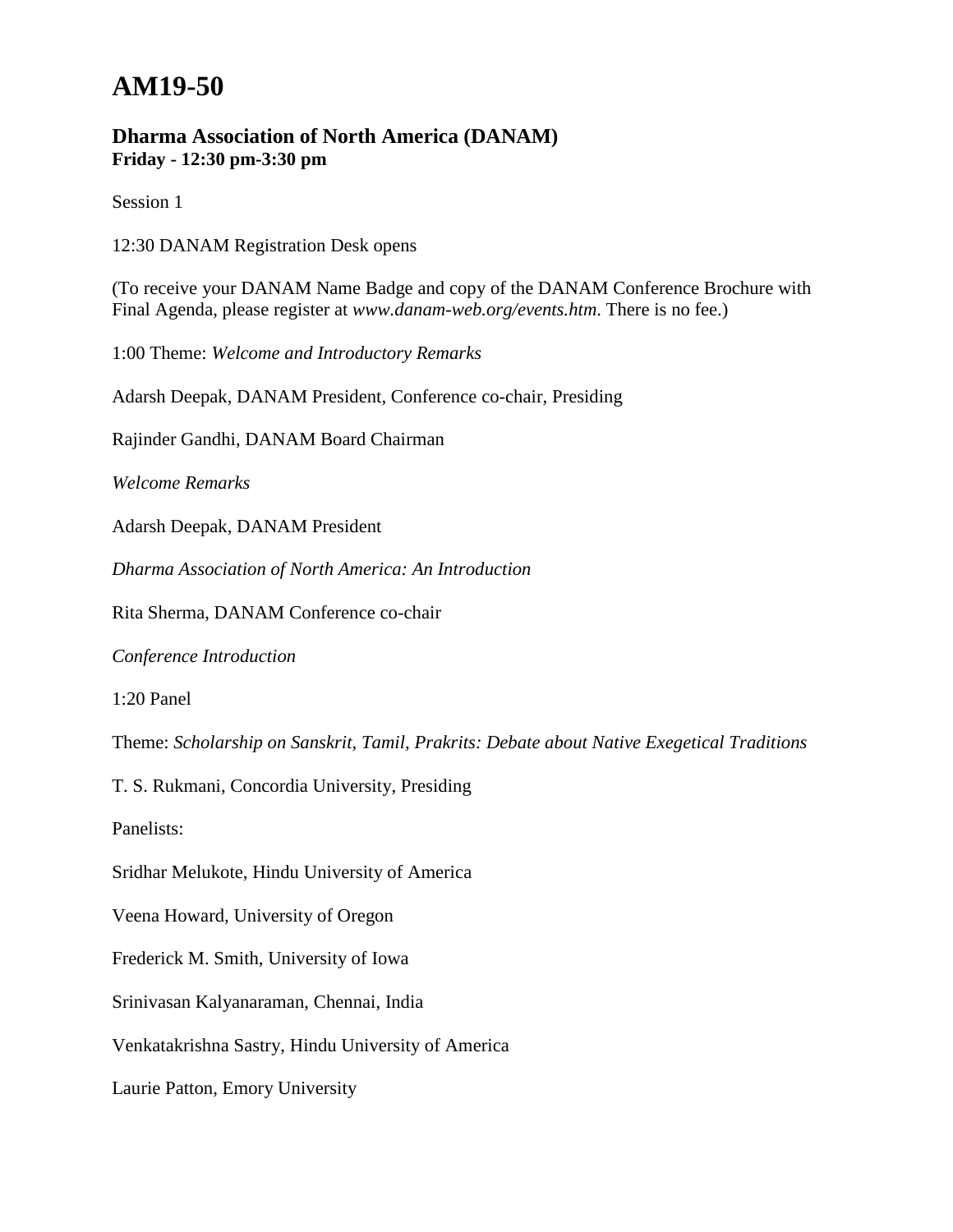# AM19-50

### Dharma Association of North America (DANAM)
**Friday - 12:30 pm-3:30 pm**

Session 1

12:30 DANAM Registration Desk opens

(To receive your DANAM Name Badge and copy of the DANAM Conference Brochure with Final Agenda, please register at *www.danam-web.org/events.htm*. There is no fee.)

1:00 Theme: *Welcome and Introductory Remarks*

Adarsh Deepak, DANAM President, Conference co-chair, Presiding

Rajinder Gandhi, DANAM Board Chairman

*Welcome Remarks*

Adarsh Deepak, DANAM President

*Dharma Association of North America: An Introduction*

Rita Sherma, DANAM Conference co-chair

*Conference Introduction*

1:20 Panel

Theme: *Scholarship on Sanskrit, Tamil, Prakrits: Debate about Native Exegetical Traditions*

T. S. Rukmani, Concordia University, Presiding

Panelists:

Sridhar Melukote, Hindu University of America

Veena Howard, University of Oregon

Frederick M. Smith, University of Iowa

Srinivasan Kalyanaraman, Chennai, India

Venkatakrishna Sastry, Hindu University of America

Laurie Patton, Emory University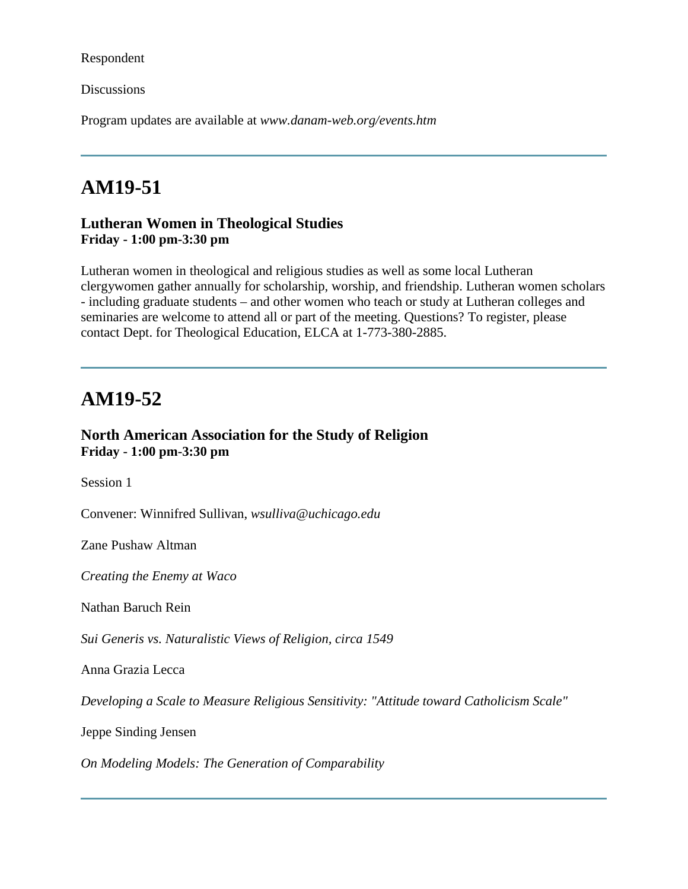Respondent

Discussions

Program updates are available at *www.danam-web.org/events.htm*

---

# AM19-51

### Lutheran Women in Theological Studies
**Friday - 1:00 pm-3:30 pm**

Lutheran women in theological and religious studies as well as some local Lutheran clergywomen gather annually for scholarship, worship, and friendship. Lutheran women scholars - including graduate students – and other women who teach or study at Lutheran colleges and seminaries are welcome to attend all or part of the meeting. Questions? To register, please contact Dept. for Theological Education, ELCA at 1-773-380-2885.

---

# AM19-52

### North American Association for the Study of Religion
**Friday - 1:00 pm-3:30 pm**

Session 1

Convener: Winnifred Sullivan, *wsulliva@uchicago.edu*

Zane Pushaw Altman

*Creating the Enemy at Waco*

Nathan Baruch Rein

*Sui Generis vs. Naturalistic Views of Religion, circa 1549*

Anna Grazia Lecca

*Developing a Scale to Measure Religious Sensitivity: "Attitude toward Catholicism Scale"*

Jeppe Sinding Jensen

*On Modeling Models: The Generation of Comparability*

---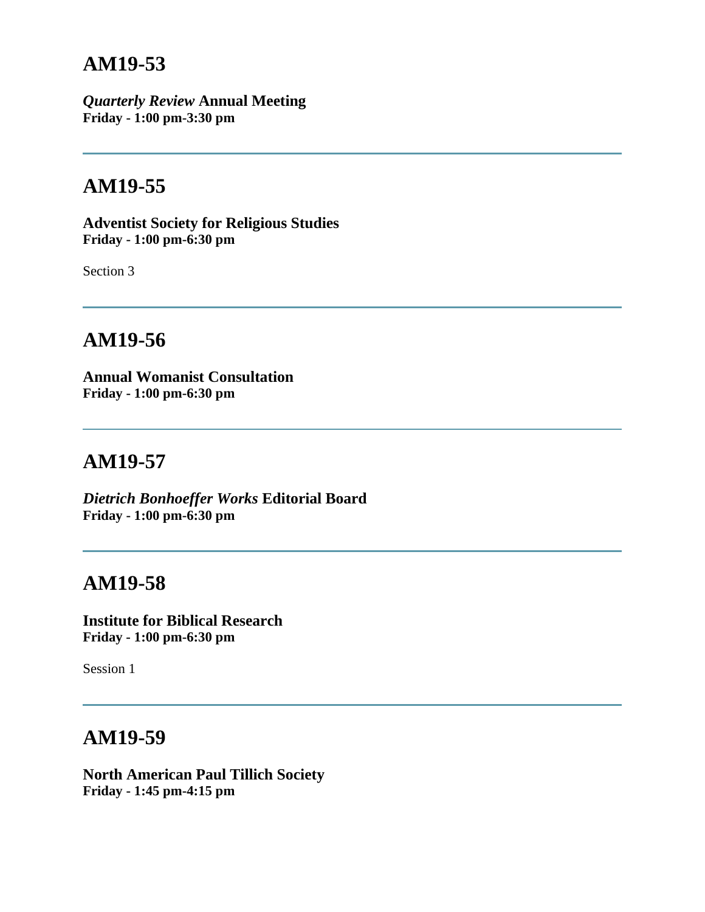## AM19-53

***Quarterly Review* Annual Meeting**
**Friday - 1:00 pm-3:30 pm**

---

## AM19-55

**Adventist Society for Religious Studies**
**Friday - 1:00 pm-6:30 pm**

Section 3

---

## AM19-56

**Annual Womanist Consultation**
**Friday - 1:00 pm-6:30 pm**

---

## AM19-57

***Dietrich Bonhoeffer Works* Editorial Board**
**Friday - 1:00 pm-6:30 pm**

---

## AM19-58

**Institute for Biblical Research**
**Friday - 1:00 pm-6:30 pm**

Session 1

---

## AM19-59

**North American Paul Tillich Society**
**Friday - 1:45 pm-4:15 pm**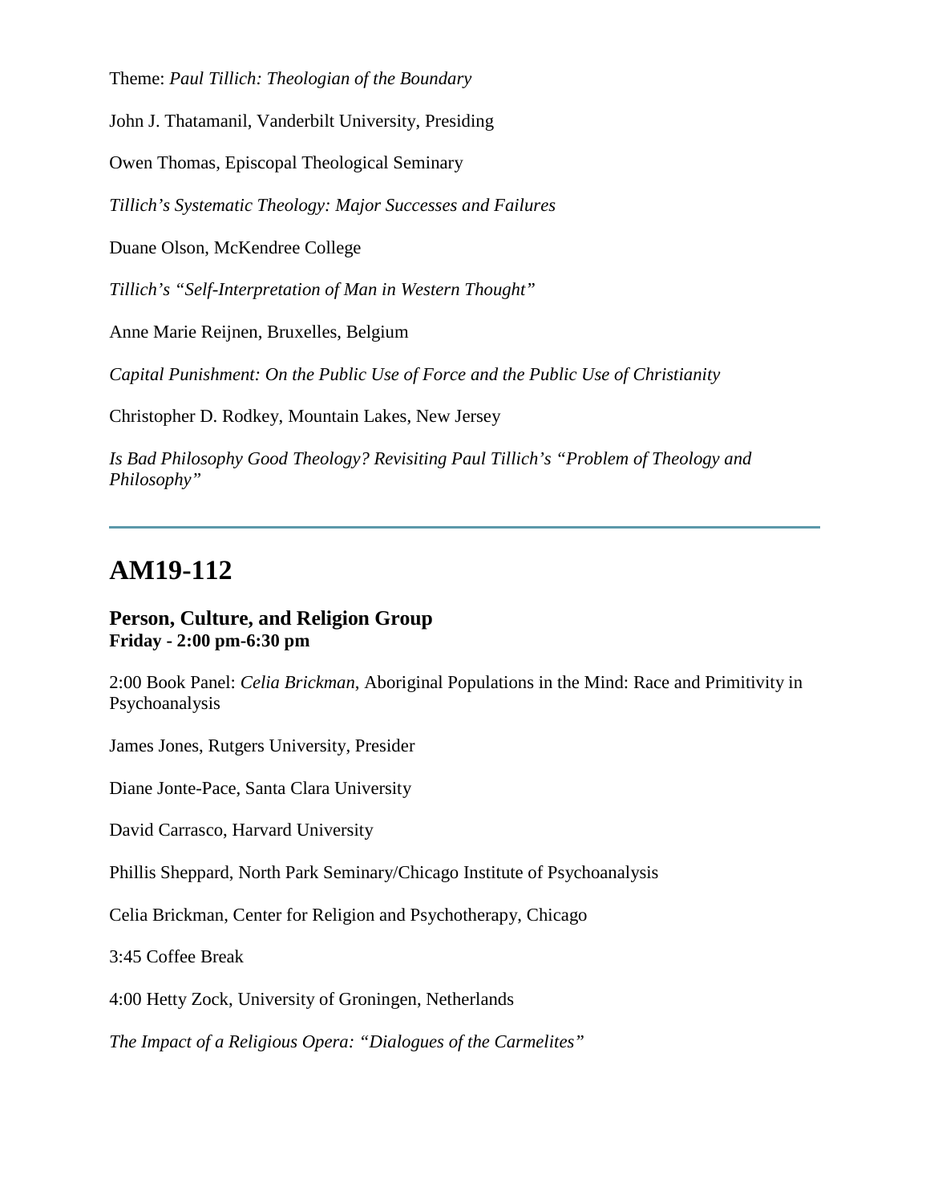Theme: *Paul Tillich: Theologian of the Boundary*

John J. Thatamanil, Vanderbilt University, Presiding

Owen Thomas, Episcopal Theological Seminary

*Tillich's Systematic Theology: Major Successes and Failures*

Duane Olson, McKendree College

*Tillich's "Self-Interpretation of Man in Western Thought"*

Anne Marie Reijnen, Bruxelles, Belgium

*Capital Punishment: On the Public Use of Force and the Public Use of Christianity*

Christopher D. Rodkey, Mountain Lakes, New Jersey

*Is Bad Philosophy Good Theology? Revisiting Paul Tillich's "Problem of Theology and Philosophy"*

---

# AM19-112

### Person, Culture, and Religion Group
**Friday - 2:00 pm-6:30 pm**

2:00 Book Panel: *Celia Brickman*, Aboriginal Populations in the Mind: Race and Primitivity in Psychoanalysis

James Jones, Rutgers University, Presider

Diane Jonte-Pace, Santa Clara University

David Carrasco, Harvard University

Phillis Sheppard, North Park Seminary/Chicago Institute of Psychoanalysis

Celia Brickman, Center for Religion and Psychotherapy, Chicago

3:45 Coffee Break

4:00 Hetty Zock, University of Groningen, Netherlands

*The Impact of a Religious Opera: "Dialogues of the Carmelites"*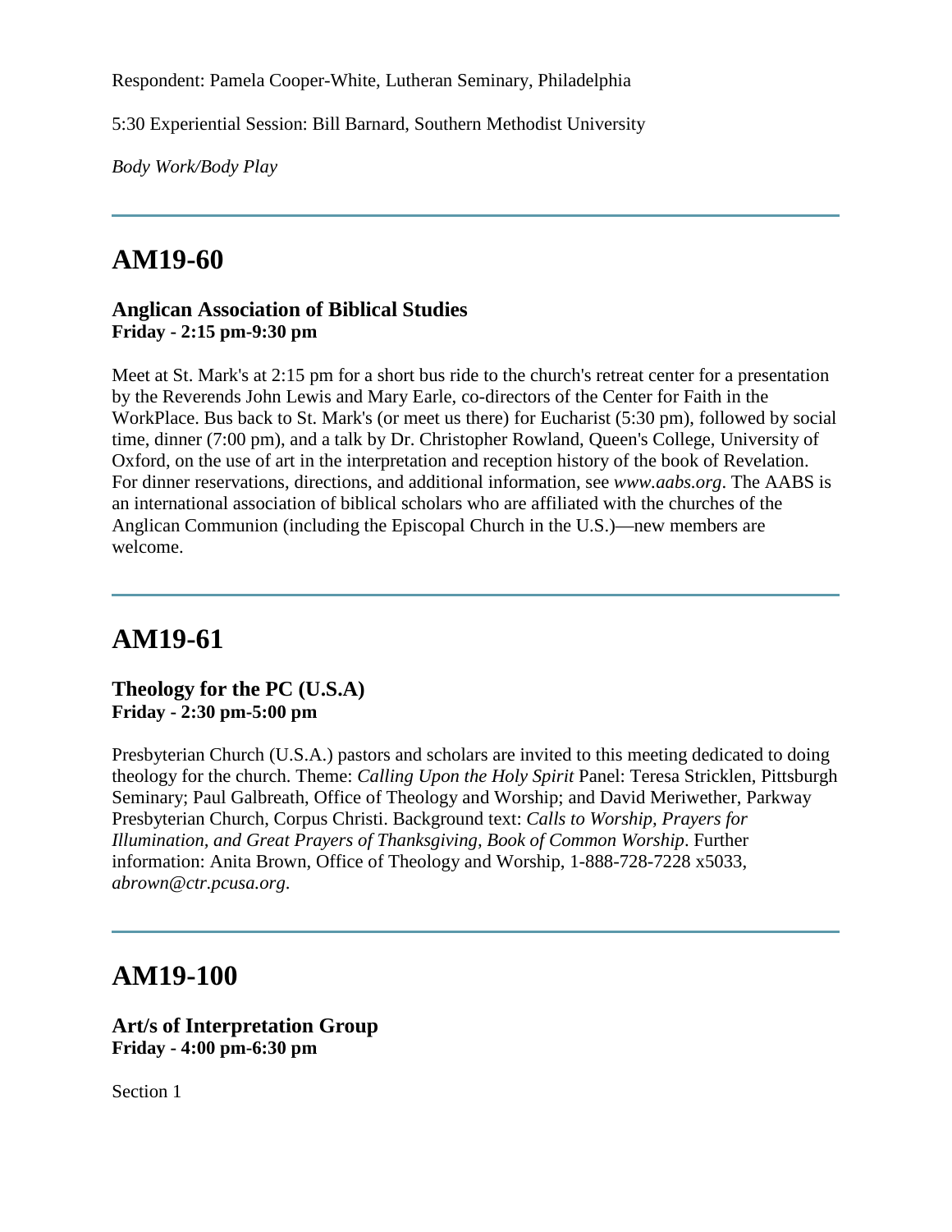Respondent: Pamela Cooper-White, Lutheran Seminary, Philadelphia

5:30 Experiential Session: Bill Barnard, Southern Methodist University

*Body Work/Body Play*

---

## AM19-60

**Anglican Association of Biblical Studies**
**Friday - 2:15 pm-9:30 pm**

Meet at St. Mark's at 2:15 pm for a short bus ride to the church's retreat center for a presentation by the Reverends John Lewis and Mary Earle, co-directors of the Center for Faith in the WorkPlace. Bus back to St. Mark's (or meet us there) for Eucharist (5:30 pm), followed by social time, dinner (7:00 pm), and a talk by Dr. Christopher Rowland, Queen's College, University of Oxford, on the use of art in the interpretation and reception history of the book of Revelation. For dinner reservations, directions, and additional information, see *www.aabs.org*. The AABS is an international association of biblical scholars who are affiliated with the churches of the Anglican Communion (including the Episcopal Church in the U.S.)—new members are welcome.

---

## AM19-61

**Theology for the PC (U.S.A)**
**Friday - 2:30 pm-5:00 pm**

Presbyterian Church (U.S.A.) pastors and scholars are invited to this meeting dedicated to doing theology for the church. Theme: *Calling Upon the Holy Spirit* Panel: Teresa Stricklen, Pittsburgh Seminary; Paul Galbreath, Office of Theology and Worship; and David Meriwether, Parkway Presbyterian Church, Corpus Christi. Background text: *Calls to Worship, Prayers for Illumination, and Great Prayers of Thanksgiving, Book of Common Worship*. Further information: Anita Brown, Office of Theology and Worship, 1-888-728-7228 x5033, *abrown@ctr.pcusa.org*.

---

## AM19-100

**Art/s of Interpretation Group**
**Friday - 4:00 pm-6:30 pm**

Section 1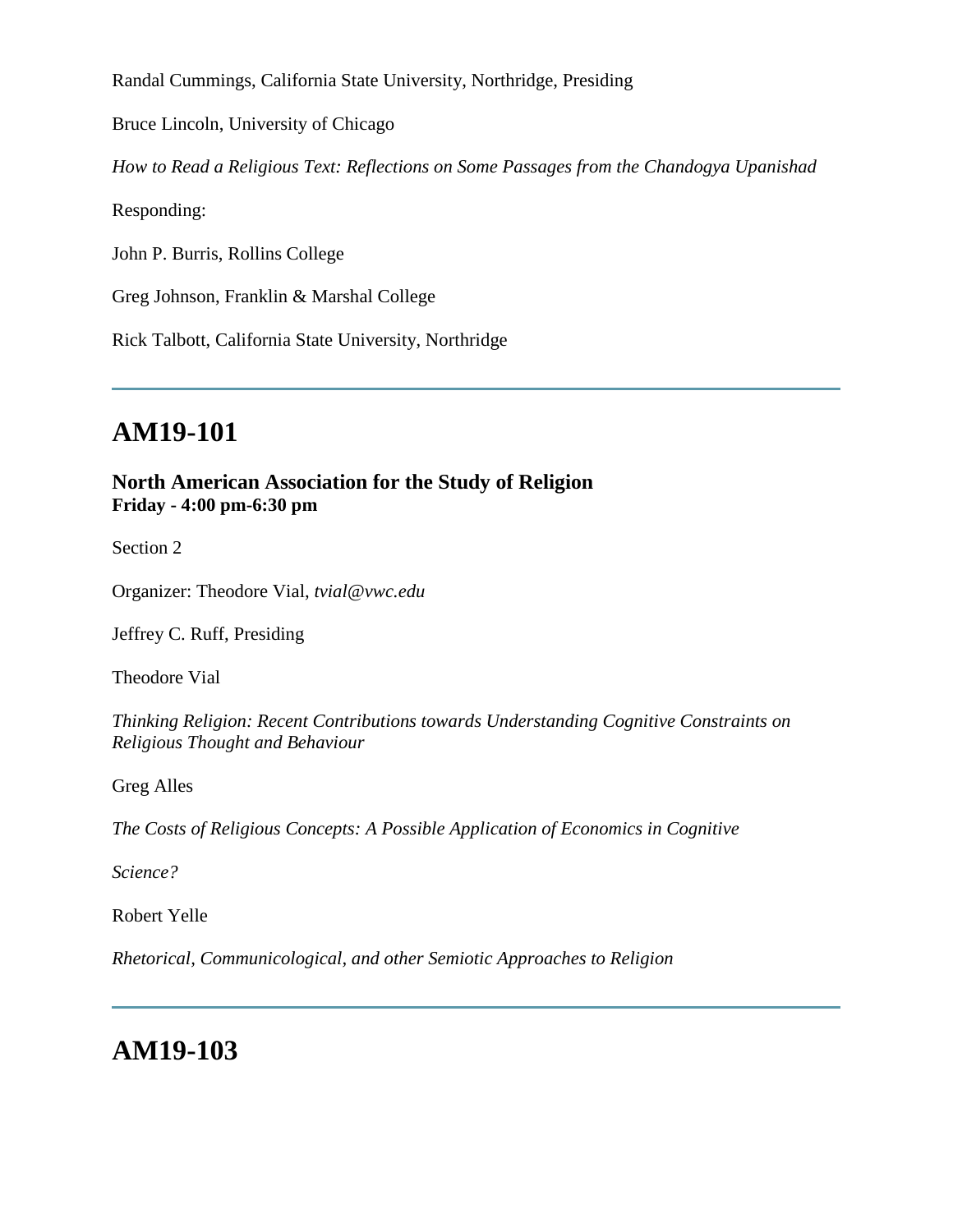Randal Cummings, California State University, Northridge, Presiding

Bruce Lincoln, University of Chicago

*How to Read a Religious Text: Reflections on Some Passages from the Chandogya Upanishad*

Responding:

John P. Burris, Rollins College

Greg Johnson, Franklin & Marshal College

Rick Talbott, California State University, Northridge

---

## AM19-101

**North American Association for the Study of Religion**
**Friday - 4:00 pm-6:30 pm**

Section 2

Organizer: Theodore Vial, *tvial@vwc.edu*

Jeffrey C. Ruff, Presiding

Theodore Vial

*Thinking Religion: Recent Contributions towards Understanding Cognitive Constraints on Religious Thought and Behaviour*

Greg Alles

*The Costs of Religious Concepts: A Possible Application of Economics in Cognitive*

*Science?*

Robert Yelle

*Rhetorical, Communicological, and other Semiotic Approaches to Religion*

---

## AM19-103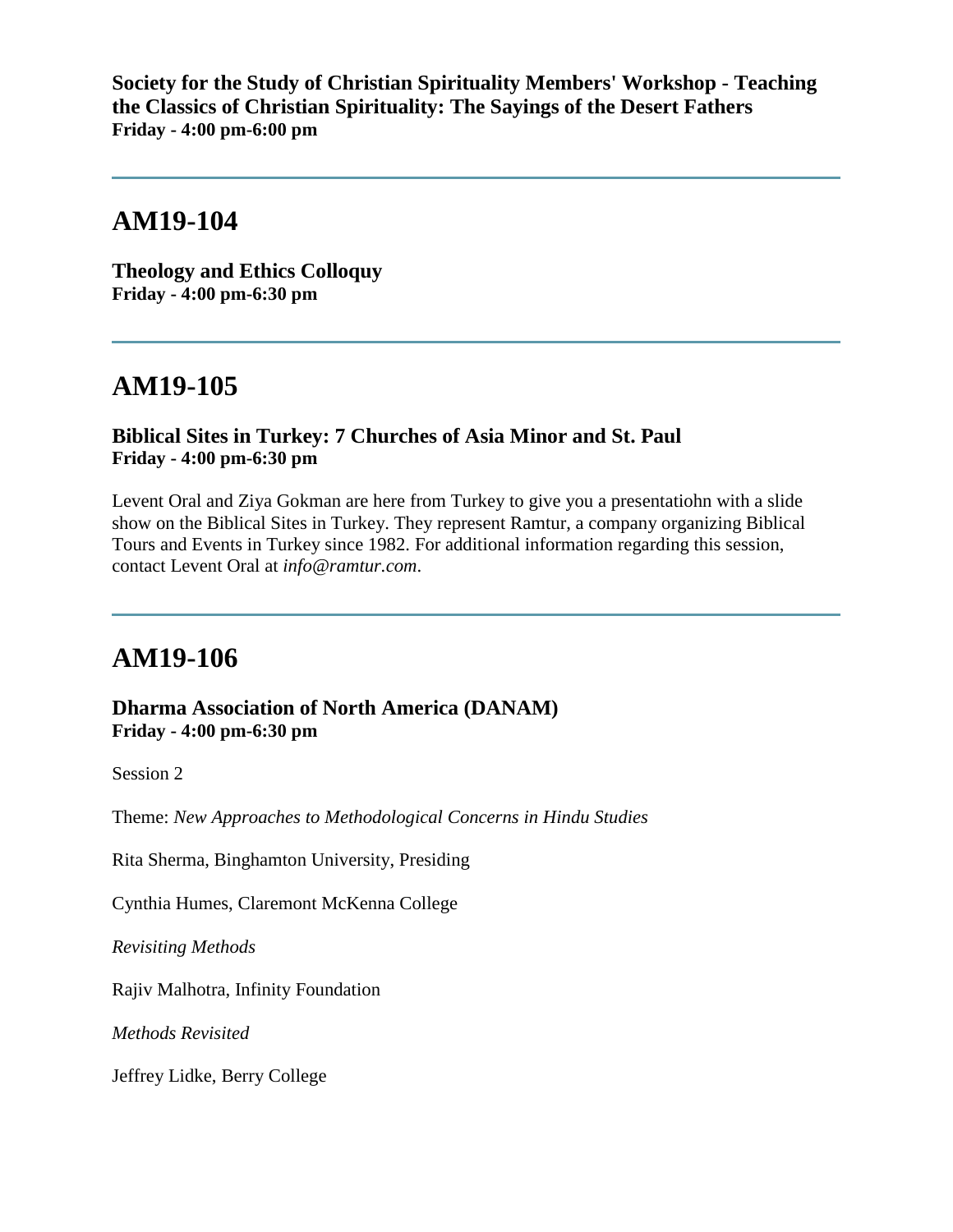**Society for the Study of Christian Spirituality Members' Workshop - Teaching the Classics of Christian Spirituality: The Sayings of the Desert Fathers**
**Friday - 4:00 pm-6:00 pm**

---

## AM19-104

**Theology and Ethics Colloquy**
**Friday - 4:00 pm-6:30 pm**

---

## AM19-105

**Biblical Sites in Turkey: 7 Churches of Asia Minor and St. Paul**
**Friday - 4:00 pm-6:30 pm**

Levent Oral and Ziya Gokman are here from Turkey to give you a presentatiohn with a slide show on the Biblical Sites in Turkey. They represent Ramtur, a company organizing Biblical Tours and Events in Turkey since 1982. For additional information regarding this session, contact Levent Oral at *info@ramtur.com*.

---

## AM19-106

**Dharma Association of North America (DANAM)**
**Friday - 4:00 pm-6:30 pm**

Session 2

Theme: *New Approaches to Methodological Concerns in Hindu Studies*

Rita Sherma, Binghamton University, Presiding

Cynthia Humes, Claremont McKenna College

*Revisiting Methods*

Rajiv Malhotra, Infinity Foundation

*Methods Revisited*

Jeffrey Lidke, Berry College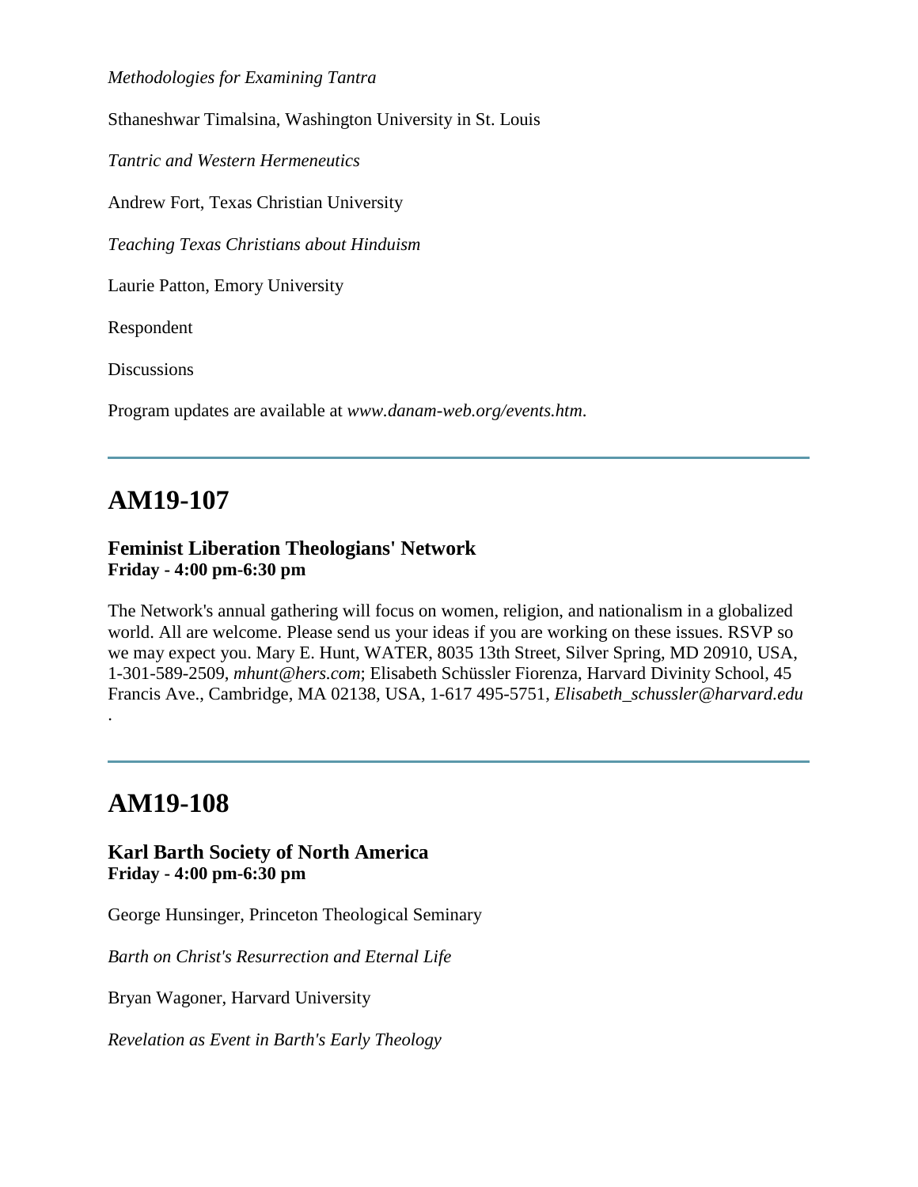*Methodologies for Examining Tantra*

Sthaneshwar Timalsina, Washington University in St. Louis

*Tantric and Western Hermeneutics*

Andrew Fort, Texas Christian University

*Teaching Texas Christians about Hinduism*

Laurie Patton, Emory University

Respondent

Discussions

Program updates are available at *www.danam-web.org/events.htm*.

---

## AM19-107

**Feminist Liberation Theologians' Network**
**Friday - 4:00 pm-6:30 pm**

The Network's annual gathering will focus on women, religion, and nationalism in a globalized world. All are welcome. Please send us your ideas if you are working on these issues. RSVP so we may expect you. Mary E. Hunt, WATER, 8035 13th Street, Silver Spring, MD 20910, USA, 1-301-589-2509, *mhunt@hers.com*; Elisabeth Schüssler Fiorenza, Harvard Divinity School, 45 Francis Ave., Cambridge, MA 02138, USA, 1-617 495-5751, *Elisabeth_schussler@harvard.edu* .

---

## AM19-108

**Karl Barth Society of North America**
**Friday - 4:00 pm-6:30 pm**

George Hunsinger, Princeton Theological Seminary

*Barth on Christ's Resurrection and Eternal Life*

Bryan Wagoner, Harvard University

*Revelation as Event in Barth's Early Theology*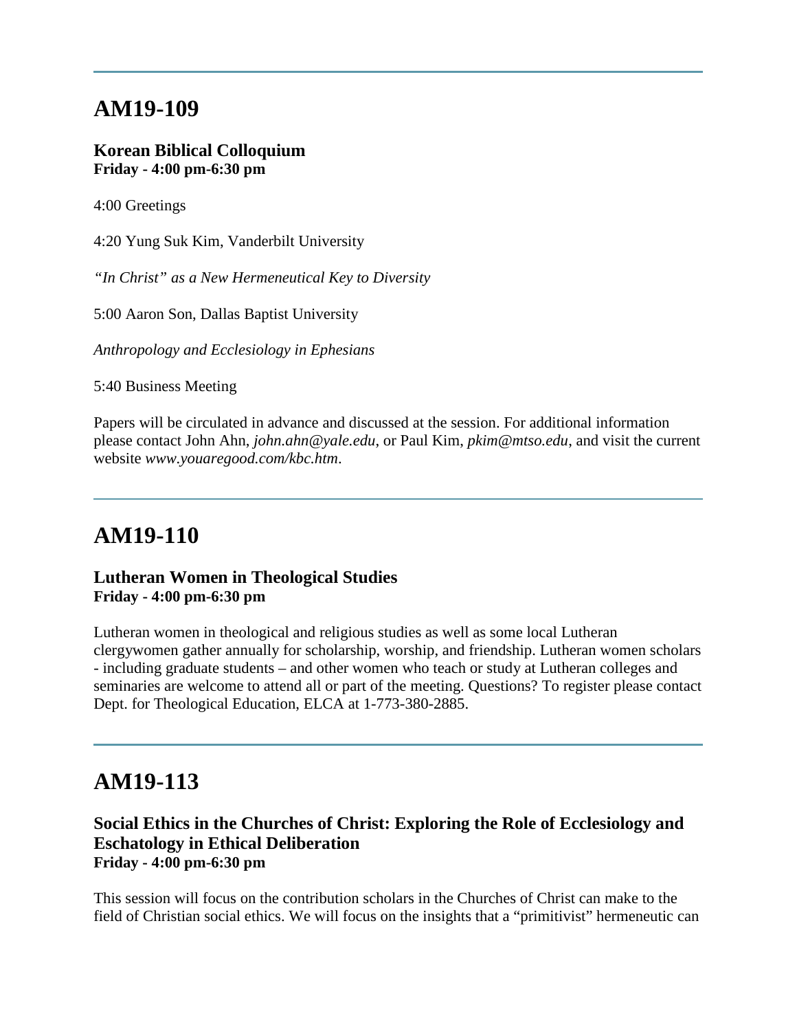---

# AM19-109

### Korean Biblical Colloquium
**Friday - 4:00 pm-6:30 pm**

4:00 Greetings

4:20 Yung Suk Kim, Vanderbilt University

*"In Christ" as a New Hermeneutical Key to Diversity*

5:00 Aaron Son, Dallas Baptist University

*Anthropology and Ecclesiology in Ephesians*

5:40 Business Meeting

Papers will be circulated in advance and discussed at the session. For additional information please contact John Ahn, *john.ahn@yale.edu*, or Paul Kim, *pkim@mtso.edu*, and visit the current website *www.youaregood.com/kbc.htm*.

---

# AM19-110

### Lutheran Women in Theological Studies
**Friday - 4:00 pm-6:30 pm**

Lutheran women in theological and religious studies as well as some local Lutheran clergywomen gather annually for scholarship, worship, and friendship. Lutheran women scholars - including graduate students – and other women who teach or study at Lutheran colleges and seminaries are welcome to attend all or part of the meeting. Questions? To register please contact Dept. for Theological Education, ELCA at 1-773-380-2885.

---

# AM19-113

### Social Ethics in the Churches of Christ: Exploring the Role of Ecclesiology and Eschatology in Ethical Deliberation
**Friday - 4:00 pm-6:30 pm**

This session will focus on the contribution scholars in the Churches of Christ can make to the field of Christian social ethics. We will focus on the insights that a "primitivist" hermeneutic can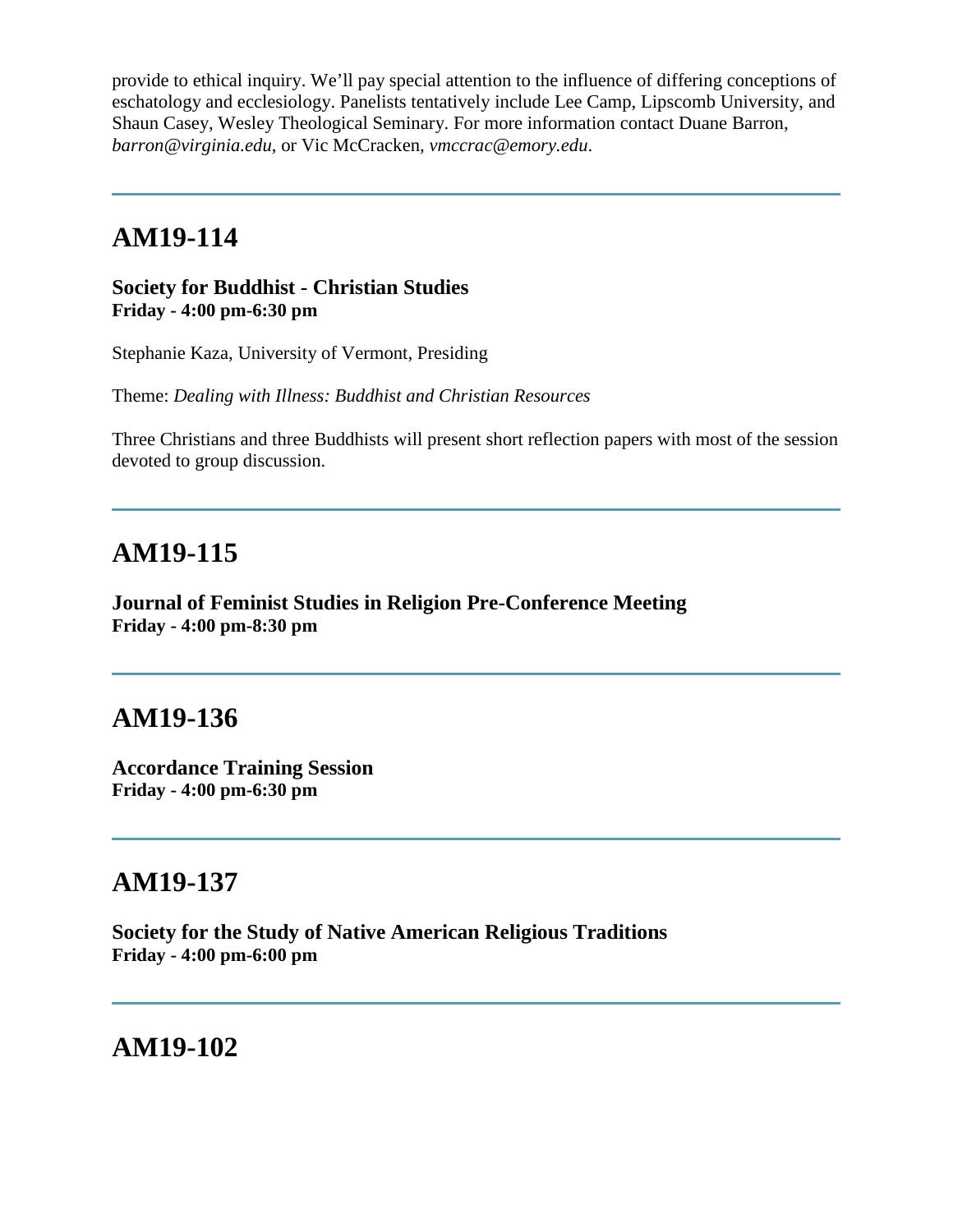provide to ethical inquiry. We'll pay special attention to the influence of differing conceptions of eschatology and ecclesiology. Panelists tentatively include Lee Camp, Lipscomb University, and Shaun Casey, Wesley Theological Seminary. For more information contact Duane Barron, *barron@virginia.edu*, or Vic McCracken, *vmccrac@emory.edu*.

---

## AM19-114

**Society for Buddhist - Christian Studies**
**Friday - 4:00 pm-6:30 pm**

Stephanie Kaza, University of Vermont, Presiding

Theme: *Dealing with Illness: Buddhist and Christian Resources*

Three Christians and three Buddhists will present short reflection papers with most of the session devoted to group discussion.

---

## AM19-115

**Journal of Feminist Studies in Religion Pre-Conference Meeting**
**Friday - 4:00 pm-8:30 pm**

---

## AM19-136

**Accordance Training Session**
**Friday - 4:00 pm-6:30 pm**

---

## AM19-137

**Society for the Study of Native American Religious Traditions**
**Friday - 4:00 pm-6:00 pm**

---

## AM19-102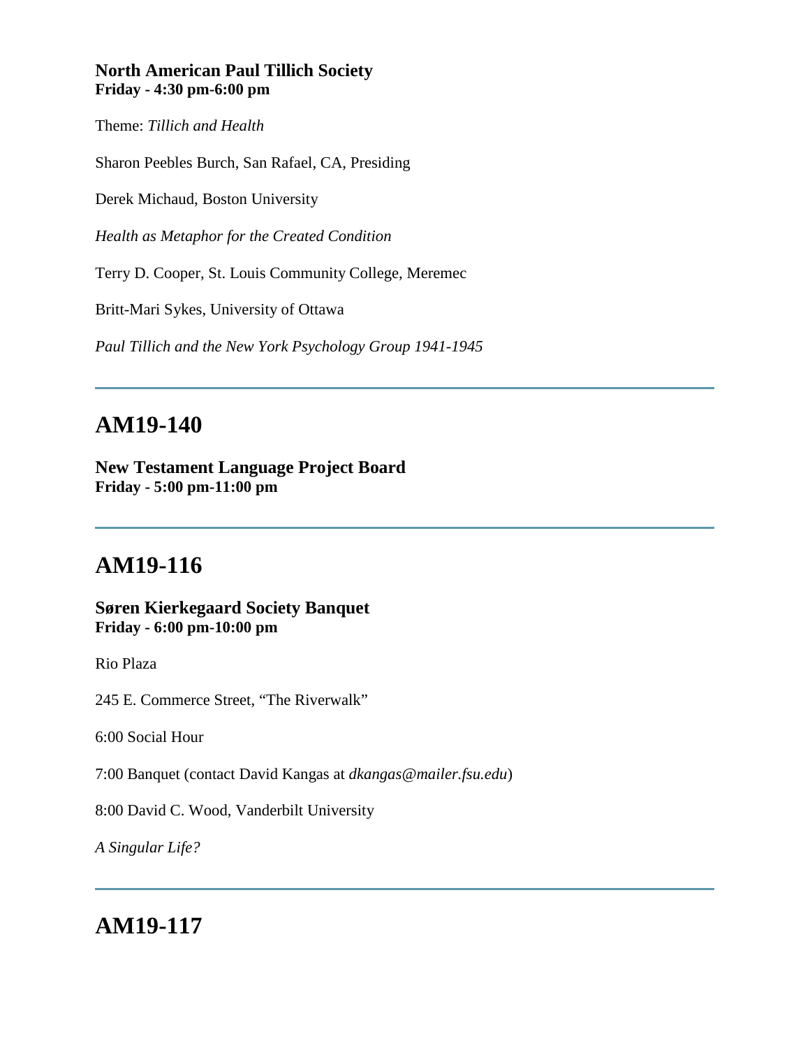**North American Paul Tillich Society**
**Friday - 4:30 pm-6:00 pm**

Theme: *Tillich and Health*

Sharon Peebles Burch, San Rafael, CA, Presiding

Derek Michaud, Boston University

*Health as Metaphor for the Created Condition*

Terry D. Cooper, St. Louis Community College, Meremec

Britt-Mari Sykes, University of Ottawa

*Paul Tillich and the New York Psychology Group 1941-1945*

---

## AM19-140

**New Testament Language Project Board**
**Friday - 5:00 pm-11:00 pm**

---

## AM19-116

**Søren Kierkegaard Society Banquet**
**Friday - 6:00 pm-10:00 pm**

Rio Plaza

245 E. Commerce Street, "The Riverwalk"

6:00 Social Hour

7:00 Banquet (contact David Kangas at *dkangas@mailer.fsu.edu*)

8:00 David C. Wood, Vanderbilt University

*A Singular Life?*

---

## AM19-117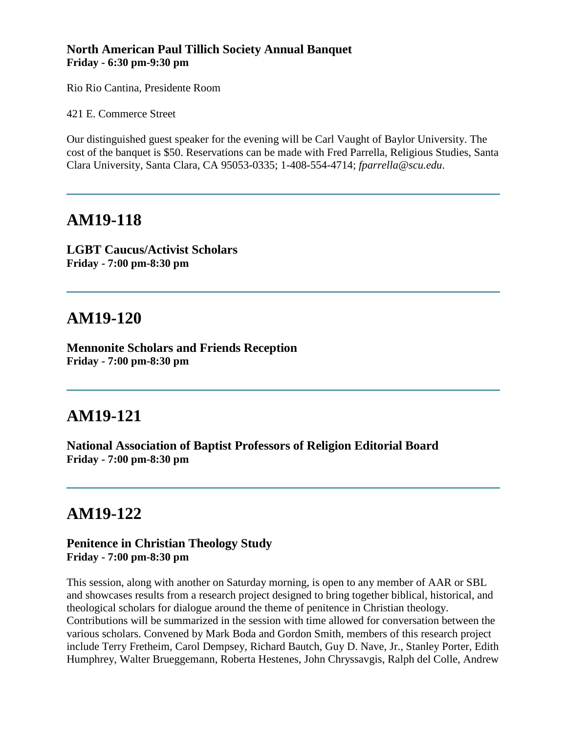**North American Paul Tillich Society Annual Banquet**
**Friday - 6:30 pm-9:30 pm**

Rio Rio Cantina, Presidente Room

421 E. Commerce Street

Our distinguished guest speaker for the evening will be Carl Vaught of Baylor University. The cost of the banquet is $50. Reservations can be made with Fred Parrella, Religious Studies, Santa Clara University, Santa Clara, CA 95053-0335; 1-408-554-4714; *fparrella@scu.edu*.

---

## AM19-118

**LGBT Caucus/Activist Scholars**
**Friday - 7:00 pm-8:30 pm**

---

## AM19-120

**Mennonite Scholars and Friends Reception**
**Friday - 7:00 pm-8:30 pm**

---

## AM19-121

**National Association of Baptist Professors of Religion Editorial Board**
**Friday - 7:00 pm-8:30 pm**

---

## AM19-122

**Penitence in Christian Theology Study**
**Friday - 7:00 pm-8:30 pm**

This session, along with another on Saturday morning, is open to any member of AAR or SBL and showcases results from a research project designed to bring together biblical, historical, and theological scholars for dialogue around the theme of penitence in Christian theology. Contributions will be summarized in the session with time allowed for conversation between the various scholars. Convened by Mark Boda and Gordon Smith, members of this research project include Terry Fretheim, Carol Dempsey, Richard Bautch, Guy D. Nave, Jr., Stanley Porter, Edith Humphrey, Walter Brueggemann, Roberta Hestenes, John Chryssavgis, Ralph del Colle, Andrew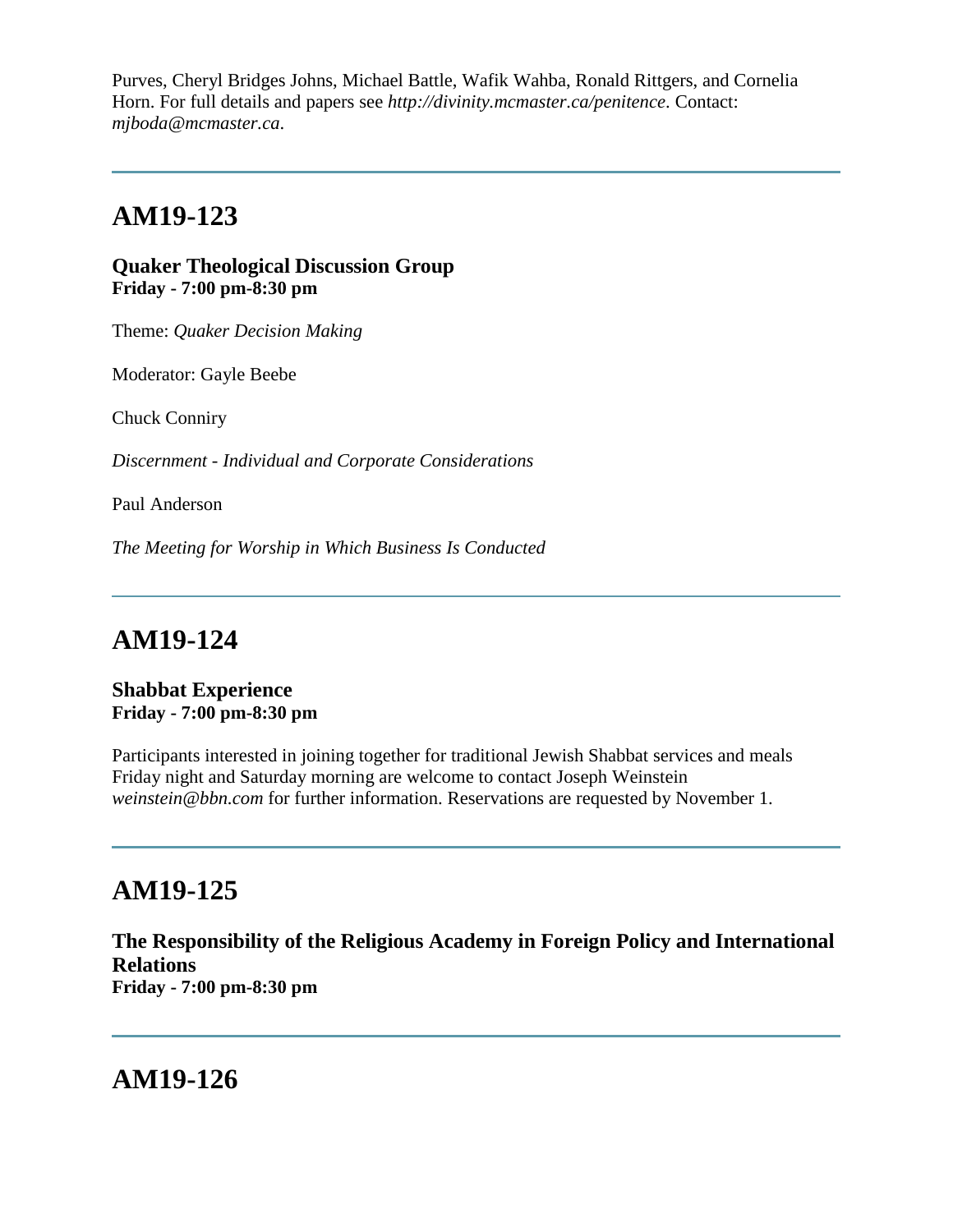Purves, Cheryl Bridges Johns, Michael Battle, Wafik Wahba, Ronald Rittgers, and Cornelia Horn. For full details and papers see *http://divinity.mcmaster.ca/penitence*. Contact: *mjboda@mcmaster.ca*.

---

## AM19-123

**Quaker Theological Discussion Group**
**Friday - 7:00 pm-8:30 pm**

Theme: *Quaker Decision Making*

Moderator: Gayle Beebe

Chuck Conniry

*Discernment - Individual and Corporate Considerations*

Paul Anderson

*The Meeting for Worship in Which Business Is Conducted*

---

## AM19-124

**Shabbat Experience**
**Friday - 7:00 pm-8:30 pm**

Participants interested in joining together for traditional Jewish Shabbat services and meals Friday night and Saturday morning are welcome to contact Joseph Weinstein *weinstein@bbn.com* for further information. Reservations are requested by November 1.

---

## AM19-125

**The Responsibility of the Religious Academy in Foreign Policy and International Relations**
**Friday - 7:00 pm-8:30 pm**

---

## AM19-126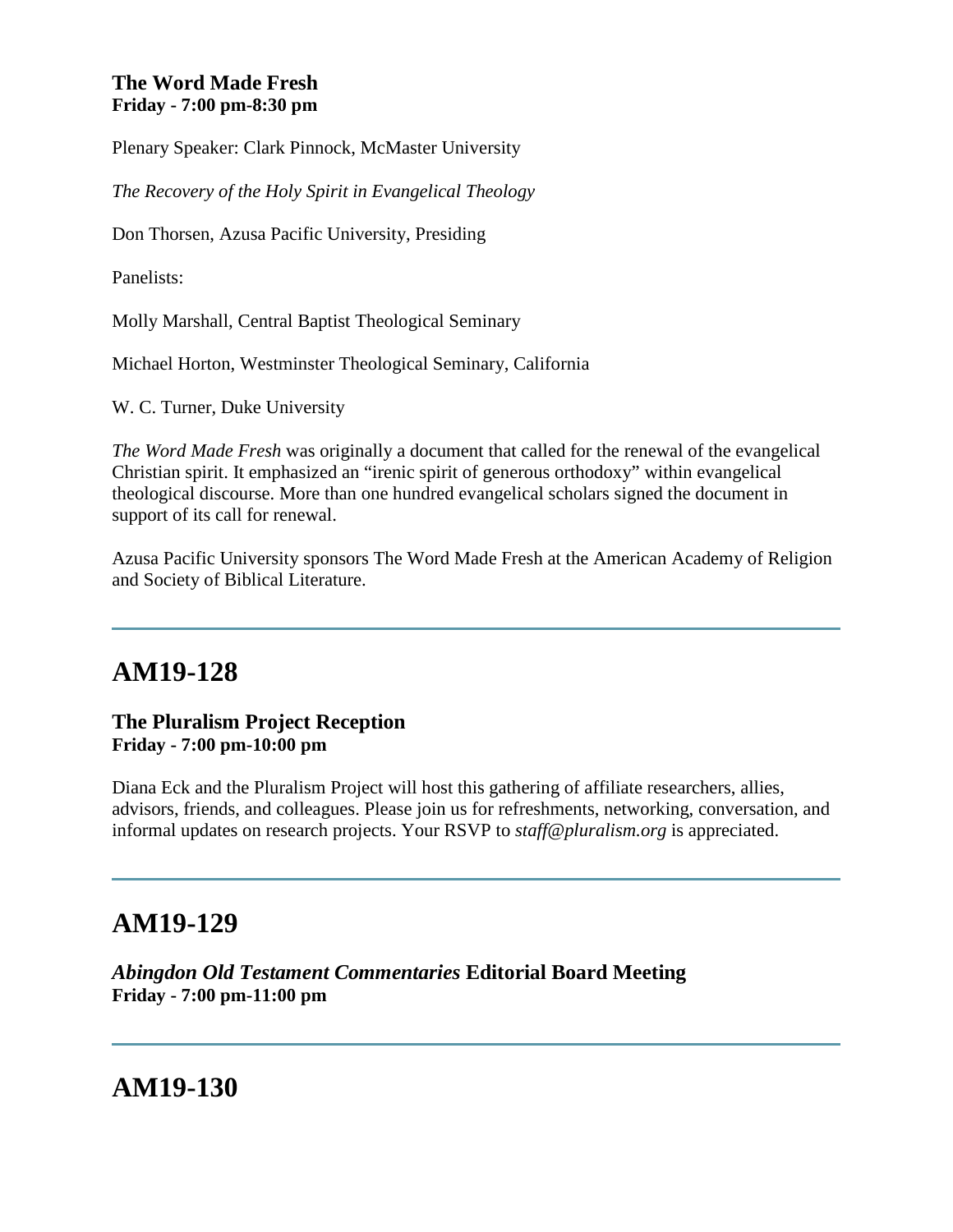### The Word Made Fresh
**Friday - 7:00 pm-8:30 pm**

Plenary Speaker: Clark Pinnock, McMaster University

*The Recovery of the Holy Spirit in Evangelical Theology*

Don Thorsen, Azusa Pacific University, Presiding

Panelists:

Molly Marshall, Central Baptist Theological Seminary

Michael Horton, Westminster Theological Seminary, California

W. C. Turner, Duke University

*The Word Made Fresh* was originally a document that called for the renewal of the evangelical Christian spirit. It emphasized an "irenic spirit of generous orthodoxy" within evangelical theological discourse. More than one hundred evangelical scholars signed the document in support of its call for renewal.

Azusa Pacific University sponsors The Word Made Fresh at the American Academy of Religion and Society of Biblical Literature.

---

## AM19-128

### The Pluralism Project Reception
**Friday - 7:00 pm-10:00 pm**

Diana Eck and the Pluralism Project will host this gathering of affiliate researchers, allies, advisors, friends, and colleagues. Please join us for refreshments, networking, conversation, and informal updates on research projects. Your RSVP to *staff@pluralism.org* is appreciated.

---

## AM19-129

### *Abingdon Old Testament Commentaries* Editorial Board Meeting
**Friday - 7:00 pm-11:00 pm**

---

## AM19-130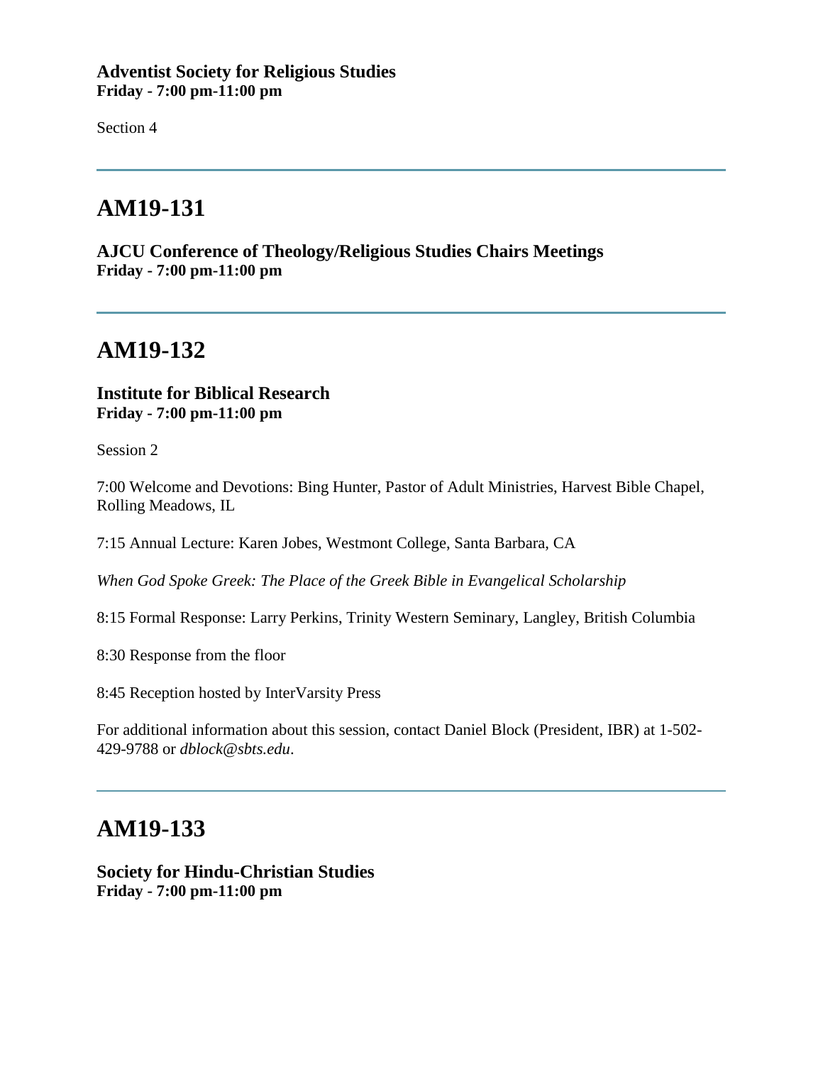**Adventist Society for Religious Studies**
**Friday - 7:00 pm-11:00 pm**

Section 4

---

## AM19-131

**AJCU Conference of Theology/Religious Studies Chairs Meetings**
**Friday - 7:00 pm-11:00 pm**

---

## AM19-132

**Institute for Biblical Research**
**Friday - 7:00 pm-11:00 pm**

Session 2

7:00 Welcome and Devotions: Bing Hunter, Pastor of Adult Ministries, Harvest Bible Chapel, Rolling Meadows, IL

7:15 Annual Lecture: Karen Jobes, Westmont College, Santa Barbara, CA

*When God Spoke Greek: The Place of the Greek Bible in Evangelical Scholarship*

8:15 Formal Response: Larry Perkins, Trinity Western Seminary, Langley, British Columbia

8:30 Response from the floor

8:45 Reception hosted by InterVarsity Press

For additional information about this session, contact Daniel Block (President, IBR) at 1-502-429-9788 or *dblock@sbts.edu*.

---

## AM19-133

**Society for Hindu-Christian Studies**
**Friday - 7:00 pm-11:00 pm**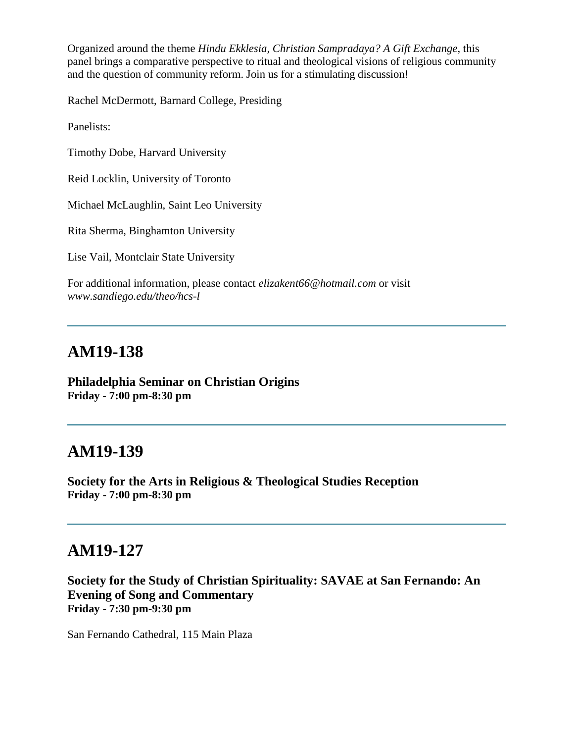Organized around the theme *Hindu Ekklesia, Christian Sampradaya? A Gift Exchange*, this panel brings a comparative perspective to ritual and theological visions of religious community and the question of community reform. Join us for a stimulating discussion!

Rachel McDermott, Barnard College, Presiding

Panelists:

Timothy Dobe, Harvard University

Reid Locklin, University of Toronto

Michael McLaughlin, Saint Leo University

Rita Sherma, Binghamton University

Lise Vail, Montclair State University

For additional information, please contact *elizakent66@hotmail.com* or visit *www.sandiego.edu/theo/hcs-l*

---

## AM19-138

**Philadelphia Seminar on Christian Origins**
**Friday - 7:00 pm-8:30 pm**

---

## AM19-139

**Society for the Arts in Religious & Theological Studies Reception**
**Friday - 7:00 pm-8:30 pm**

---

## AM19-127

**Society for the Study of Christian Spirituality: SAVAE at San Fernando: An Evening of Song and Commentary**
**Friday - 7:30 pm-9:30 pm**

San Fernando Cathedral, 115 Main Plaza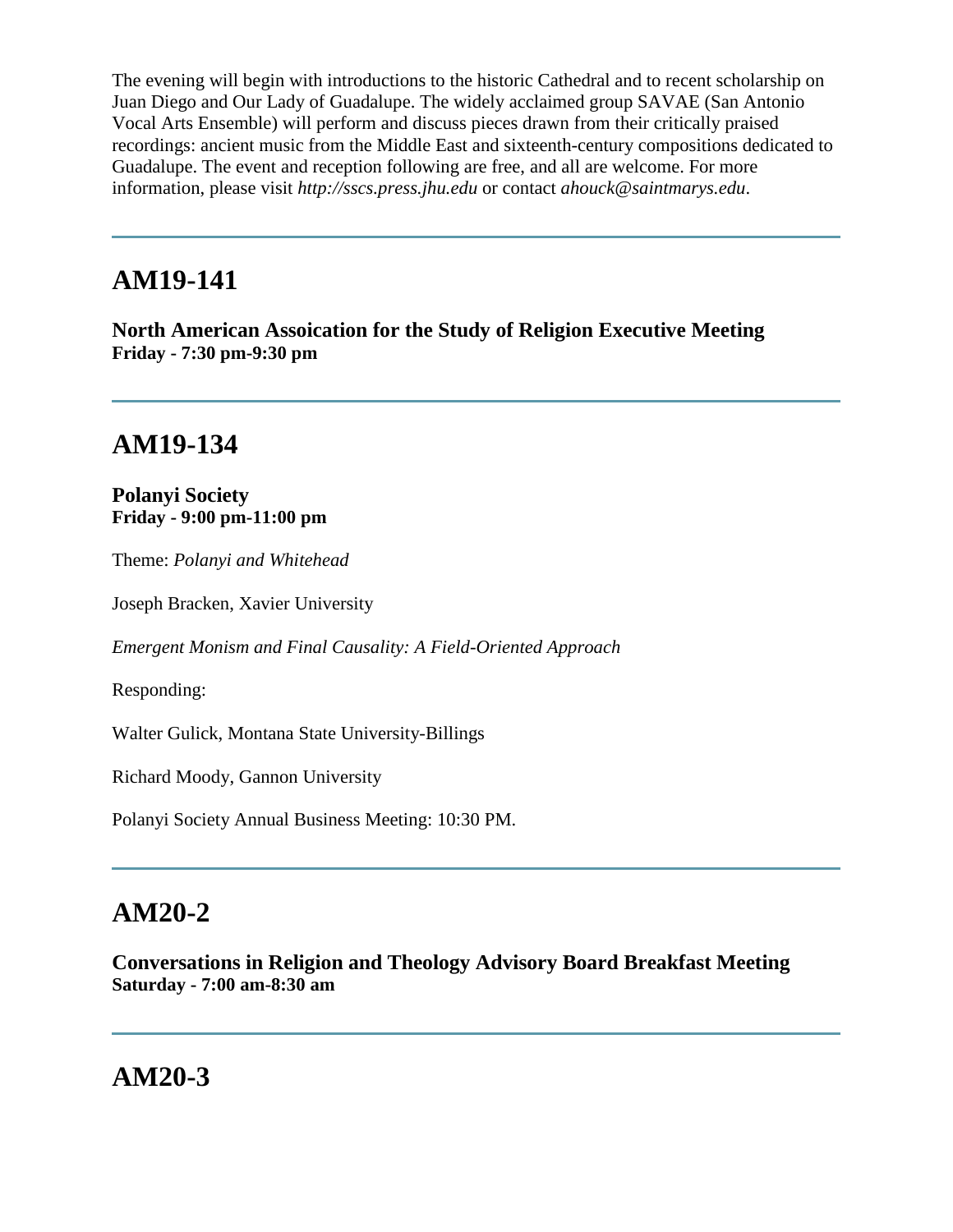The evening will begin with introductions to the historic Cathedral and to recent scholarship on Juan Diego and Our Lady of Guadalupe. The widely acclaimed group SAVAE (San Antonio Vocal Arts Ensemble) will perform and discuss pieces drawn from their critically praised recordings: ancient music from the Middle East and sixteenth-century compositions dedicated to Guadalupe. The event and reception following are free, and all are welcome. For more information, please visit *http://sscs.press.jhu.edu* or contact *ahouck@saintmarys.edu*.

---

## AM19-141

**North American Assoication for the Study of Religion Executive Meeting**
**Friday - 7:30 pm-9:30 pm**

---

## AM19-134

**Polanyi Society**
**Friday - 9:00 pm-11:00 pm**

Theme: *Polanyi and Whitehead*

Joseph Bracken, Xavier University

*Emergent Monism and Final Causality: A Field-Oriented Approach*

Responding:

Walter Gulick, Montana State University-Billings

Richard Moody, Gannon University

Polanyi Society Annual Business Meeting: 10:30 PM.

---

## AM20-2

**Conversations in Religion and Theology Advisory Board Breakfast Meeting**
**Saturday - 7:00 am-8:30 am**

---

## AM20-3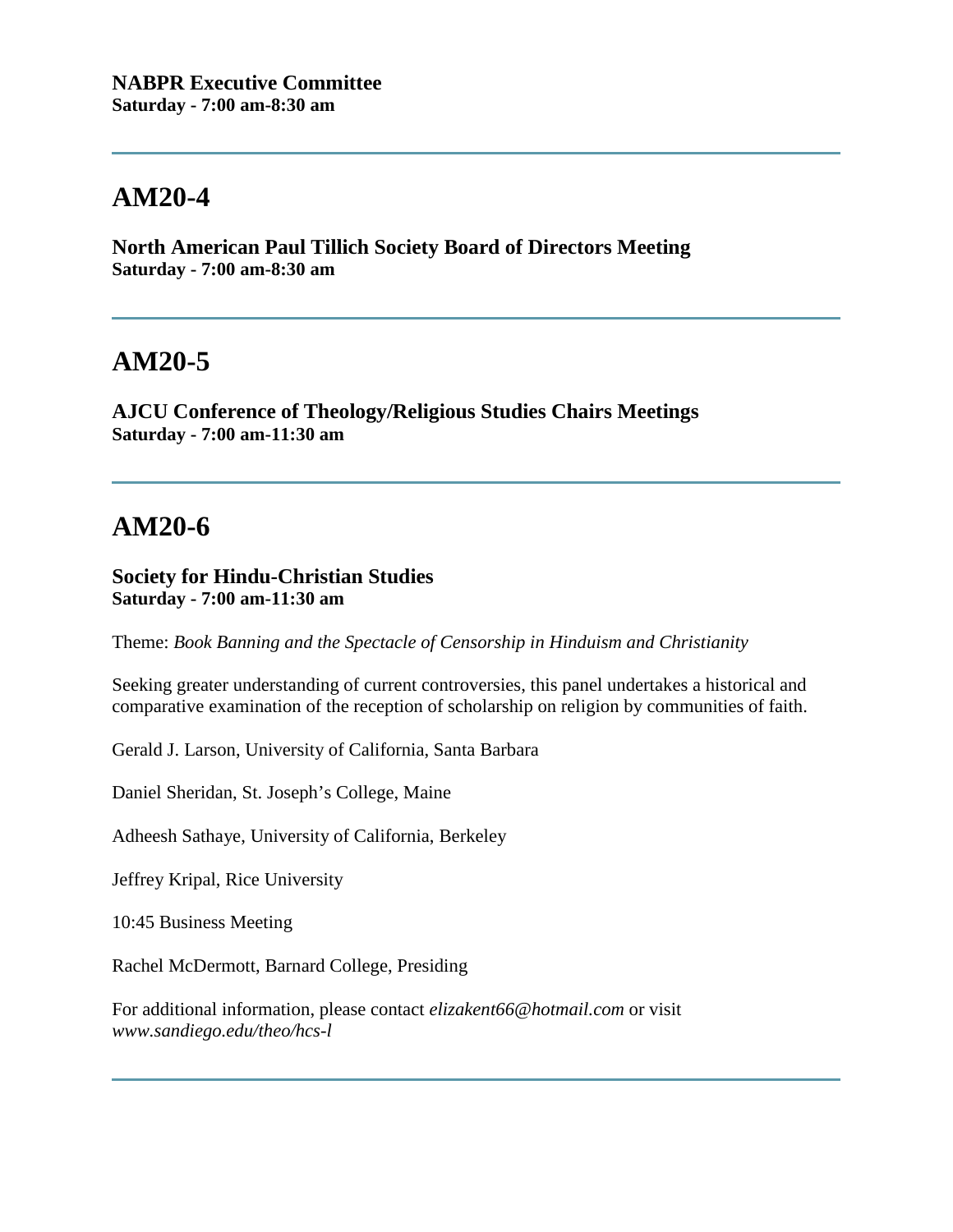**NABPR Executive Committee**
**Saturday - 7:00 am-8:30 am**

---

## AM20-4

**North American Paul Tillich Society Board of Directors Meeting**
**Saturday - 7:00 am-8:30 am**

---

## AM20-5

**AJCU Conference of Theology/Religious Studies Chairs Meetings**
**Saturday - 7:00 am-11:30 am**

---

## AM20-6

**Society for Hindu-Christian Studies**
**Saturday - 7:00 am-11:30 am**

Theme: *Book Banning and the Spectacle of Censorship in Hinduism and Christianity*

Seeking greater understanding of current controversies, this panel undertakes a historical and comparative examination of the reception of scholarship on religion by communities of faith.

Gerald J. Larson, University of California, Santa Barbara

Daniel Sheridan, St. Joseph's College, Maine

Adheesh Sathaye, University of California, Berkeley

Jeffrey Kripal, Rice University

10:45 Business Meeting

Rachel McDermott, Barnard College, Presiding

For additional information, please contact *elizakent66@hotmail.com* or visit *www.sandiego.edu/theo/hcs-l*

---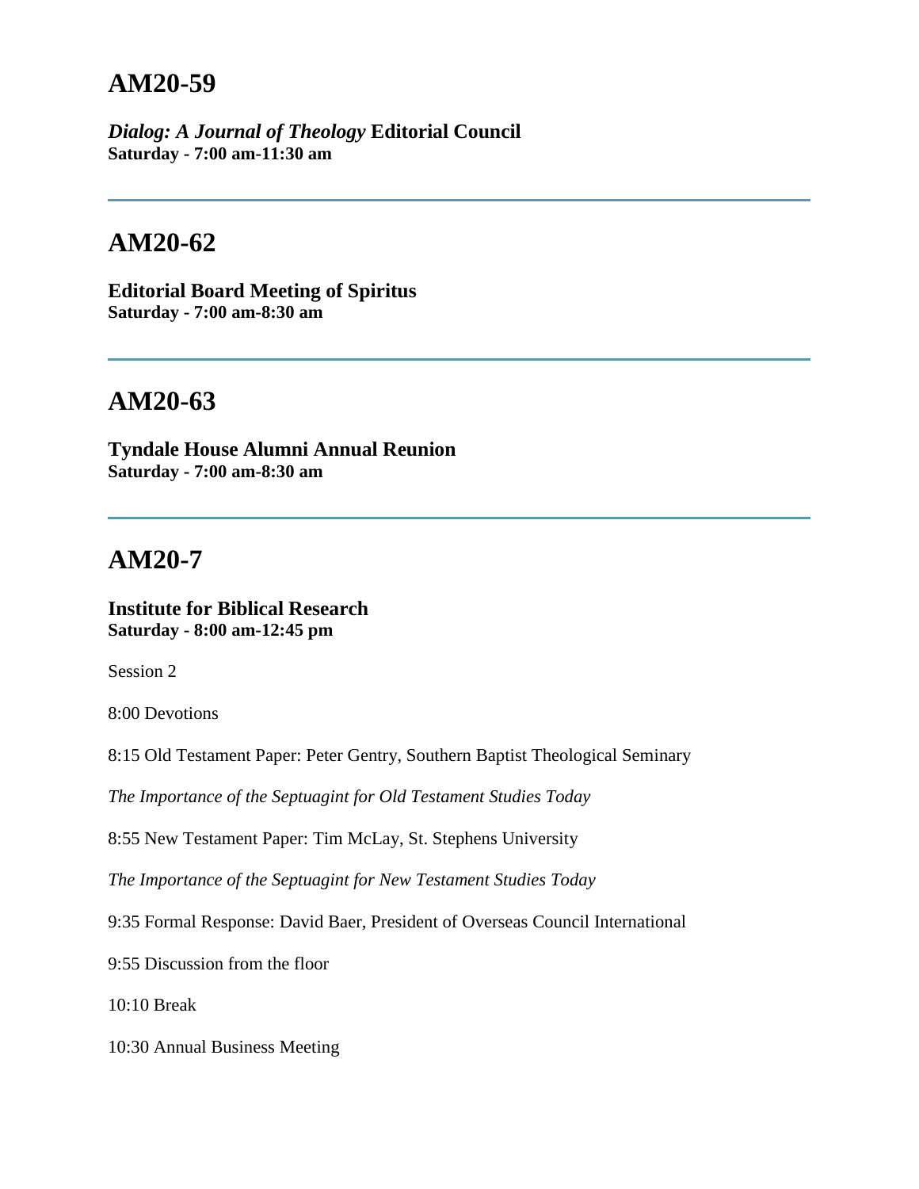## AM20-59

***Dialog: A Journal of Theology* Editorial Council**
**Saturday - 7:00 am-11:30 am**

---

## AM20-62

**Editorial Board Meeting of Spiritus**
**Saturday - 7:00 am-8:30 am**

---

## AM20-63

**Tyndale House Alumni Annual Reunion**
**Saturday - 7:00 am-8:30 am**

---

## AM20-7

**Institute for Biblical Research**
**Saturday - 8:00 am-12:45 pm**

Session 2

8:00 Devotions

8:15 Old Testament Paper: Peter Gentry, Southern Baptist Theological Seminary

*The Importance of the Septuagint for Old Testament Studies Today*

8:55 New Testament Paper: Tim McLay, St. Stephens University

*The Importance of the Septuagint for New Testament Studies Today*

9:35 Formal Response: David Baer, President of Overseas Council International

9:55 Discussion from the floor

10:10 Break

10:30 Annual Business Meeting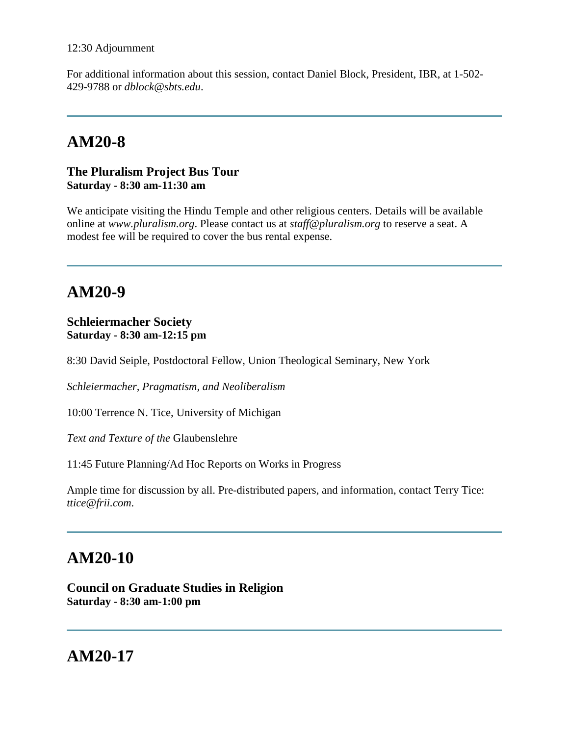12:30 Adjournment

For additional information about this session, contact Daniel Block, President, IBR, at 1-502-429-9788 or *dblock@sbts.edu*.

---

## AM20-8

**The Pluralism Project Bus Tour**
**Saturday - 8:30 am-11:30 am**

We anticipate visiting the Hindu Temple and other religious centers. Details will be available online at *www.pluralism.org*. Please contact us at *staff@pluralism.org* to reserve a seat. A modest fee will be required to cover the bus rental expense.

---

## AM20-9

**Schleiermacher Society**
**Saturday - 8:30 am-12:15 pm**

8:30 David Seiple, Postdoctoral Fellow, Union Theological Seminary, New York

*Schleiermacher, Pragmatism, and Neoliberalism*

10:00 Terrence N. Tice, University of Michigan

*Text and Texture of the* Glaubenslehre

11:45 Future Planning/Ad Hoc Reports on Works in Progress

Ample time for discussion by all. Pre-distributed papers, and information, contact Terry Tice: *ttice@frii.com.*

---

## AM20-10

**Council on Graduate Studies in Religion**
**Saturday - 8:30 am-1:00 pm**

---

## AM20-17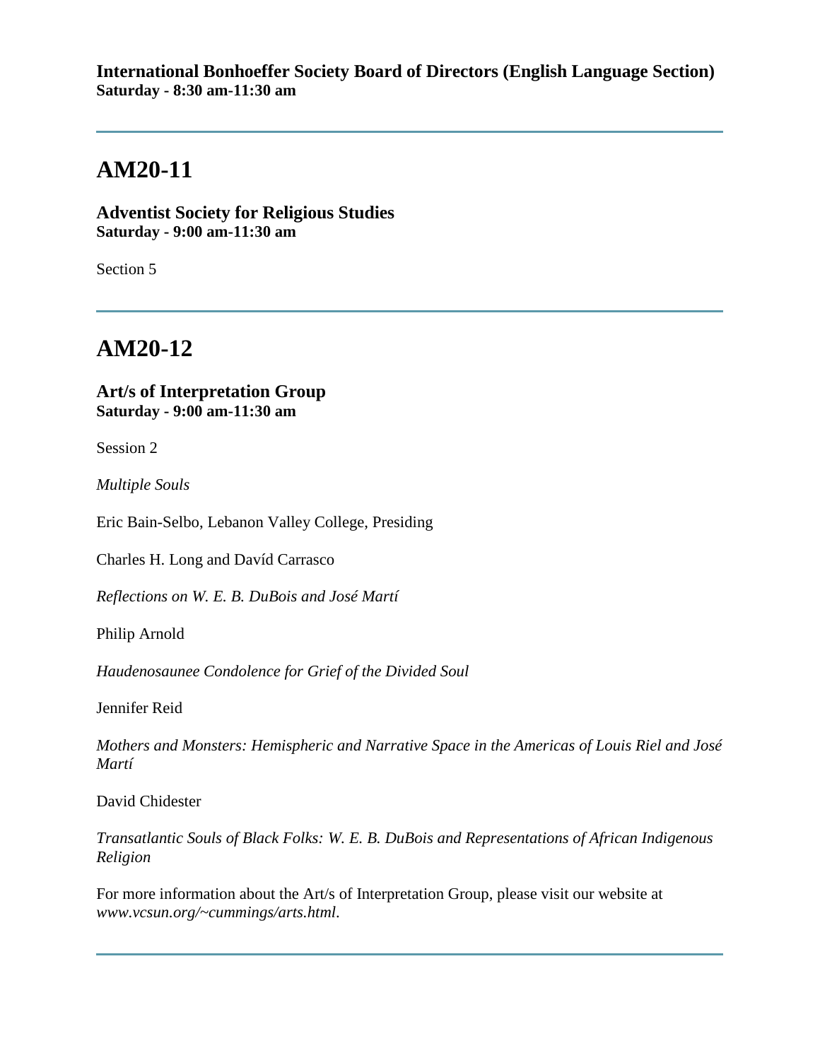**International Bonhoeffer Society Board of Directors (English Language Section)**
**Saturday - 8:30 am-11:30 am**

---

## AM20-11

**Adventist Society for Religious Studies**
**Saturday - 9:00 am-11:30 am**

Section 5

---

## AM20-12

**Art/s of Interpretation Group**
**Saturday - 9:00 am-11:30 am**

Session 2

*Multiple Souls*

Eric Bain-Selbo, Lebanon Valley College, Presiding

Charles H. Long and Davíd Carrasco

*Reflections on W. E. B. DuBois and José Martí*

Philip Arnold

*Haudenosaunee Condolence for Grief of the Divided Soul*

Jennifer Reid

*Mothers and Monsters: Hemispheric and Narrative Space in the Americas of Louis Riel and José Martí*

David Chidester

*Transatlantic Souls of Black Folks: W. E. B. DuBois and Representations of African Indigenous Religion*

For more information about the Art/s of Interpretation Group, please visit our website at *www.vcsun.org/~cummings/arts.html*.

---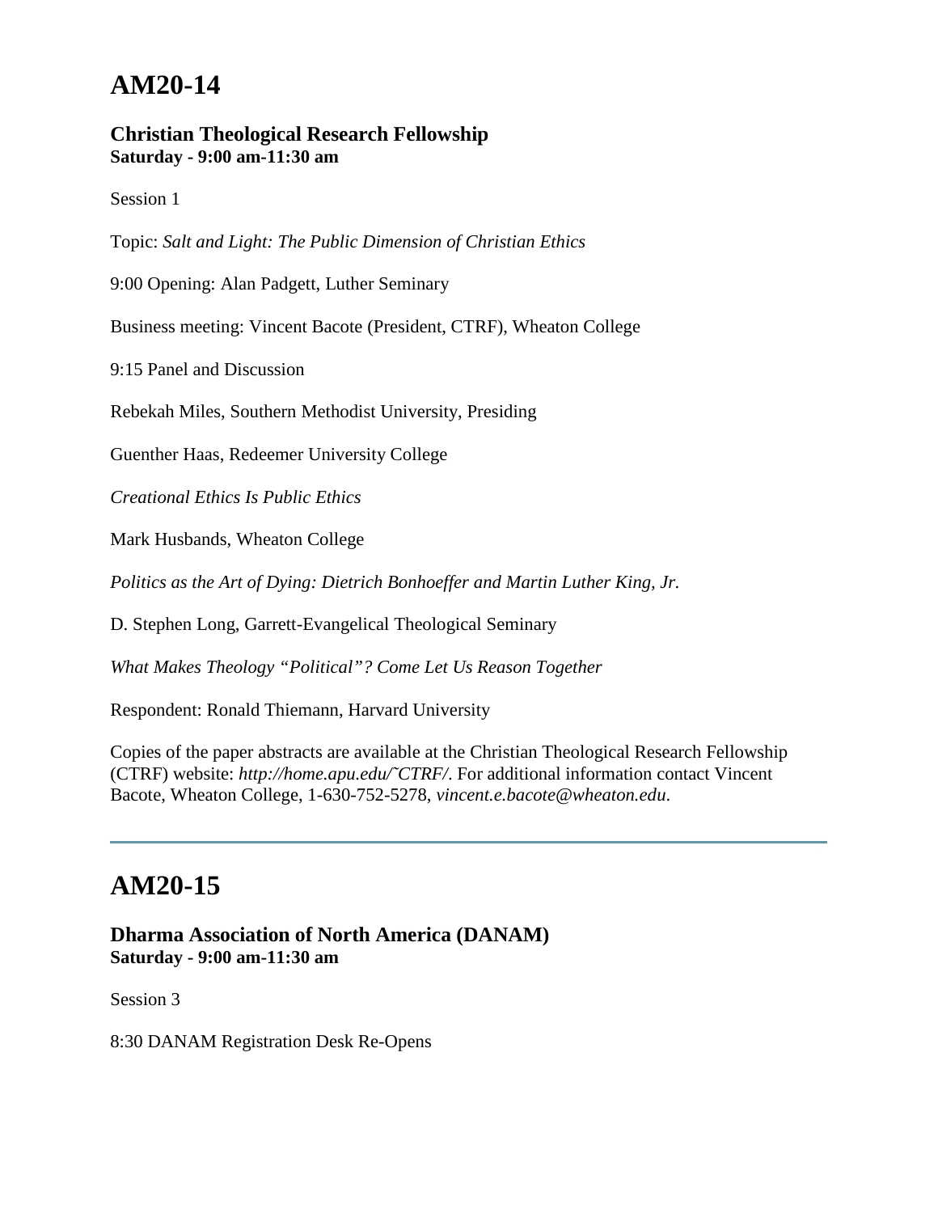# AM20-14

### Christian Theological Research Fellowship
**Saturday - 9:00 am-11:30 am**

Session 1

Topic: *Salt and Light: The Public Dimension of Christian Ethics*

9:00 Opening: Alan Padgett, Luther Seminary

Business meeting: Vincent Bacote (President, CTRF), Wheaton College

9:15 Panel and Discussion

Rebekah Miles, Southern Methodist University, Presiding

Guenther Haas, Redeemer University College

*Creational Ethics Is Public Ethics*

Mark Husbands, Wheaton College

*Politics as the Art of Dying: Dietrich Bonhoeffer and Martin Luther King, Jr.*

D. Stephen Long, Garrett-Evangelical Theological Seminary

*What Makes Theology "Political"? Come Let Us Reason Together*

Respondent: Ronald Thiemann, Harvard University

Copies of the paper abstracts are available at the Christian Theological Research Fellowship (CTRF) website: *http://home.apu.edu/~CTRF/*. For additional information contact Vincent Bacote, Wheaton College, 1-630-752-5278, *vincent.e.bacote@wheaton.edu*.

---

# AM20-15

### Dharma Association of North America (DANAM)
**Saturday - 9:00 am-11:30 am**

Session 3

8:30 DANAM Registration Desk Re-Opens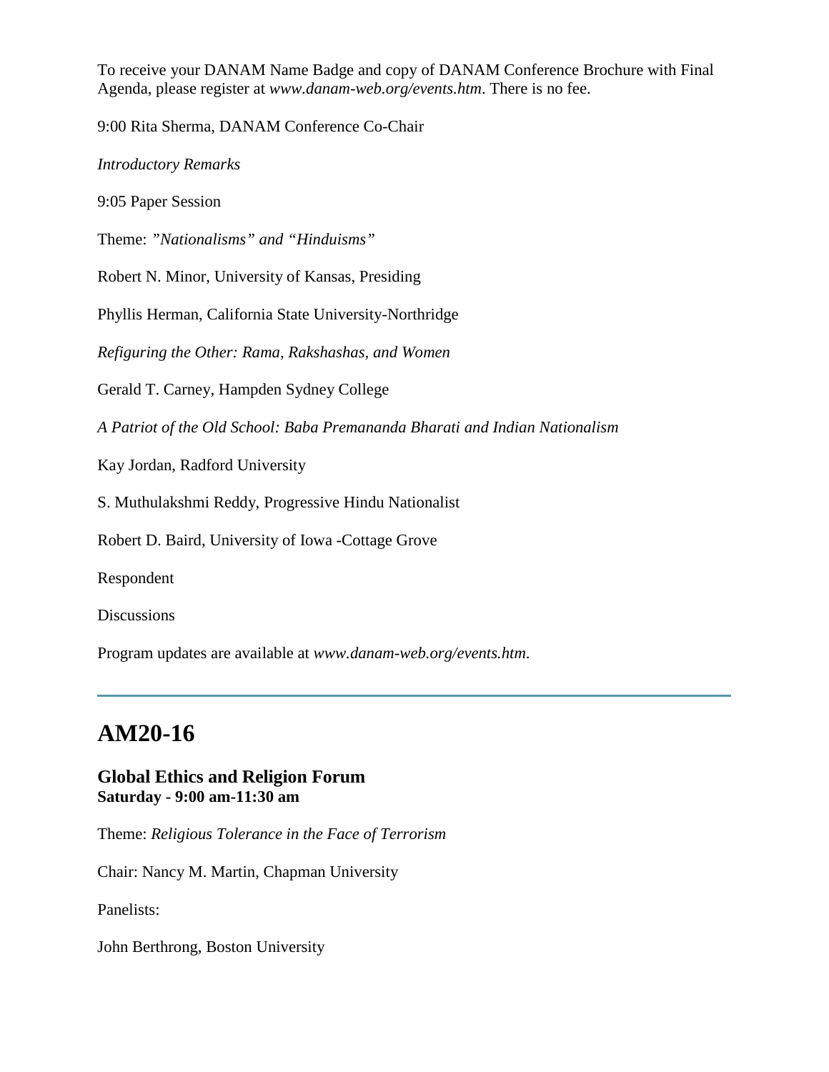To receive your DANAM Name Badge and copy of DANAM Conference Brochure with Final Agenda, please register at *www.danam-web.org/events.htm*. There is no fee.

9:00 Rita Sherma, DANAM Conference Co-Chair

*Introductory Remarks*

9:05 Paper Session

Theme: *"Nationalisms" and "Hinduisms"*

Robert N. Minor, University of Kansas, Presiding

Phyllis Herman, California State University-Northridge

*Refiguring the Other: Rama, Rakshashas, and Women*

Gerald T. Carney, Hampden Sydney College

*A Patriot of the Old School: Baba Premananda Bharati and Indian Nationalism*

Kay Jordan, Radford University

S. Muthulakshmi Reddy, Progressive Hindu Nationalist

Robert D. Baird, University of Iowa -Cottage Grove

Respondent

Discussions

Program updates are available at *www.danam-web.org/events.htm*.

---

## AM20-16

### Global Ethics and Religion Forum
**Saturday - 9:00 am-11:30 am**

Theme: *Religious Tolerance in the Face of Terrorism*

Chair: Nancy M. Martin, Chapman University

Panelists:

John Berthrong, Boston University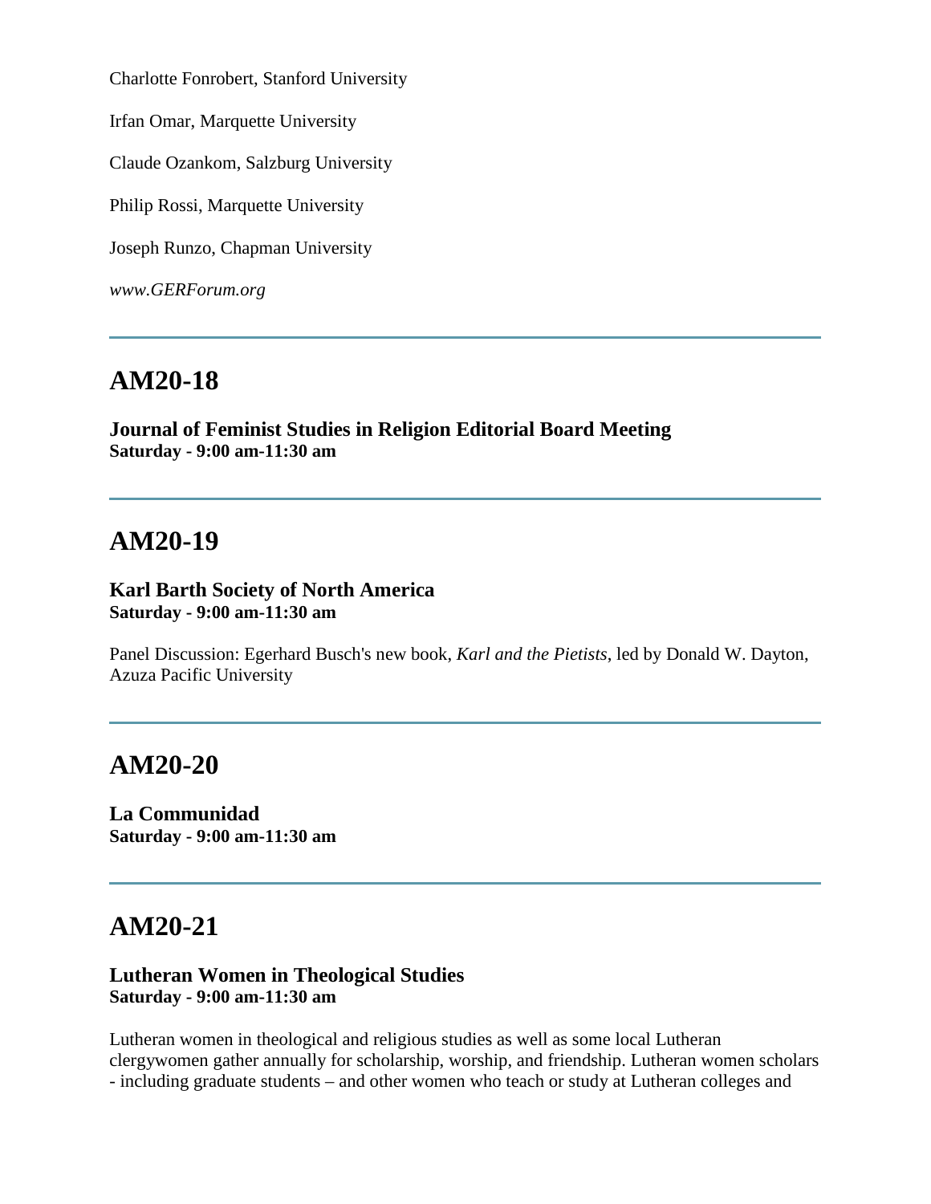Charlotte Fonrobert, Stanford University

Irfan Omar, Marquette University

Claude Ozankom, Salzburg University

Philip Rossi, Marquette University

Joseph Runzo, Chapman University

*www.GERForum.org*

---

## AM20-18

**Journal of Feminist Studies in Religion Editorial Board Meeting**
**Saturday - 9:00 am-11:30 am**

---

## AM20-19

**Karl Barth Society of North America**
**Saturday - 9:00 am-11:30 am**

Panel Discussion: Egerhard Busch's new book, *Karl and the Pietists*, led by Donald W. Dayton, Azuza Pacific University

---

## AM20-20

**La Communidad**
**Saturday - 9:00 am-11:30 am**

---

## AM20-21

**Lutheran Women in Theological Studies**
**Saturday - 9:00 am-11:30 am**

Lutheran women in theological and religious studies as well as some local Lutheran clergywomen gather annually for scholarship, worship, and friendship. Lutheran women scholars - including graduate students – and other women who teach or study at Lutheran colleges and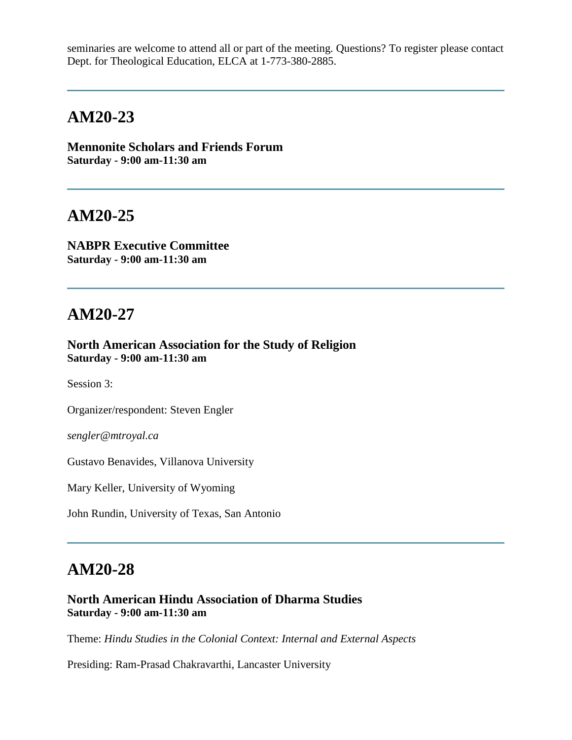seminaries are welcome to attend all or part of the meeting. Questions? To register please contact Dept. for Theological Education, ELCA at 1-773-380-2885.

---

## AM20-23

**Mennonite Scholars and Friends Forum**
**Saturday - 9:00 am-11:30 am**

---

## AM20-25

**NABPR Executive Committee**
**Saturday - 9:00 am-11:30 am**

---

## AM20-27

**North American Association for the Study of Religion**
**Saturday - 9:00 am-11:30 am**

Session 3:

Organizer/respondent: Steven Engler

*sengler@mtroyal.ca*

Gustavo Benavides, Villanova University

Mary Keller, University of Wyoming

John Rundin, University of Texas, San Antonio

---

## AM20-28

**North American Hindu Association of Dharma Studies**
**Saturday - 9:00 am-11:30 am**

Theme: *Hindu Studies in the Colonial Context: Internal and External Aspects*

Presiding: Ram-Prasad Chakravarthi, Lancaster University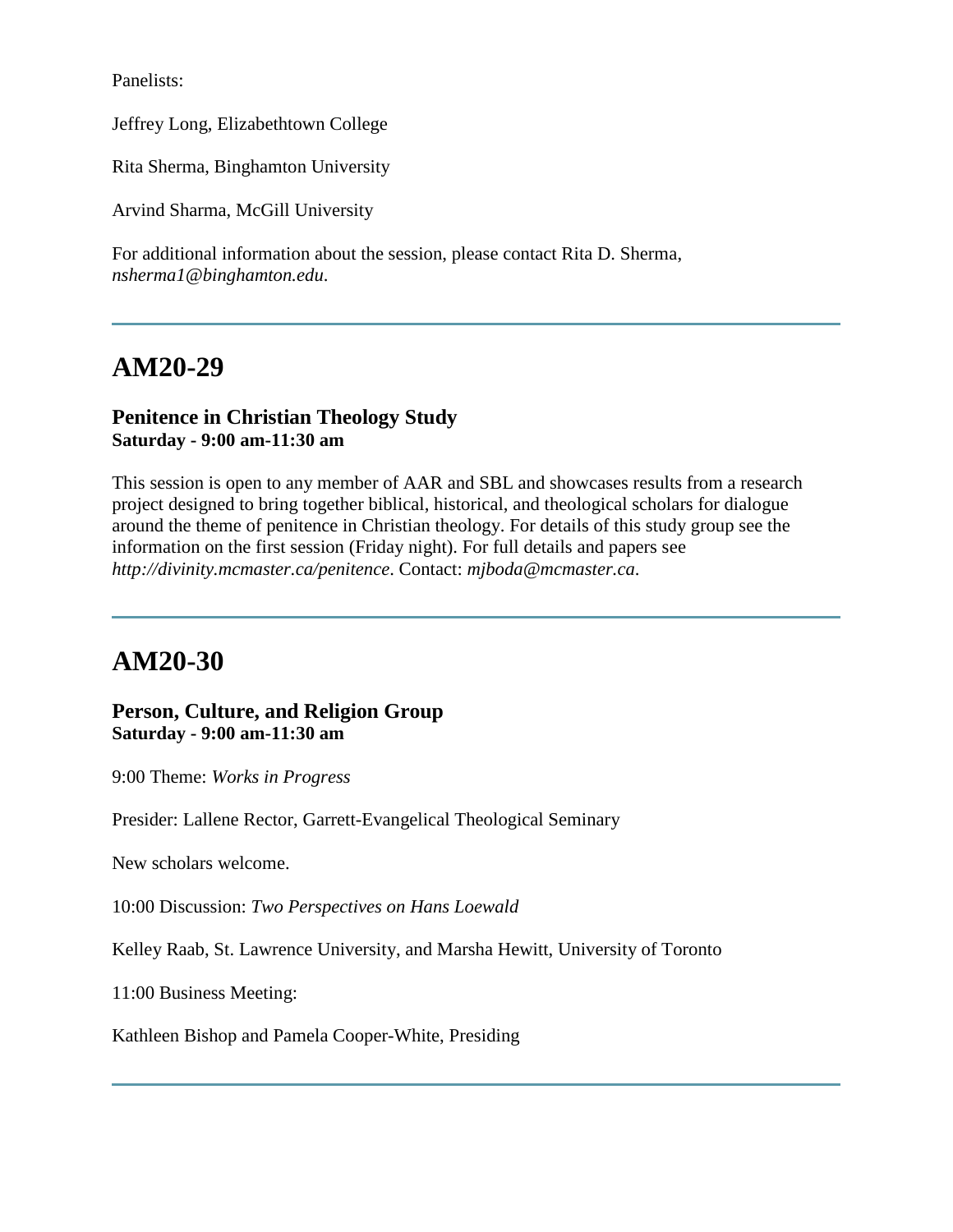Panelists:

Jeffrey Long, Elizabethtown College

Rita Sherma, Binghamton University

Arvind Sharma, McGill University

For additional information about the session, please contact Rita D. Sherma, *nsherma1@binghamton.edu*.

---

# AM20-29

### Penitence in Christian Theology Study
**Saturday - 9:00 am-11:30 am**

This session is open to any member of AAR and SBL and showcases results from a research project designed to bring together biblical, historical, and theological scholars for dialogue around the theme of penitence in Christian theology. For details of this study group see the information on the first session (Friday night). For full details and papers see *http://divinity.mcmaster.ca/penitence*. Contact: *mjboda@mcmaster.ca*.

---

# AM20-30

### Person, Culture, and Religion Group
**Saturday - 9:00 am-11:30 am**

9:00 Theme: *Works in Progress*

Presider: Lallene Rector, Garrett-Evangelical Theological Seminary

New scholars welcome.

10:00 Discussion: *Two Perspectives on Hans Loewald*

Kelley Raab, St. Lawrence University, and Marsha Hewitt, University of Toronto

11:00 Business Meeting:

Kathleen Bishop and Pamela Cooper-White, Presiding

---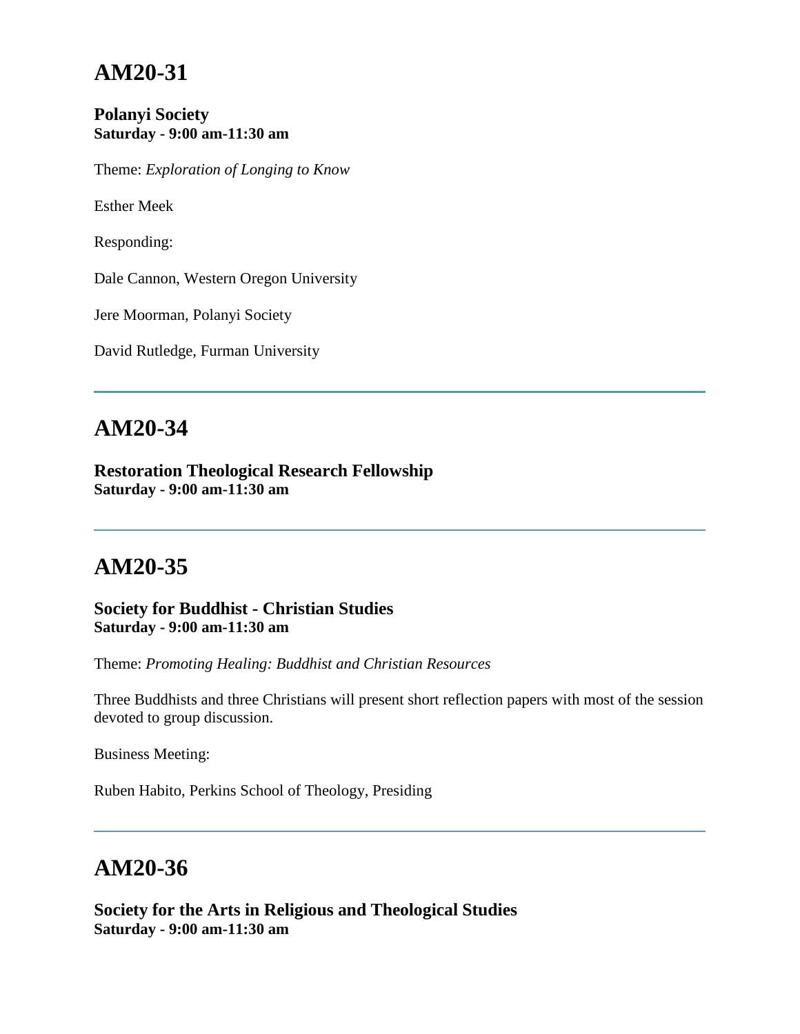## AM20-31

**Polanyi Society**
**Saturday - 9:00 am-11:30 am**

Theme: *Exploration of Longing to Know*

Esther Meek

Responding:

Dale Cannon, Western Oregon University

Jere Moorman, Polanyi Society

David Rutledge, Furman University

---

## AM20-34

**Restoration Theological Research Fellowship**
**Saturday - 9:00 am-11:30 am**

---

## AM20-35

**Society for Buddhist - Christian Studies**
**Saturday - 9:00 am-11:30 am**

Theme: *Promoting Healing: Buddhist and Christian Resources*

Three Buddhists and three Christians will present short reflection papers with most of the session devoted to group discussion.

Business Meeting:

Ruben Habito, Perkins School of Theology, Presiding

---

## AM20-36

**Society for the Arts in Religious and Theological Studies**
**Saturday - 9:00 am-11:30 am**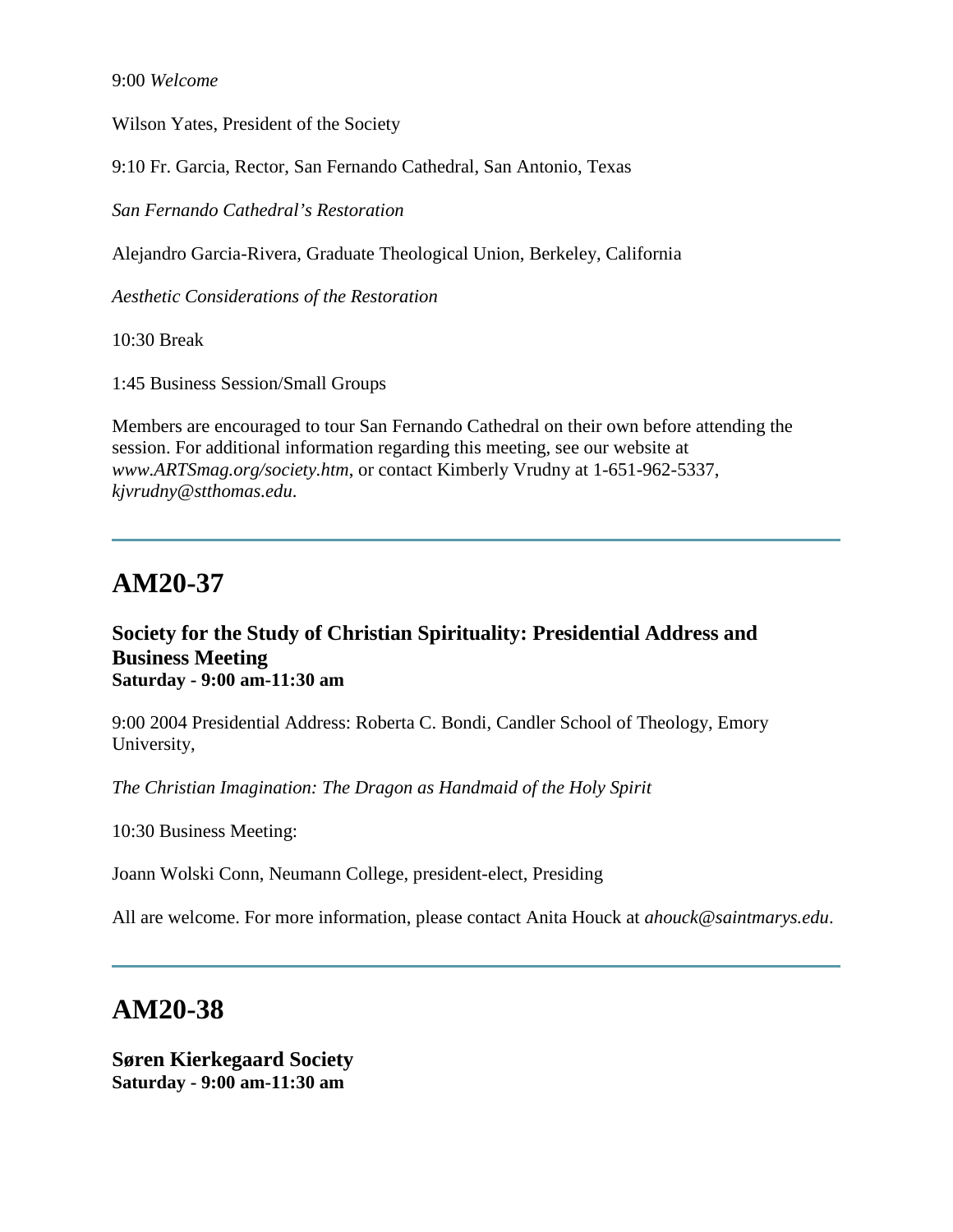9:00 *Welcome*

Wilson Yates, President of the Society

9:10 Fr. Garcia, Rector, San Fernando Cathedral, San Antonio, Texas

*San Fernando Cathedral's Restoration*

Alejandro Garcia-Rivera, Graduate Theological Union, Berkeley, California

*Aesthetic Considerations of the Restoration*

10:30 Break

1:45 Business Session/Small Groups

Members are encouraged to tour San Fernando Cathedral on their own before attending the session. For additional information regarding this meeting, see our website at *www.ARTSmag.org/society.htm*, or contact Kimberly Vrudny at 1-651-962-5337, *kjvrudny@stthomas.edu*.

---

## AM20-37

### Society for the Study of Christian Spirituality: Presidential Address and Business Meeting

**Saturday - 9:00 am-11:30 am**

9:00 2004 Presidential Address: Roberta C. Bondi, Candler School of Theology, Emory University,

*The Christian Imagination: The Dragon as Handmaid of the Holy Spirit*

10:30 Business Meeting:

Joann Wolski Conn, Neumann College, president-elect, Presiding

All are welcome. For more information, please contact Anita Houck at *ahouck@saintmarys.edu*.

---

## AM20-38

### Søren Kierkegaard Society

**Saturday - 9:00 am-11:30 am**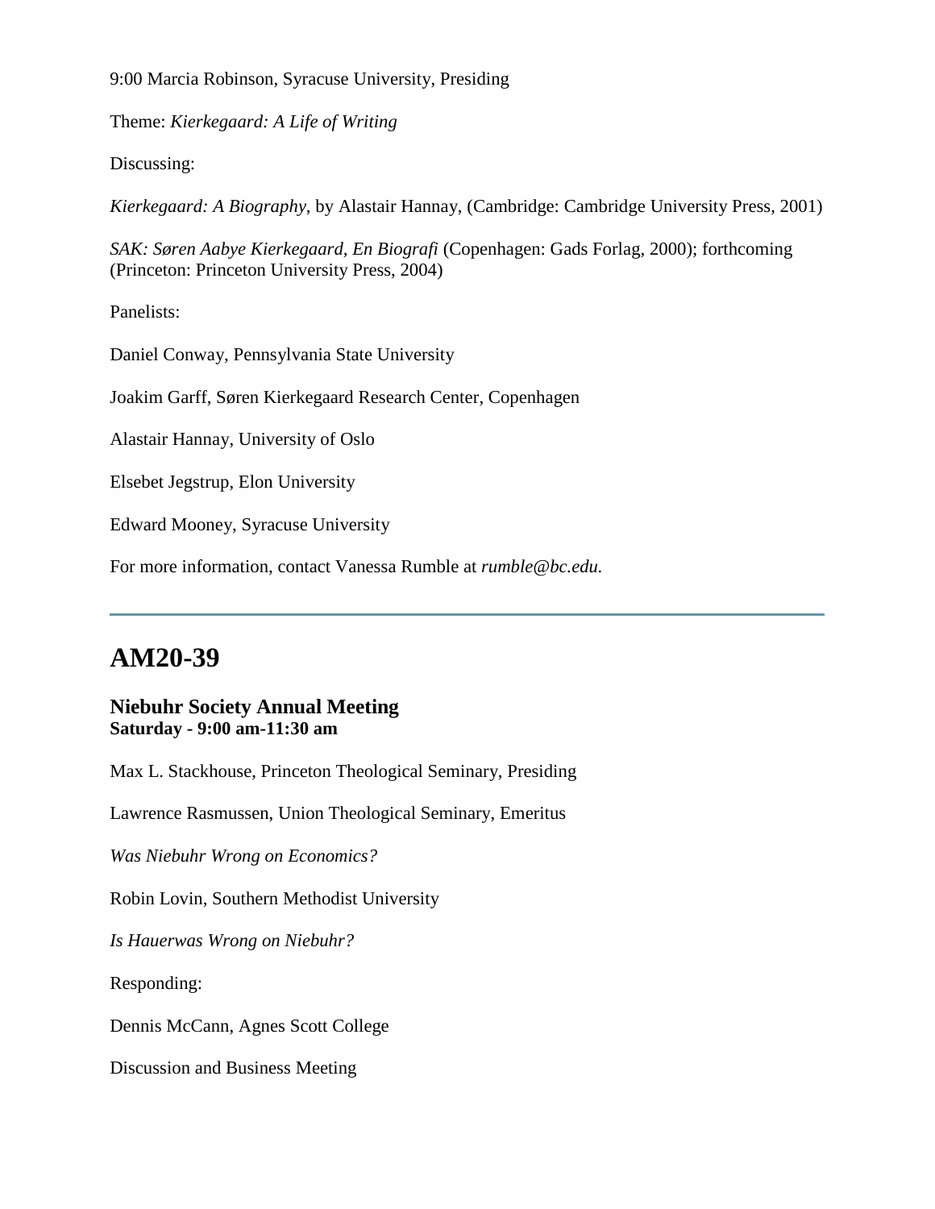9:00 Marcia Robinson, Syracuse University, Presiding

Theme: *Kierkegaard: A Life of Writing*

Discussing:

*Kierkegaard: A Biography*, by Alastair Hannay, (Cambridge: Cambridge University Press, 2001)

*SAK: Søren Aabye Kierkegaard, En Biografi* (Copenhagen: Gads Forlag, 2000); forthcoming (Princeton: Princeton University Press, 2004)

Panelists:

Daniel Conway, Pennsylvania State University

Joakim Garff, Søren Kierkegaard Research Center, Copenhagen

Alastair Hannay, University of Oslo

Elsebet Jegstrup, Elon University

Edward Mooney, Syracuse University

For more information, contact Vanessa Rumble at *rumble@bc.edu.*

---

# AM20-39

**Niebuhr Society Annual Meeting**
**Saturday - 9:00 am-11:30 am**

Max L. Stackhouse, Princeton Theological Seminary, Presiding

Lawrence Rasmussen, Union Theological Seminary, Emeritus

*Was Niebuhr Wrong on Economics?*

Robin Lovin, Southern Methodist University

*Is Hauerwas Wrong on Niebuhr?*

Responding:

Dennis McCann, Agnes Scott College

Discussion and Business Meeting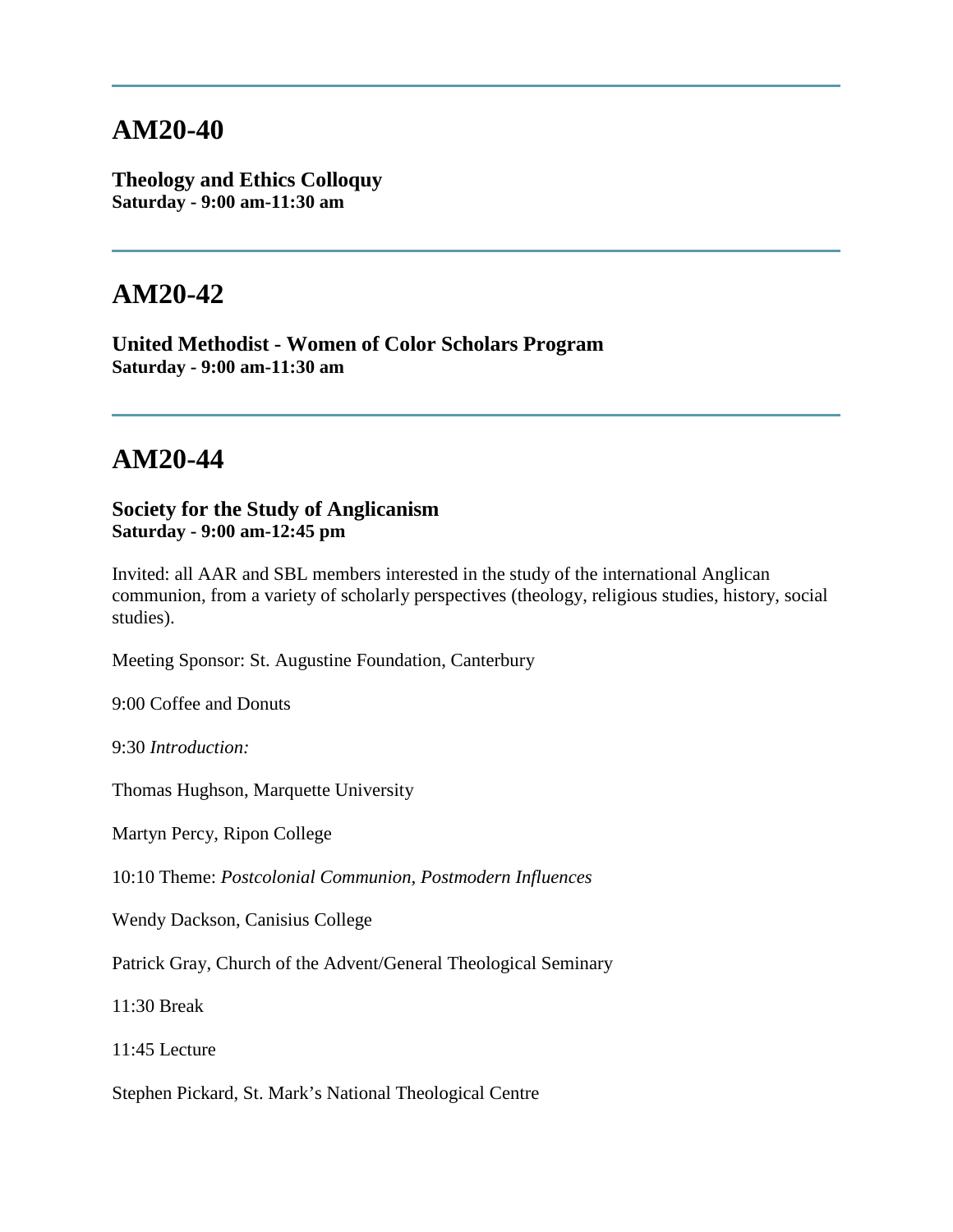---

## AM20-40

**Theology and Ethics Colloquy**
**Saturday - 9:00 am-11:30 am**

---

## AM20-42

**United Methodist - Women of Color Scholars Program**
**Saturday - 9:00 am-11:30 am**

---

## AM20-44

**Society for the Study of Anglicanism**
**Saturday - 9:00 am-12:45 pm**

Invited: all AAR and SBL members interested in the study of the international Anglican communion, from a variety of scholarly perspectives (theology, religious studies, history, social studies).

Meeting Sponsor: St. Augustine Foundation, Canterbury

9:00 Coffee and Donuts

9:30 *Introduction:*

Thomas Hughson, Marquette University

Martyn Percy, Ripon College

10:10 Theme: *Postcolonial Communion, Postmodern Influences*

Wendy Dackson, Canisius College

Patrick Gray, Church of the Advent/General Theological Seminary

11:30 Break

11:45 Lecture

Stephen Pickard, St. Mark's National Theological Centre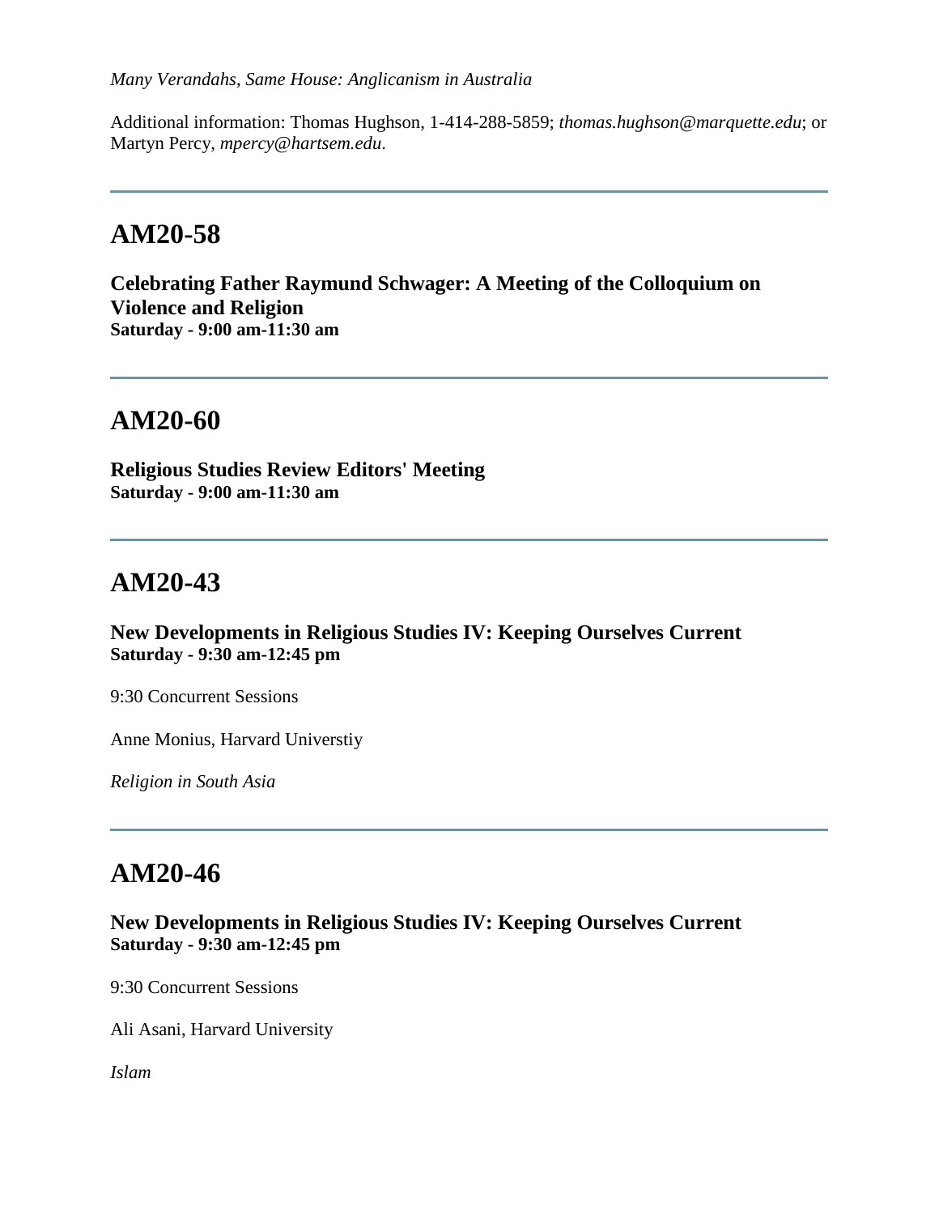*Many Verandahs, Same House: Anglicanism in Australia*

Additional information: Thomas Hughson, 1-414-288-5859; *thomas.hughson@marquette.edu*; or Martyn Percy, *mpercy@hartsem.edu*.

---

## AM20-58

**Celebrating Father Raymund Schwager: A Meeting of the Colloquium on Violence and Religion**
**Saturday - 9:00 am-11:30 am**

---

## AM20-60

**Religious Studies Review Editors' Meeting**
**Saturday - 9:00 am-11:30 am**

---

## AM20-43

**New Developments in Religious Studies IV: Keeping Ourselves Current**
**Saturday - 9:30 am-12:45 pm**

9:30 Concurrent Sessions

Anne Monius, Harvard Universtiy

*Religion in South Asia*

---

## AM20-46

**New Developments in Religious Studies IV: Keeping Ourselves Current**
**Saturday - 9:30 am-12:45 pm**

9:30 Concurrent Sessions

Ali Asani, Harvard University

*Islam*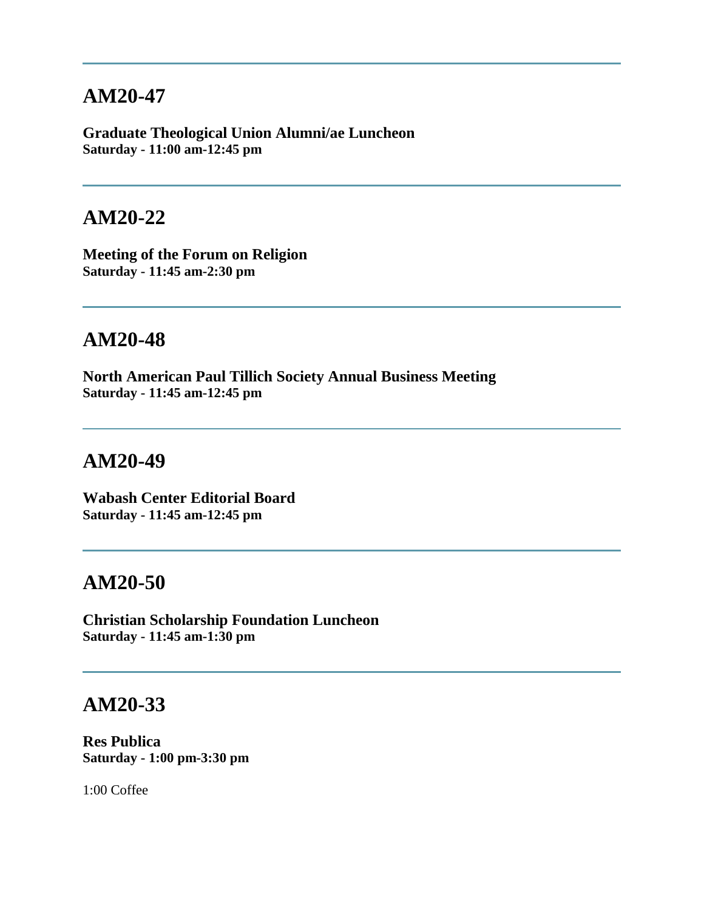---

## AM20-47

**Graduate Theological Union Alumni/ae Luncheon**
**Saturday - 11:00 am-12:45 pm**

---

## AM20-22

**Meeting of the Forum on Religion**
**Saturday - 11:45 am-2:30 pm**

---

## AM20-48

**North American Paul Tillich Society Annual Business Meeting**
**Saturday - 11:45 am-12:45 pm**

---

## AM20-49

**Wabash Center Editorial Board**
**Saturday - 11:45 am-12:45 pm**

---

## AM20-50

**Christian Scholarship Foundation Luncheon**
**Saturday - 11:45 am-1:30 pm**

---

## AM20-33

**Res Publica**
**Saturday - 1:00 pm-3:30 pm**

1:00 Coffee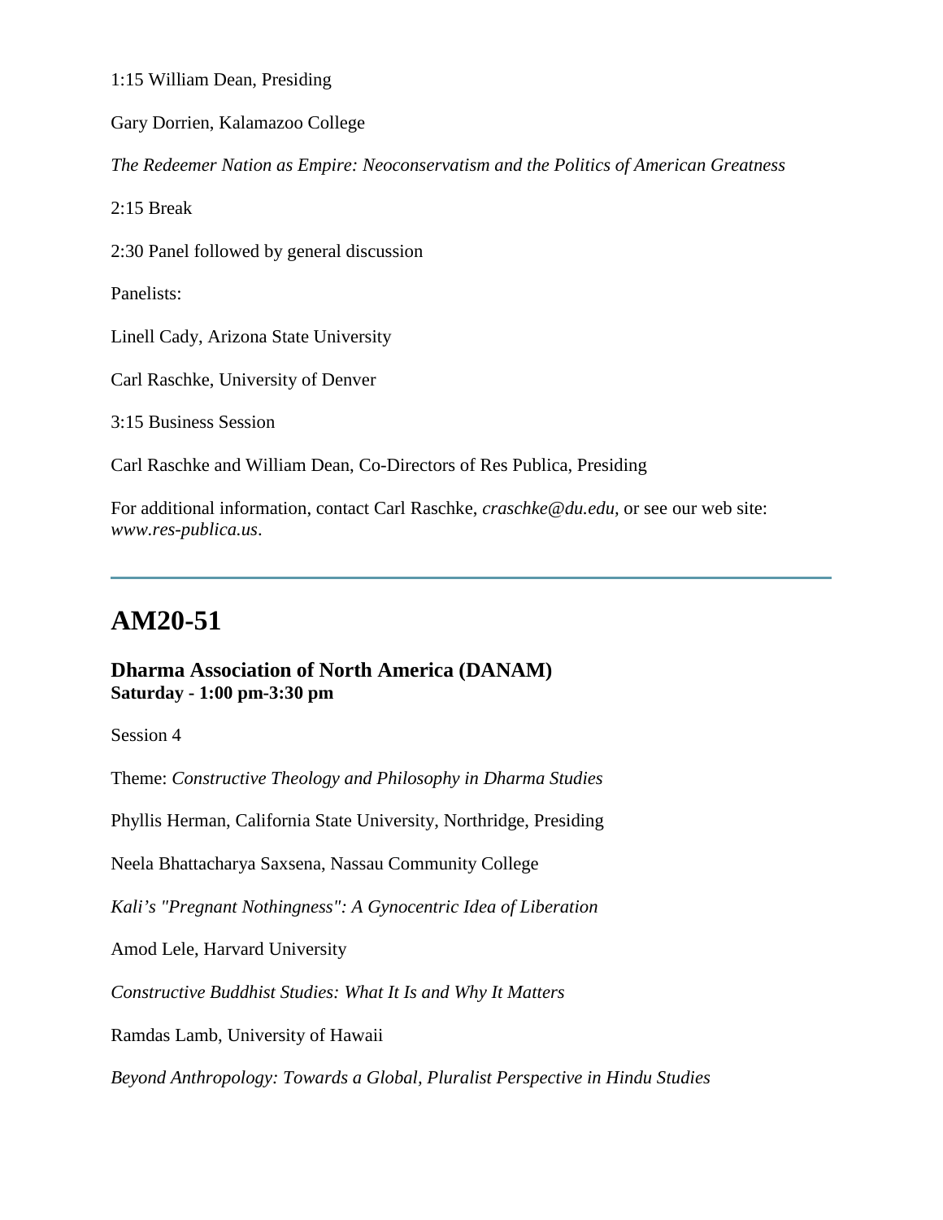1:15 William Dean, Presiding

Gary Dorrien, Kalamazoo College

*The Redeemer Nation as Empire: Neoconservatism and the Politics of American Greatness*

2:15 Break

2:30 Panel followed by general discussion

Panelists:

Linell Cady, Arizona State University

Carl Raschke, University of Denver

3:15 Business Session

Carl Raschke and William Dean, Co-Directors of Res Publica, Presiding

For additional information, contact Carl Raschke, *craschke@du.edu*, or see our web site: *www.res-publica.us*.

---

# AM20-51

### Dharma Association of North America (DANAM)
**Saturday - 1:00 pm-3:30 pm**

Session 4

Theme: *Constructive Theology and Philosophy in Dharma Studies*

Phyllis Herman, California State University, Northridge, Presiding

Neela Bhattacharya Saxsena, Nassau Community College

*Kali's "Pregnant Nothingness": A Gynocentric Idea of Liberation*

Amod Lele, Harvard University

*Constructive Buddhist Studies: What It Is and Why It Matters*

Ramdas Lamb, University of Hawaii

*Beyond Anthropology: Towards a Global, Pluralist Perspective in Hindu Studies*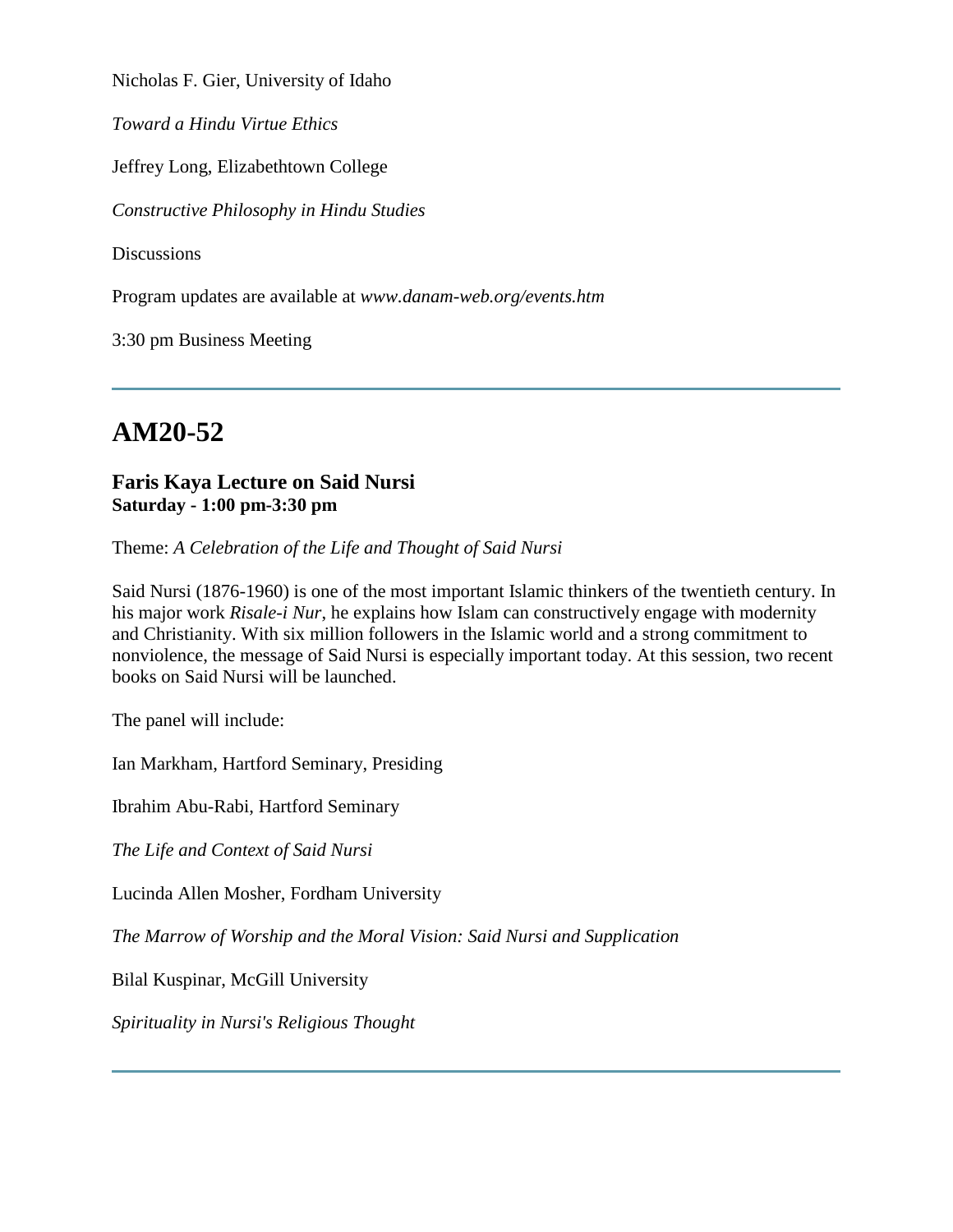Nicholas F. Gier, University of Idaho

*Toward a Hindu Virtue Ethics*

Jeffrey Long, Elizabethtown College

*Constructive Philosophy in Hindu Studies*

Discussions

Program updates are available at *www.danam-web.org/events.htm*

3:30 pm Business Meeting

---

# AM20-52

### Faris Kaya Lecture on Said Nursi
**Saturday - 1:00 pm-3:30 pm**

Theme: *A Celebration of the Life and Thought of Said Nursi*

Said Nursi (1876-1960) is one of the most important Islamic thinkers of the twentieth century. In his major work *Risale-i Nur*, he explains how Islam can constructively engage with modernity and Christianity. With six million followers in the Islamic world and a strong commitment to nonviolence, the message of Said Nursi is especially important today. At this session, two recent books on Said Nursi will be launched.

The panel will include:

Ian Markham, Hartford Seminary, Presiding

Ibrahim Abu-Rabi, Hartford Seminary

*The Life and Context of Said Nursi*

Lucinda Allen Mosher, Fordham University

*The Marrow of Worship and the Moral Vision: Said Nursi and Supplication*

Bilal Kuspinar, McGill University

*Spirituality in Nursi's Religious Thought*

---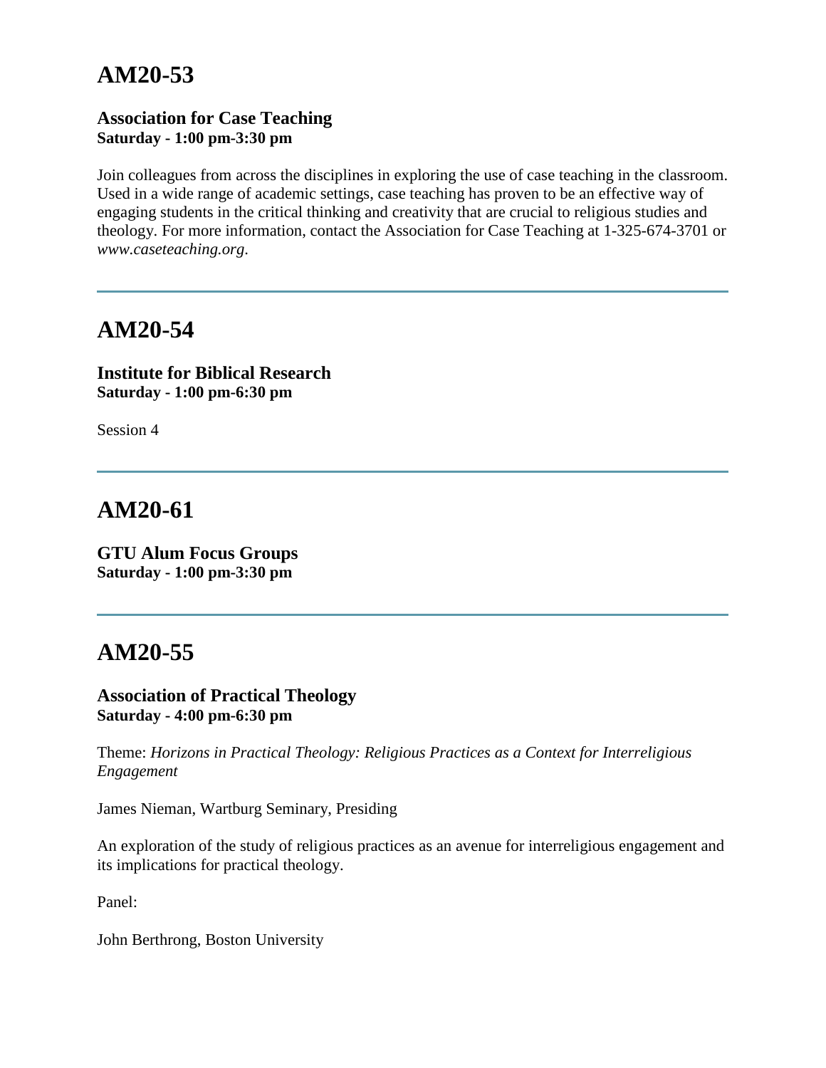## AM20-53

**Association for Case Teaching**
**Saturday - 1:00 pm-3:30 pm**

Join colleagues from across the disciplines in exploring the use of case teaching in the classroom. Used in a wide range of academic settings, case teaching has proven to be an effective way of engaging students in the critical thinking and creativity that are crucial to religious studies and theology. For more information, contact the Association for Case Teaching at 1-325-674-3701 or *www.caseteaching.org*.

---

## AM20-54

**Institute for Biblical Research**
**Saturday - 1:00 pm-6:30 pm**

Session 4

---

## AM20-61

**GTU Alum Focus Groups**
**Saturday - 1:00 pm-3:30 pm**

---

## AM20-55

**Association of Practical Theology**
**Saturday - 4:00 pm-6:30 pm**

Theme: *Horizons in Practical Theology: Religious Practices as a Context for Interreligious Engagement*

James Nieman, Wartburg Seminary, Presiding

An exploration of the study of religious practices as an avenue for interreligious engagement and its implications for practical theology.

Panel:

John Berthrong, Boston University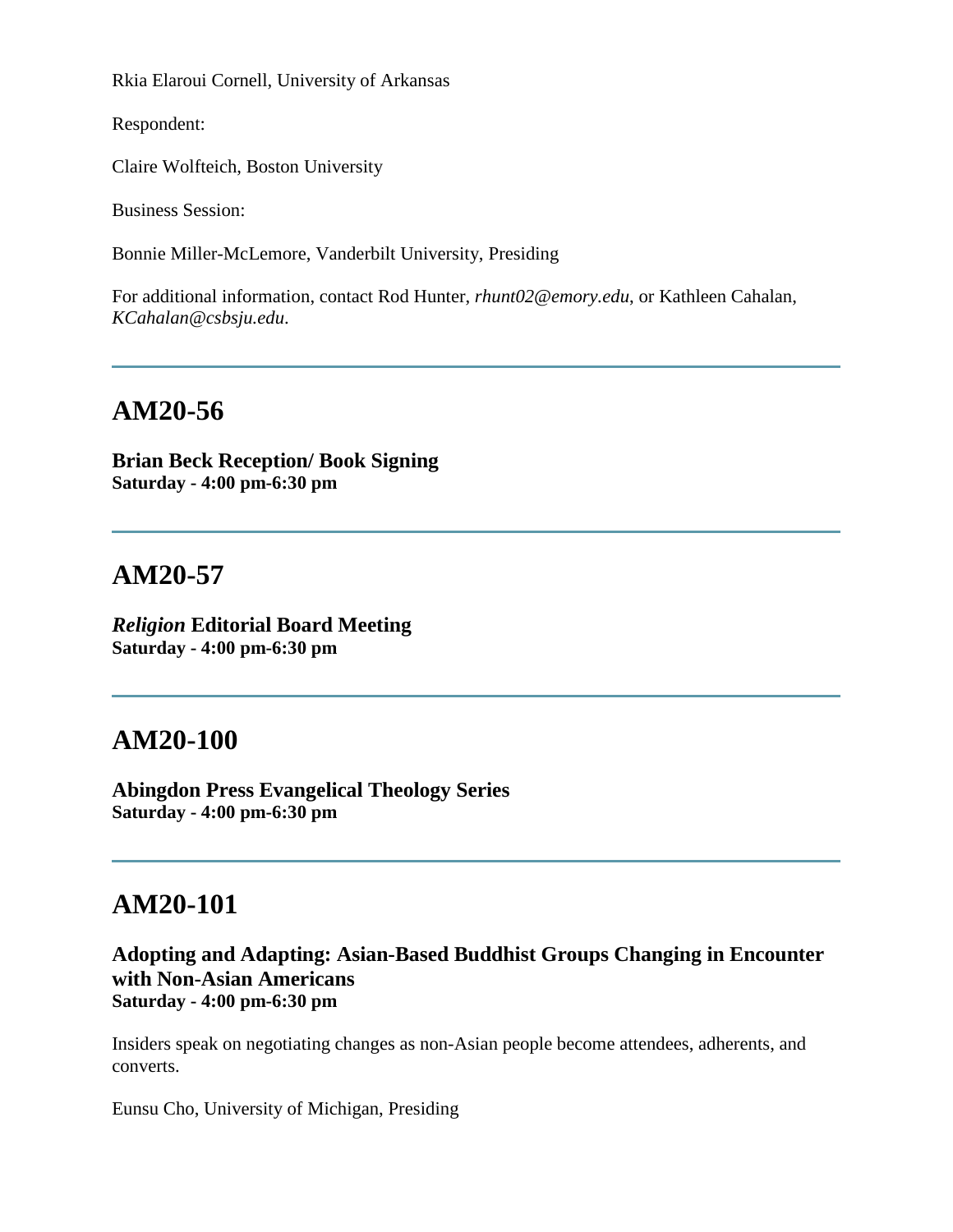Rkia Elaroui Cornell, University of Arkansas

Respondent:

Claire Wolfteich, Boston University

Business Session:

Bonnie Miller-McLemore, Vanderbilt University, Presiding

For additional information, contact Rod Hunter, *rhunt02@emory.edu*, or Kathleen Cahalan, *KCahalan@csbsju.edu*.

---

## AM20-56

**Brian Beck Reception/ Book Signing**
**Saturday - 4:00 pm-6:30 pm**

---

## AM20-57

***Religion* Editorial Board Meeting**
**Saturday - 4:00 pm-6:30 pm**

---

## AM20-100

**Abingdon Press Evangelical Theology Series**
**Saturday - 4:00 pm-6:30 pm**

---

## AM20-101

**Adopting and Adapting: Asian-Based Buddhist Groups Changing in Encounter with Non-Asian Americans**
**Saturday - 4:00 pm-6:30 pm**

Insiders speak on negotiating changes as non-Asian people become attendees, adherents, and converts.

Eunsu Cho, University of Michigan, Presiding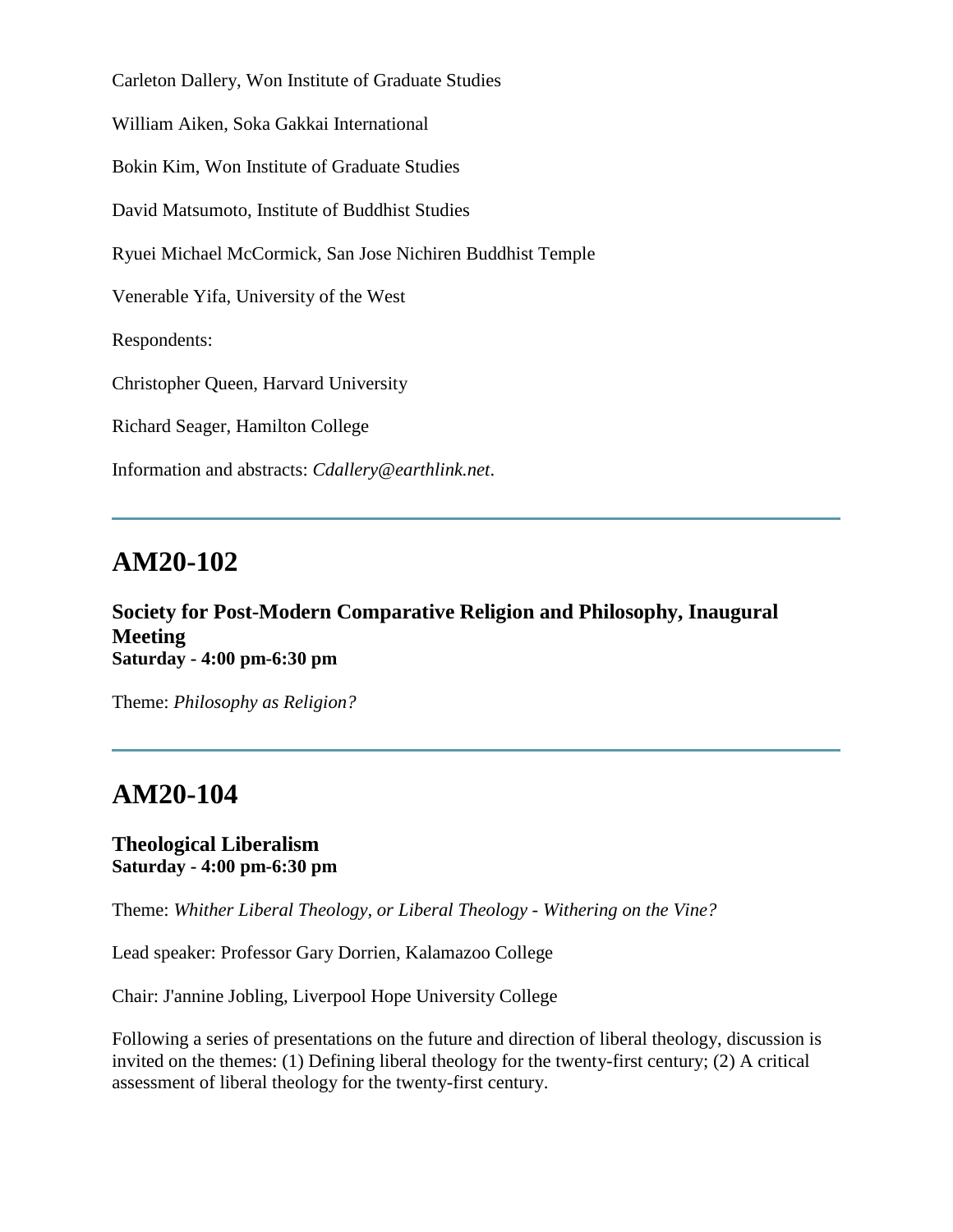Carleton Dallery, Won Institute of Graduate Studies

William Aiken, Soka Gakkai International

Bokin Kim, Won Institute of Graduate Studies

David Matsumoto, Institute of Buddhist Studies

Ryuei Michael McCormick, San Jose Nichiren Buddhist Temple

Venerable Yifa, University of the West

Respondents:

Christopher Queen, Harvard University

Richard Seager, Hamilton College

Information and abstracts: *Cdallery@earthlink.net*.

---

## AM20-102

### Society for Post-Modern Comparative Religion and Philosophy, Inaugural Meeting
**Saturday - 4:00 pm-6:30 pm**

Theme: *Philosophy as Religion?*

---

## AM20-104

### Theological Liberalism
**Saturday - 4:00 pm-6:30 pm**

Theme: *Whither Liberal Theology, or Liberal Theology - Withering on the Vine?*

Lead speaker: Professor Gary Dorrien, Kalamazoo College

Chair: J'annine Jobling, Liverpool Hope University College

Following a series of presentations on the future and direction of liberal theology, discussion is invited on the themes: (1) Defining liberal theology for the twenty-first century; (2) A critical assessment of liberal theology for the twenty-first century.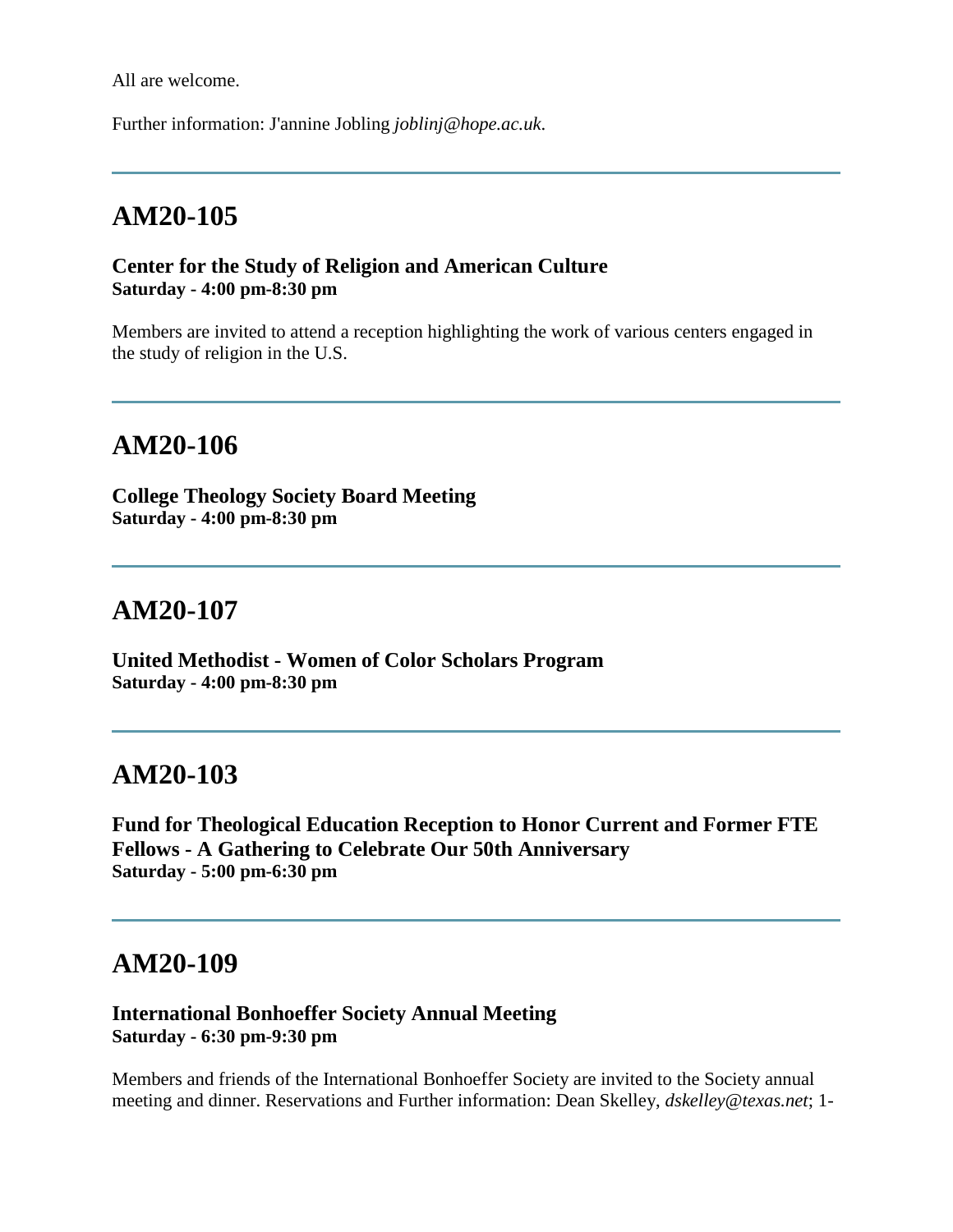All are welcome.

Further information: J'annine Jobling *joblinj@hope.ac.uk*.

---

## AM20-105

**Center for the Study of Religion and American Culture**
**Saturday - 4:00 pm-8:30 pm**

Members are invited to attend a reception highlighting the work of various centers engaged in the study of religion in the U.S.

---

## AM20-106

**College Theology Society Board Meeting**
**Saturday - 4:00 pm-8:30 pm**

---

## AM20-107

**United Methodist - Women of Color Scholars Program**
**Saturday - 4:00 pm-8:30 pm**

---

## AM20-103

**Fund for Theological Education Reception to Honor Current and Former FTE Fellows - A Gathering to Celebrate Our 50th Anniversary**
**Saturday - 5:00 pm-6:30 pm**

---

## AM20-109

**International Bonhoeffer Society Annual Meeting**
**Saturday - 6:30 pm-9:30 pm**

Members and friends of the International Bonhoeffer Society are invited to the Society annual meeting and dinner. Reservations and Further information: Dean Skelley, *dskelley@texas.net*; 1-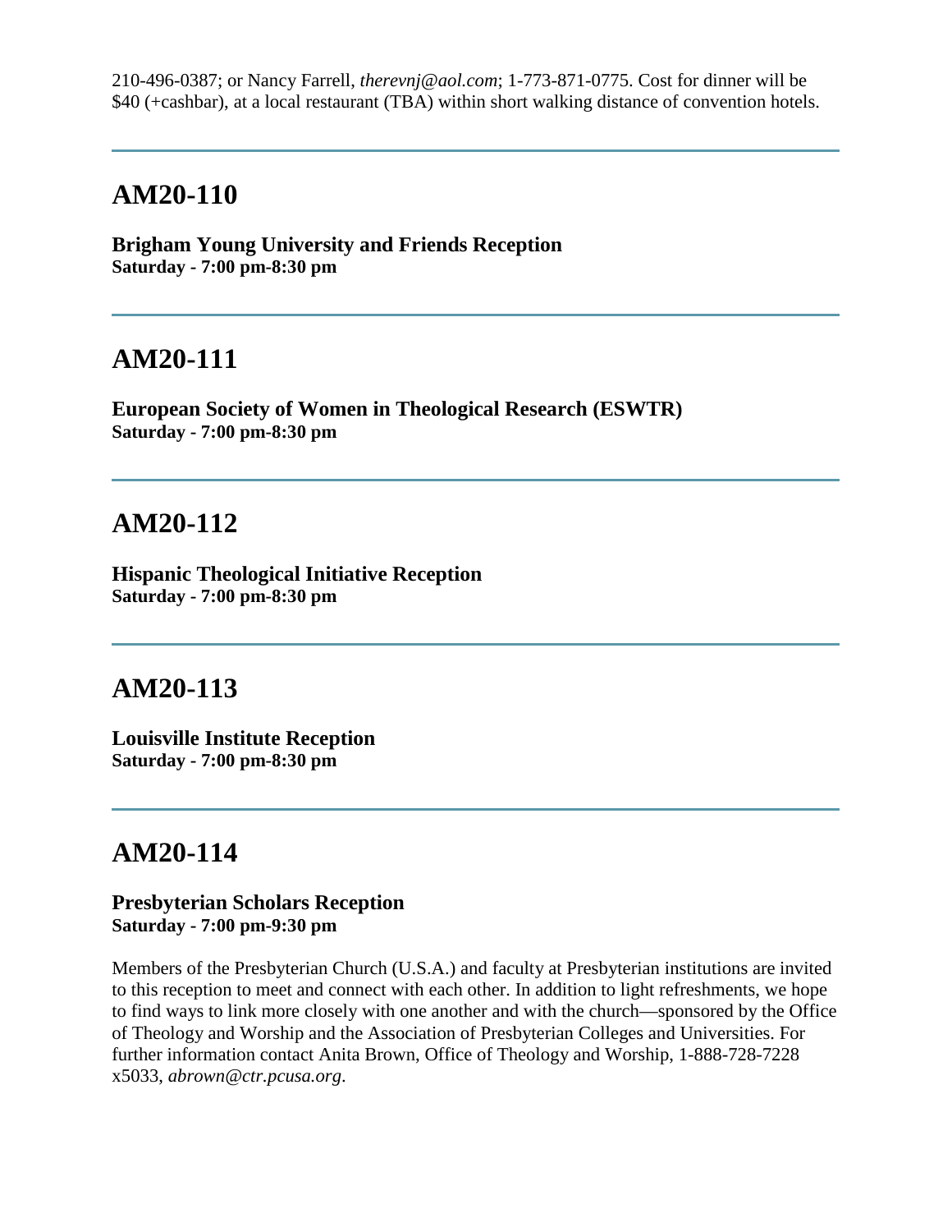210-496-0387; or Nancy Farrell, *therevnj@aol.com*; 1-773-871-0775. Cost for dinner will be $40 (+cashbar), at a local restaurant (TBA) within short walking distance of convention hotels.

---

## AM20-110

**Brigham Young University and Friends Reception**
**Saturday - 7:00 pm-8:30 pm**

---

## AM20-111

**European Society of Women in Theological Research (ESWTR)**
**Saturday - 7:00 pm-8:30 pm**

---

## AM20-112

**Hispanic Theological Initiative Reception**
**Saturday - 7:00 pm-8:30 pm**

---

## AM20-113

**Louisville Institute Reception**
**Saturday - 7:00 pm-8:30 pm**

---

## AM20-114

**Presbyterian Scholars Reception**
**Saturday - 7:00 pm-9:30 pm**

Members of the Presbyterian Church (U.S.A.) and faculty at Presbyterian institutions are invited to this reception to meet and connect with each other. In addition to light refreshments, we hope to find ways to link more closely with one another and with the church—sponsored by the Office of Theology and Worship and the Association of Presbyterian Colleges and Universities. For further information contact Anita Brown, Office of Theology and Worship, 1-888-728-7228 x5033, *abrown@ctr.pcusa.org*.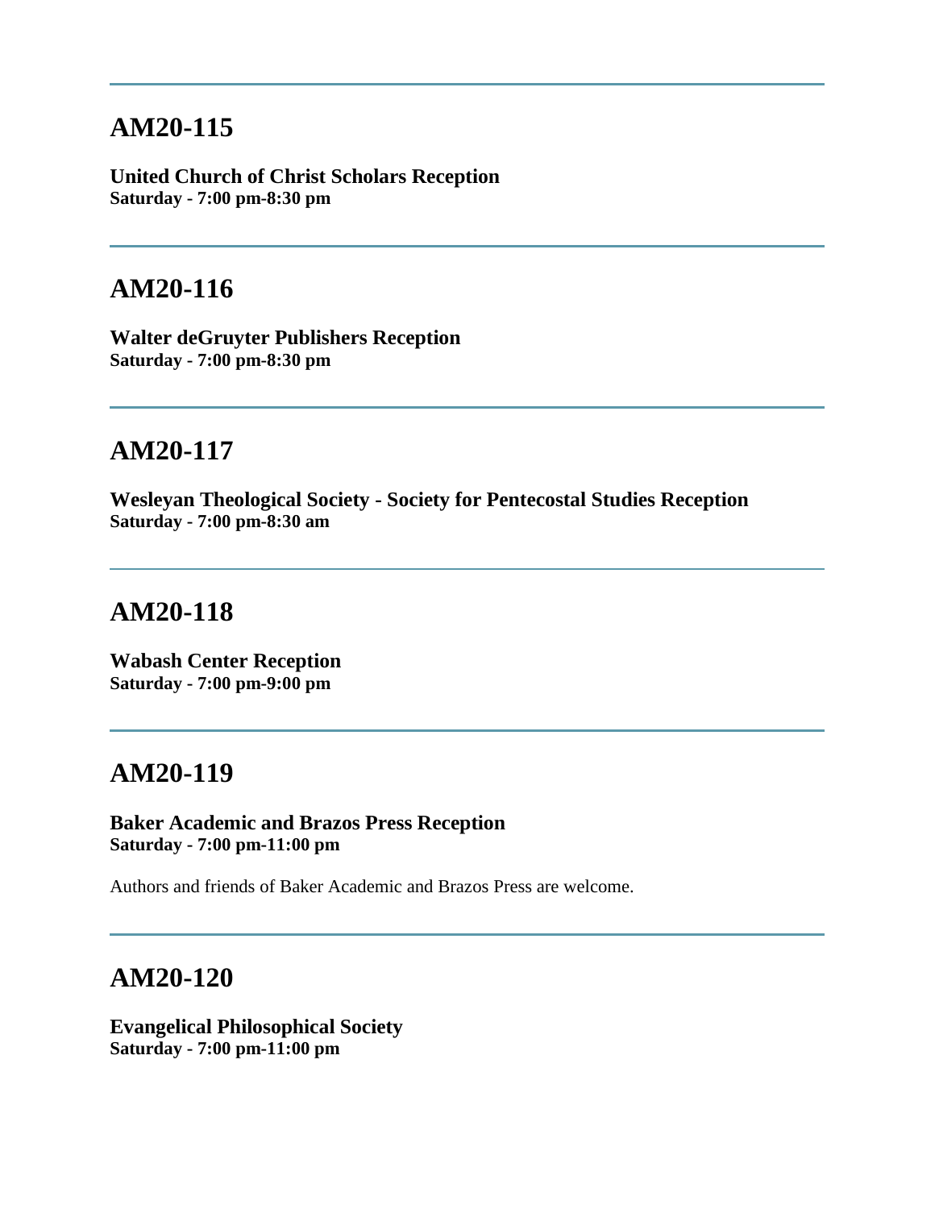---

## AM20-115

**United Church of Christ Scholars Reception**
**Saturday - 7:00 pm-8:30 pm**

---

## AM20-116

**Walter deGruyter Publishers Reception**
**Saturday - 7:00 pm-8:30 pm**

---

## AM20-117

**Wesleyan Theological Society - Society for Pentecostal Studies Reception**
**Saturday - 7:00 pm-8:30 am**

---

## AM20-118

**Wabash Center Reception**
**Saturday - 7:00 pm-9:00 pm**

---

## AM20-119

**Baker Academic and Brazos Press Reception**
**Saturday - 7:00 pm-11:00 pm**

Authors and friends of Baker Academic and Brazos Press are welcome.

---

## AM20-120

**Evangelical Philosophical Society**
**Saturday - 7:00 pm-11:00 pm**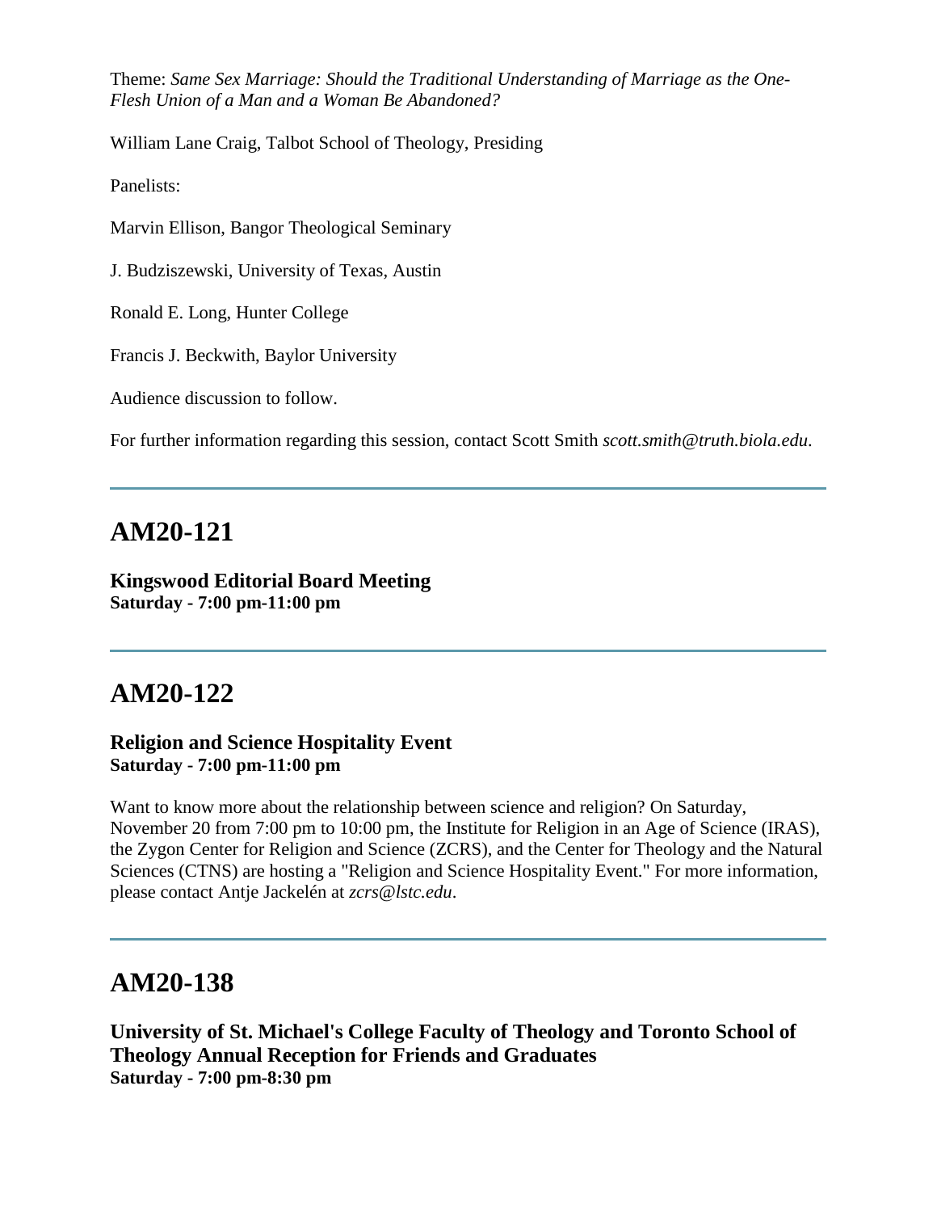Theme: *Same Sex Marriage: Should the Traditional Understanding of Marriage as the One-Flesh Union of a Man and a Woman Be Abandoned?*

William Lane Craig, Talbot School of Theology, Presiding

Panelists:

Marvin Ellison, Bangor Theological Seminary

J. Budziszewski, University of Texas, Austin

Ronald E. Long, Hunter College

Francis J. Beckwith, Baylor University

Audience discussion to follow.

For further information regarding this session, contact Scott Smith *scott.smith@truth.biola.edu*.

---

## AM20-121

**Kingswood Editorial Board Meeting**
**Saturday - 7:00 pm-11:00 pm**

---

## AM20-122

**Religion and Science Hospitality Event**
**Saturday - 7:00 pm-11:00 pm**

Want to know more about the relationship between science and religion? On Saturday, November 20 from 7:00 pm to 10:00 pm, the Institute for Religion in an Age of Science (IRAS), the Zygon Center for Religion and Science (ZCRS), and the Center for Theology and the Natural Sciences (CTNS) are hosting a "Religion and Science Hospitality Event." For more information, please contact Antje Jackelén at *zcrs@lstc.edu*.

---

## AM20-138

**University of St. Michael's College Faculty of Theology and Toronto School of Theology Annual Reception for Friends and Graduates**
**Saturday - 7:00 pm-8:30 pm**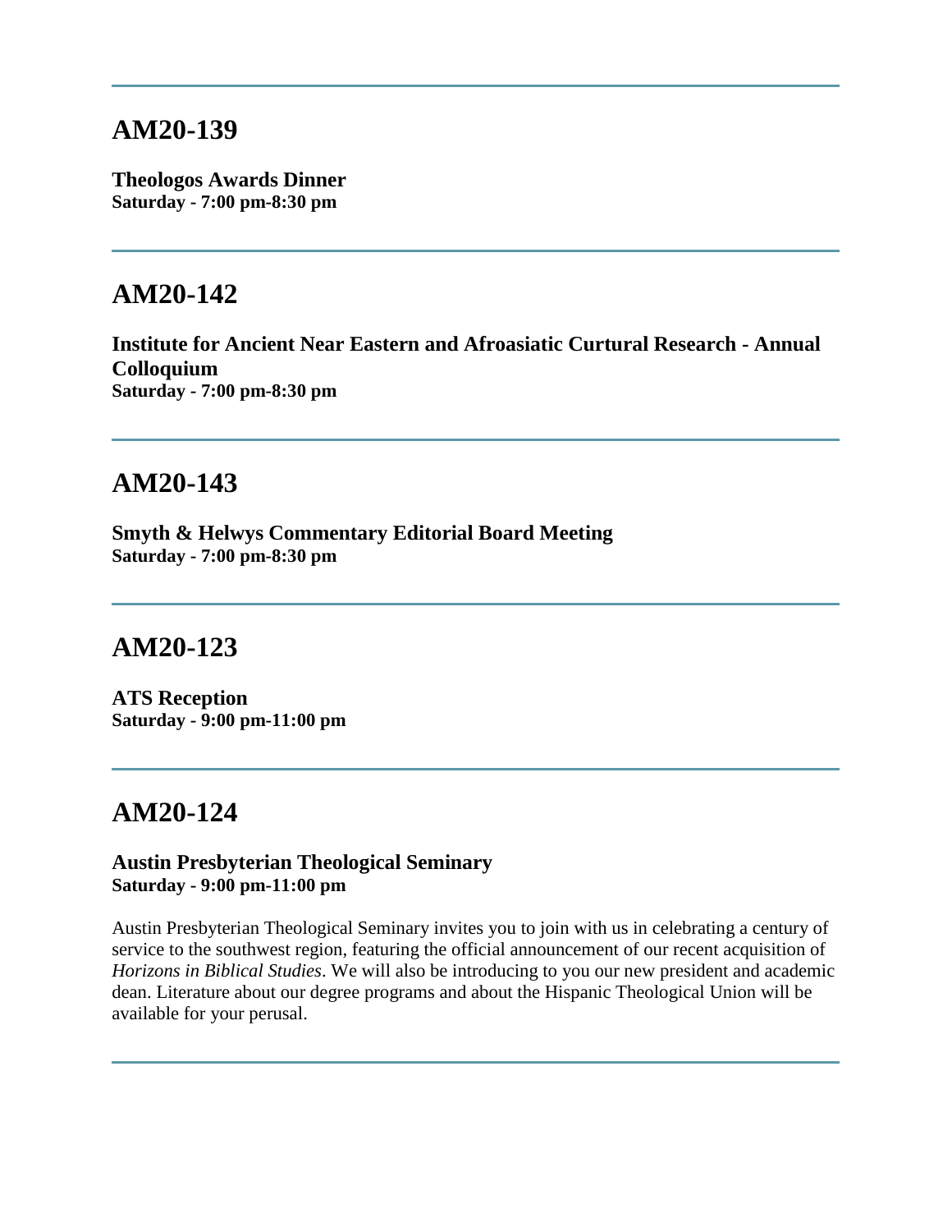---

## AM20-139

**Theologos Awards Dinner**
**Saturday - 7:00 pm-8:30 pm**

---

## AM20-142

**Institute for Ancient Near Eastern and Afroasiatic Curtural Research - Annual Colloquium**
**Saturday - 7:00 pm-8:30 pm**

---

## AM20-143

**Smyth & Helwys Commentary Editorial Board Meeting**
**Saturday - 7:00 pm-8:30 pm**

---

## AM20-123

**ATS Reception**
**Saturday - 9:00 pm-11:00 pm**

---

## AM20-124

**Austin Presbyterian Theological Seminary**
**Saturday - 9:00 pm-11:00 pm**

Austin Presbyterian Theological Seminary invites you to join with us in celebrating a century of service to the southwest region, featuring the official announcement of our recent acquisition of *Horizons in Biblical Studies*. We will also be introducing to you our new president and academic dean. Literature about our degree programs and about the Hispanic Theological Union will be available for your perusal.

---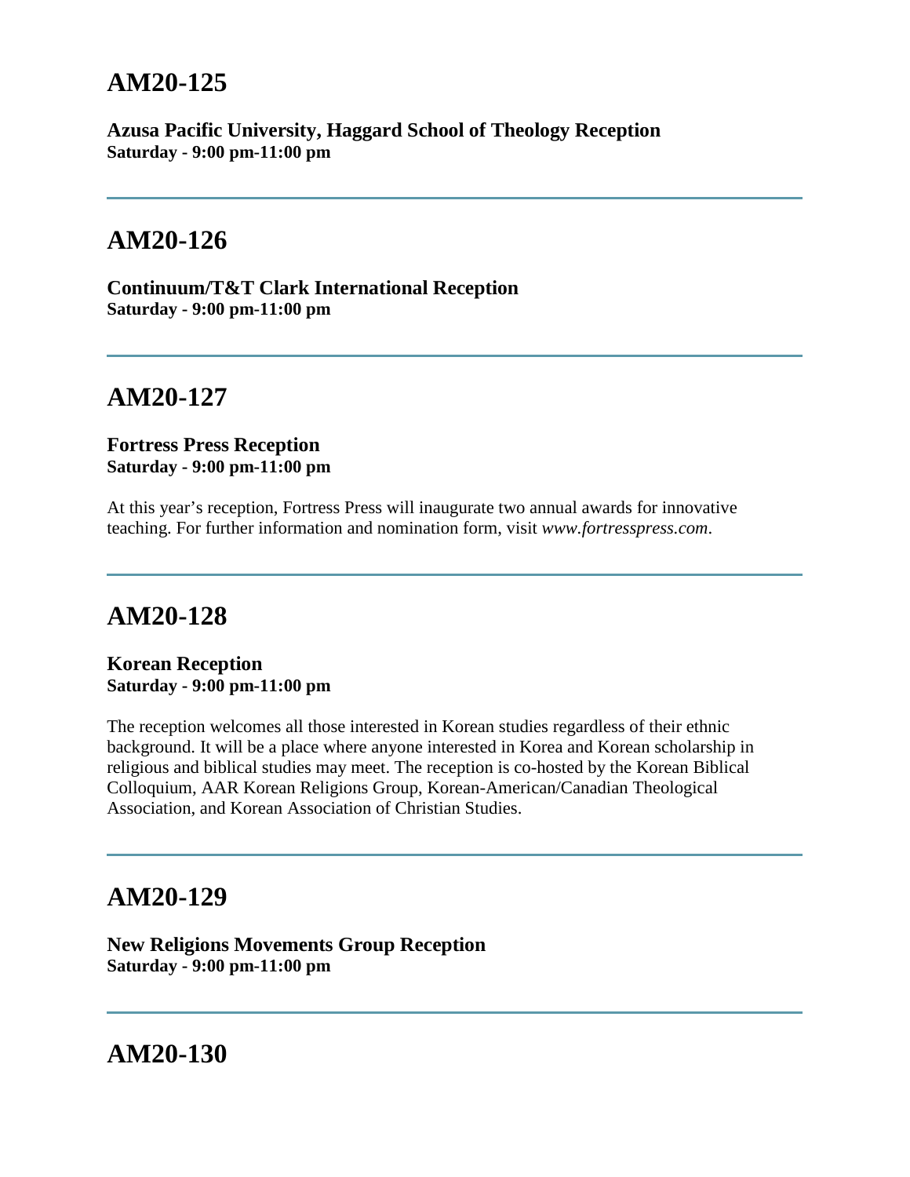## AM20-125

**Azusa Pacific University, Haggard School of Theology Reception**
**Saturday - 9:00 pm-11:00 pm**

---

## AM20-126

**Continuum/T&T Clark International Reception**
**Saturday - 9:00 pm-11:00 pm**

---

## AM20-127

**Fortress Press Reception**
**Saturday - 9:00 pm-11:00 pm**

At this year's reception, Fortress Press will inaugurate two annual awards for innovative teaching. For further information and nomination form, visit *www.fortresspress.com*.

---

## AM20-128

**Korean Reception**
**Saturday - 9:00 pm-11:00 pm**

The reception welcomes all those interested in Korean studies regardless of their ethnic background. It will be a place where anyone interested in Korea and Korean scholarship in religious and biblical studies may meet. The reception is co-hosted by the Korean Biblical Colloquium, AAR Korean Religions Group, Korean-American/Canadian Theological Association, and Korean Association of Christian Studies.

---

## AM20-129

**New Religions Movements Group Reception**
**Saturday - 9:00 pm-11:00 pm**

---

## AM20-130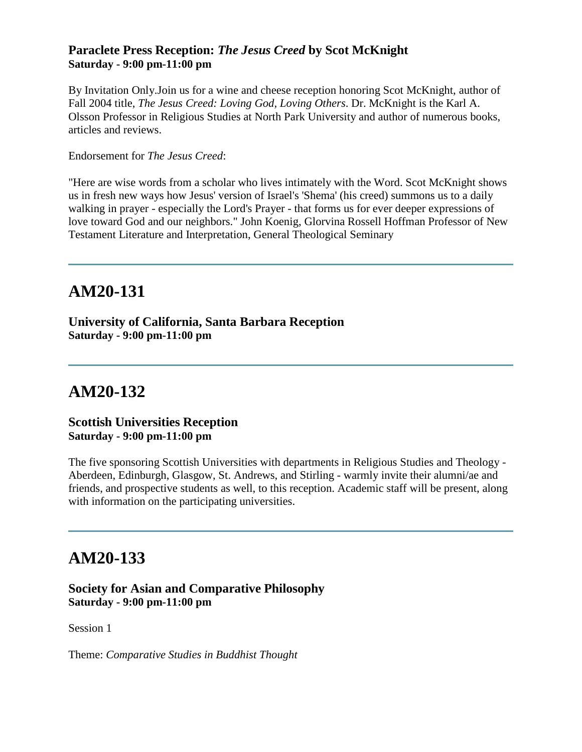**Paraclete Press Reception:** ***The Jesus Creed*** **by Scot McKnight**
**Saturday - 9:00 pm-11:00 pm**

By Invitation Only.Join us for a wine and cheese reception honoring Scot McKnight, author of Fall 2004 title, *The Jesus Creed: Loving God, Loving Others*. Dr. McKnight is the Karl A. Olsson Professor in Religious Studies at North Park University and author of numerous books, articles and reviews.

Endorsement for *The Jesus Creed*:

"Here are wise words from a scholar who lives intimately with the Word. Scot McKnight shows us in fresh new ways how Jesus' version of Israel's 'Shema' (his creed) summons us to a daily walking in prayer - especially the Lord's Prayer - that forms us for ever deeper expressions of love toward God and our neighbors." John Koenig, Glorvina Rossell Hoffman Professor of New Testament Literature and Interpretation, General Theological Seminary

---

## AM20-131

**University of California, Santa Barbara Reception**
**Saturday - 9:00 pm-11:00 pm**

---

## AM20-132

**Scottish Universities Reception**
**Saturday - 9:00 pm-11:00 pm**

The five sponsoring Scottish Universities with departments in Religious Studies and Theology - Aberdeen, Edinburgh, Glasgow, St. Andrews, and Stirling - warmly invite their alumni/ae and friends, and prospective students as well, to this reception. Academic staff will be present, along with information on the participating universities.

---

## AM20-133

**Society for Asian and Comparative Philosophy**
**Saturday - 9:00 pm-11:00 pm**

Session 1

Theme: *Comparative Studies in Buddhist Thought*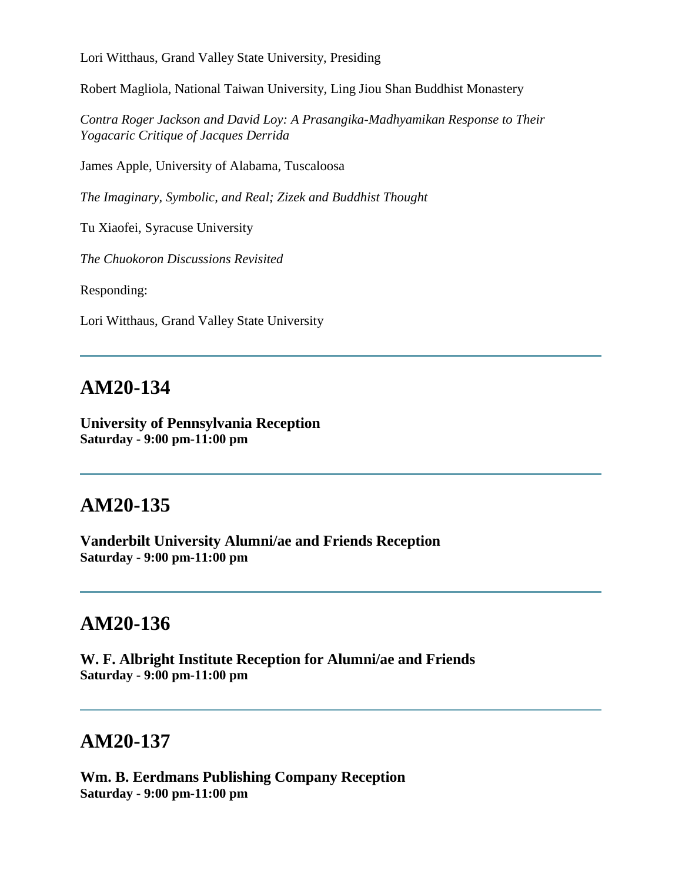Lori Witthaus, Grand Valley State University, Presiding

Robert Magliola, National Taiwan University, Ling Jiou Shan Buddhist Monastery

*Contra Roger Jackson and David Loy: A Prasangika-Madhyamikan Response to Their Yogacaric Critique of Jacques Derrida*

James Apple, University of Alabama, Tuscaloosa

*The Imaginary, Symbolic, and Real; Zizek and Buddhist Thought*

Tu Xiaofei, Syracuse University

*The Chuokoron Discussions Revisited*

Responding:

Lori Witthaus, Grand Valley State University

---

## AM20-134

**University of Pennsylvania Reception**
**Saturday - 9:00 pm-11:00 pm**

---

## AM20-135

**Vanderbilt University Alumni/ae and Friends Reception**
**Saturday - 9:00 pm-11:00 pm**

---

## AM20-136

**W. F. Albright Institute Reception for Alumni/ae and Friends**
**Saturday - 9:00 pm-11:00 pm**

---

## AM20-137

**Wm. B. Eerdmans Publishing Company Reception**
**Saturday - 9:00 pm-11:00 pm**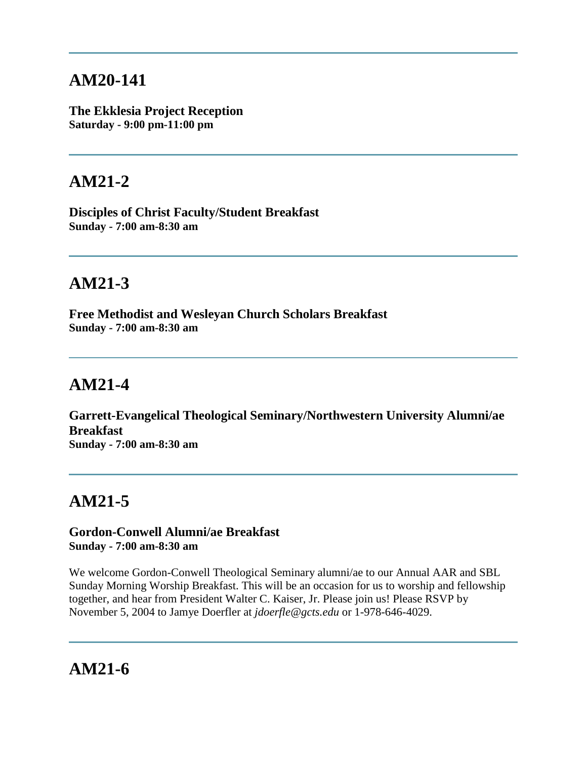---

## AM20-141

**The Ekklesia Project Reception**
**Saturday - 9:00 pm-11:00 pm**

---

## AM21-2

**Disciples of Christ Faculty/Student Breakfast**
**Sunday - 7:00 am-8:30 am**

---

## AM21-3

**Free Methodist and Wesleyan Church Scholars Breakfast**
**Sunday - 7:00 am-8:30 am**

---

## AM21-4

**Garrett-Evangelical Theological Seminary/Northwestern University Alumni/ae Breakfast**
**Sunday - 7:00 am-8:30 am**

---

## AM21-5

**Gordon-Conwell Alumni/ae Breakfast**
**Sunday - 7:00 am-8:30 am**

We welcome Gordon-Conwell Theological Seminary alumni/ae to our Annual AAR and SBL Sunday Morning Worship Breakfast. This will be an occasion for us to worship and fellowship together, and hear from President Walter C. Kaiser, Jr. Please join us! Please RSVP by November 5, 2004 to Jamye Doerfler at *jdoerfle@gcts.edu* or 1-978-646-4029.

---

## AM21-6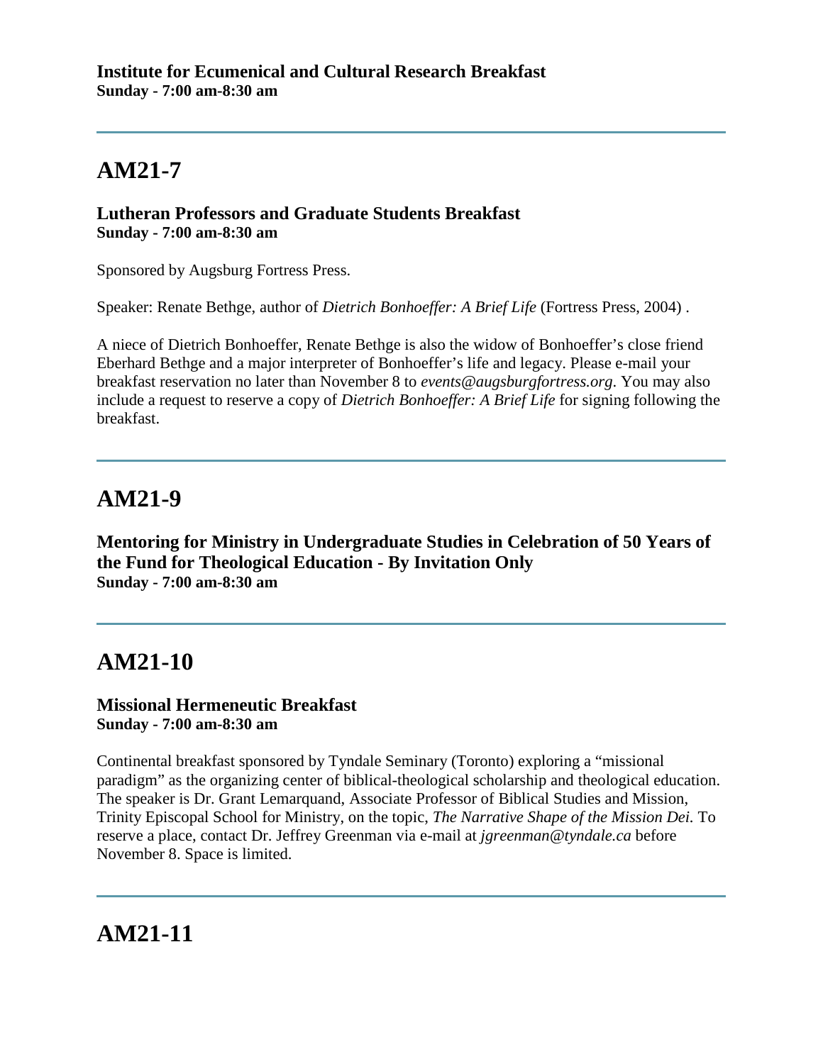**Institute for Ecumenical and Cultural Research Breakfast**
**Sunday - 7:00 am-8:30 am**

---

## AM21-7

**Lutheran Professors and Graduate Students Breakfast**
**Sunday - 7:00 am-8:30 am**

Sponsored by Augsburg Fortress Press.

Speaker: Renate Bethge, author of *Dietrich Bonhoeffer: A Brief Life* (Fortress Press, 2004) .

A niece of Dietrich Bonhoeffer, Renate Bethge is also the widow of Bonhoeffer's close friend Eberhard Bethge and a major interpreter of Bonhoeffer's life and legacy. Please e-mail your breakfast reservation no later than November 8 to *events@augsburgfortress.org*. You may also include a request to reserve a copy of *Dietrich Bonhoeffer: A Brief Life* for signing following the breakfast.

---

## AM21-9

**Mentoring for Ministry in Undergraduate Studies in Celebration of 50 Years of the Fund for Theological Education - By Invitation Only**
**Sunday - 7:00 am-8:30 am**

---

## AM21-10

**Missional Hermeneutic Breakfast**
**Sunday - 7:00 am-8:30 am**

Continental breakfast sponsored by Tyndale Seminary (Toronto) exploring a "missional paradigm" as the organizing center of biblical-theological scholarship and theological education. The speaker is Dr. Grant Lemarquand, Associate Professor of Biblical Studies and Mission, Trinity Episcopal School for Ministry, on the topic, *The Narrative Shape of the Mission Dei.* To reserve a place, contact Dr. Jeffrey Greenman via e-mail at *jgreenman@tyndale.ca* before November 8. Space is limited.

---

## AM21-11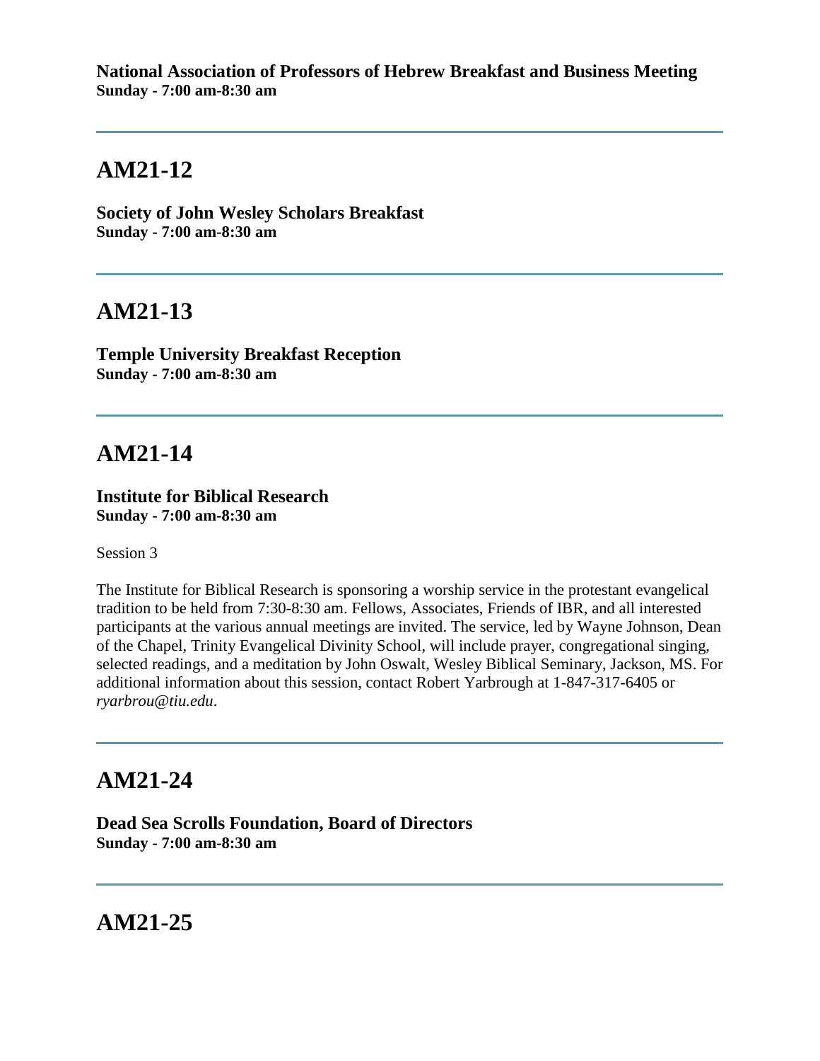**National Association of Professors of Hebrew Breakfast and Business Meeting**
**Sunday - 7:00 am-8:30 am**

---

## AM21-12

**Society of John Wesley Scholars Breakfast**
**Sunday - 7:00 am-8:30 am**

---

## AM21-13

**Temple University Breakfast Reception**
**Sunday - 7:00 am-8:30 am**

---

## AM21-14

**Institute for Biblical Research**
**Sunday - 7:00 am-8:30 am**

Session 3

The Institute for Biblical Research is sponsoring a worship service in the protestant evangelical tradition to be held from 7:30-8:30 am. Fellows, Associates, Friends of IBR, and all interested participants at the various annual meetings are invited. The service, led by Wayne Johnson, Dean of the Chapel, Trinity Evangelical Divinity School, will include prayer, congregational singing, selected readings, and a meditation by John Oswalt, Wesley Biblical Seminary, Jackson, MS. For additional information about this session, contact Robert Yarbrough at 1-847-317-6405 or *ryarbrou@tiu.edu*.

---

## AM21-24

**Dead Sea Scrolls Foundation, Board of Directors**
**Sunday - 7:00 am-8:30 am**

---

## AM21-25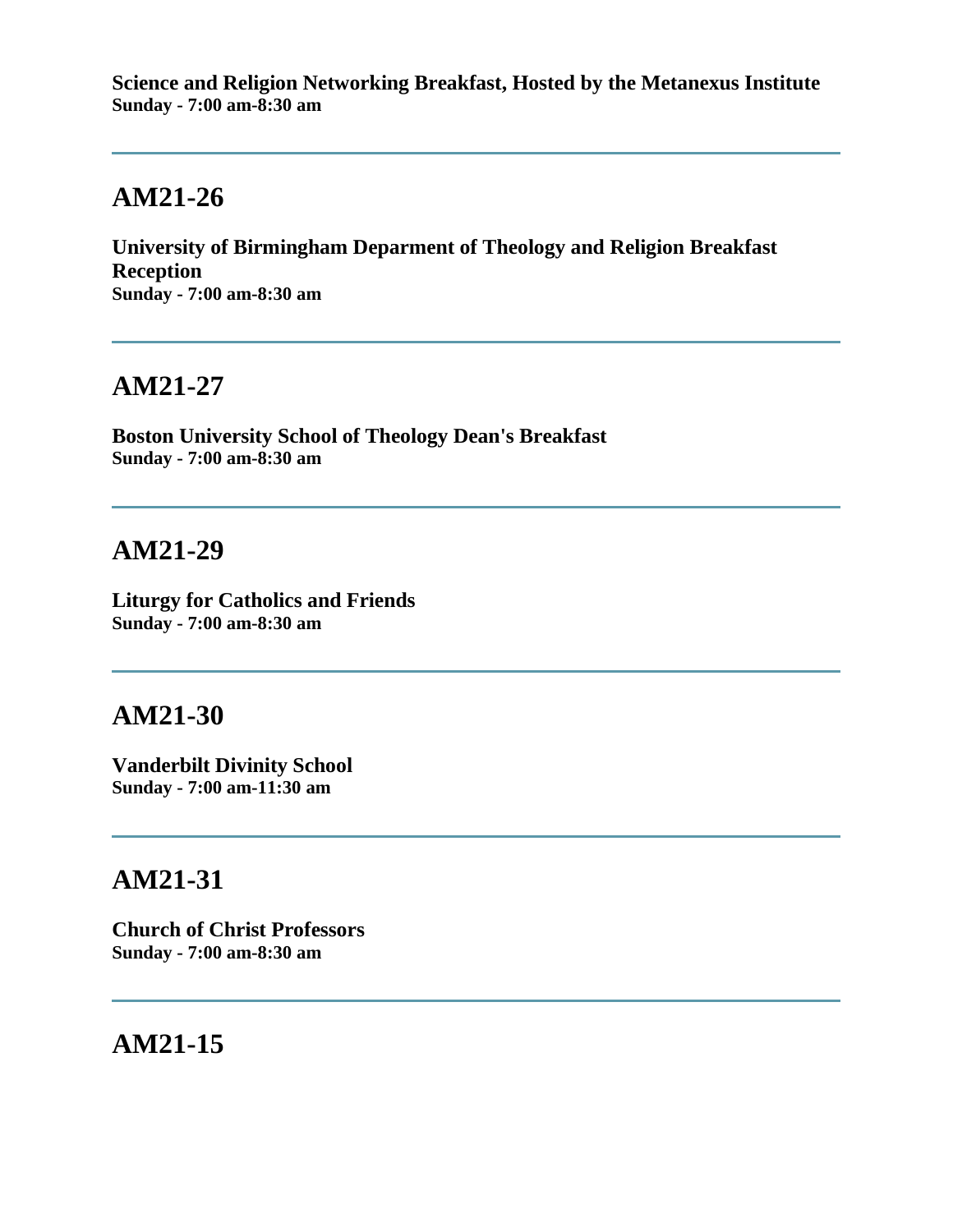**Science and Religion Networking Breakfast, Hosted by the Metanexus Institute**
**Sunday - 7:00 am-8:30 am**

---

## AM21-26

**University of Birmingham Deparment of Theology and Religion Breakfast Reception**
**Sunday - 7:00 am-8:30 am**

---

## AM21-27

**Boston University School of Theology Dean's Breakfast**
**Sunday - 7:00 am-8:30 am**

---

## AM21-29

**Liturgy for Catholics and Friends**
**Sunday - 7:00 am-8:30 am**

---

## AM21-30

**Vanderbilt Divinity School**
**Sunday - 7:00 am-11:30 am**

---

## AM21-31

**Church of Christ Professors**
**Sunday - 7:00 am-8:30 am**

---

## AM21-15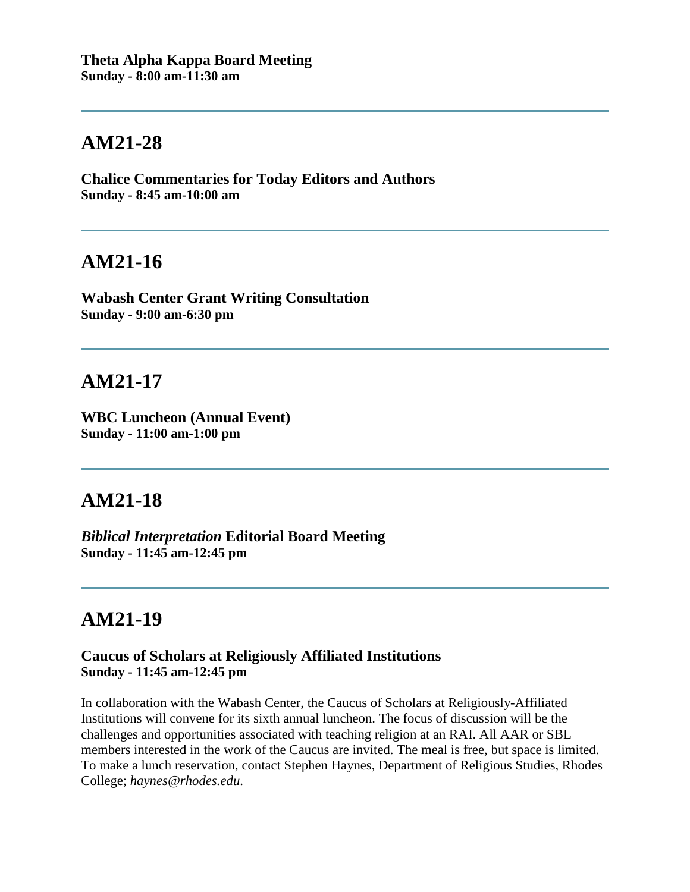**Theta Alpha Kappa Board Meeting**
**Sunday - 8:00 am-11:30 am**

---

## AM21-28

**Chalice Commentaries for Today Editors and Authors**
**Sunday - 8:45 am-10:00 am**

---

## AM21-16

**Wabash Center Grant Writing Consultation**
**Sunday - 9:00 am-6:30 pm**

---

## AM21-17

**WBC Luncheon (Annual Event)**
**Sunday - 11:00 am-1:00 pm**

---

## AM21-18

***Biblical Interpretation* Editorial Board Meeting**
**Sunday - 11:45 am-12:45 pm**

---

## AM21-19

**Caucus of Scholars at Religiously Affiliated Institutions**
**Sunday - 11:45 am-12:45 pm**

In collaboration with the Wabash Center, the Caucus of Scholars at Religiously-Affiliated Institutions will convene for its sixth annual luncheon. The focus of discussion will be the challenges and opportunities associated with teaching religion at an RAI. All AAR or SBL members interested in the work of the Caucus are invited. The meal is free, but space is limited. To make a lunch reservation, contact Stephen Haynes, Department of Religious Studies, Rhodes College; *haynes@rhodes.edu*.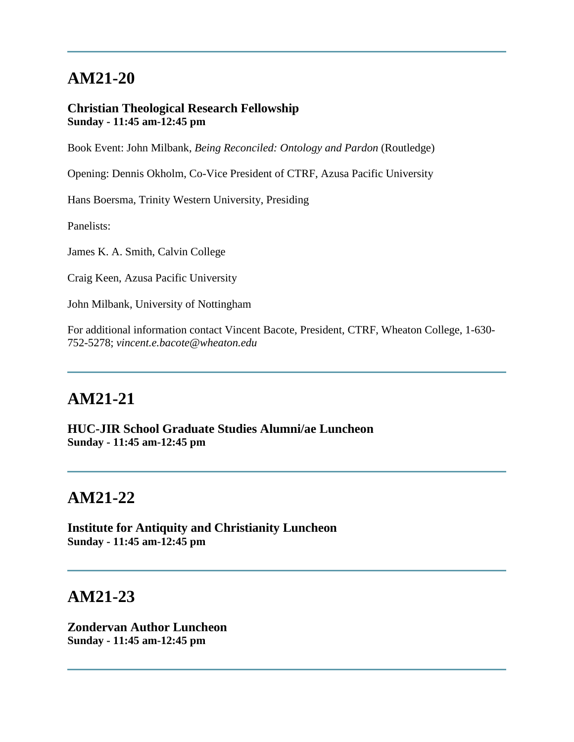---

## AM21-20

**Christian Theological Research Fellowship**
**Sunday - 11:45 am-12:45 pm**

Book Event: John Milbank, *Being Reconciled: Ontology and Pardon* (Routledge)

Opening: Dennis Okholm, Co-Vice President of CTRF, Azusa Pacific University

Hans Boersma, Trinity Western University, Presiding

Panelists:

James K. A. Smith, Calvin College

Craig Keen, Azusa Pacific University

John Milbank, University of Nottingham

For additional information contact Vincent Bacote, President, CTRF, Wheaton College, 1-630-752-5278; *vincent.e.bacote@wheaton.edu*

---

## AM21-21

**HUC-JIR School Graduate Studies Alumni/ae Luncheon**
**Sunday - 11:45 am-12:45 pm**

---

## AM21-22

**Institute for Antiquity and Christianity Luncheon**
**Sunday - 11:45 am-12:45 pm**

---

## AM21-23

**Zondervan Author Luncheon**
**Sunday - 11:45 am-12:45 pm**

---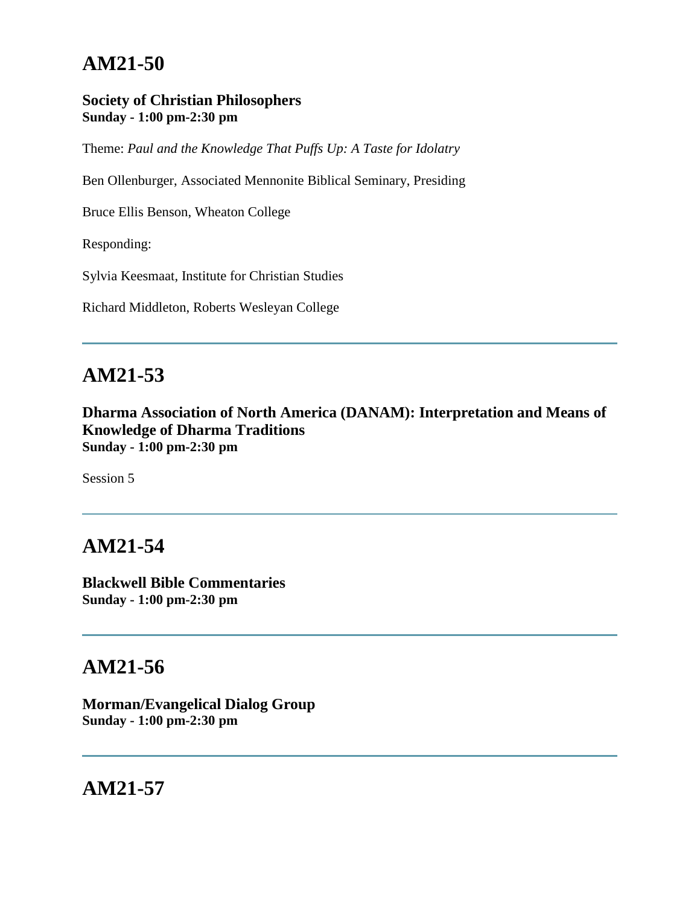## AM21-50

**Society of Christian Philosophers**
**Sunday - 1:00 pm-2:30 pm**

Theme: *Paul and the Knowledge That Puffs Up: A Taste for Idolatry*

Ben Ollenburger, Associated Mennonite Biblical Seminary, Presiding

Bruce Ellis Benson, Wheaton College

Responding:

Sylvia Keesmaat, Institute for Christian Studies

Richard Middleton, Roberts Wesleyan College

---

## AM21-53

**Dharma Association of North America (DANAM): Interpretation and Means of Knowledge of Dharma Traditions**
**Sunday - 1:00 pm-2:30 pm**

Session 5

---

## AM21-54

**Blackwell Bible Commentaries**
**Sunday - 1:00 pm-2:30 pm**

---

## AM21-56

**Morman/Evangelical Dialog Group**
**Sunday - 1:00 pm-2:30 pm**

---

## AM21-57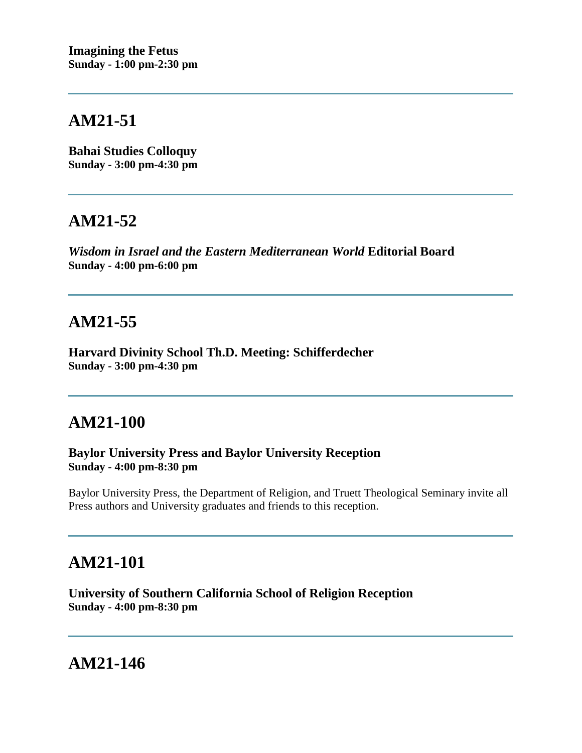**Imagining the Fetus**
**Sunday - 1:00 pm-2:30 pm**

---

## AM21-51

**Bahai Studies Colloquy**
**Sunday - 3:00 pm-4:30 pm**

---

## AM21-52

***Wisdom in Israel and the Eastern Mediterranean World* Editorial Board**
**Sunday - 4:00 pm-6:00 pm**

---

## AM21-55

**Harvard Divinity School Th.D. Meeting: Schifferdecher**
**Sunday - 3:00 pm-4:30 pm**

---

## AM21-100

**Baylor University Press and Baylor University Reception**
**Sunday - 4:00 pm-8:30 pm**

Baylor University Press, the Department of Religion, and Truett Theological Seminary invite all Press authors and University graduates and friends to this reception.

---

## AM21-101

**University of Southern California School of Religion Reception**
**Sunday - 4:00 pm-8:30 pm**

---

## AM21-146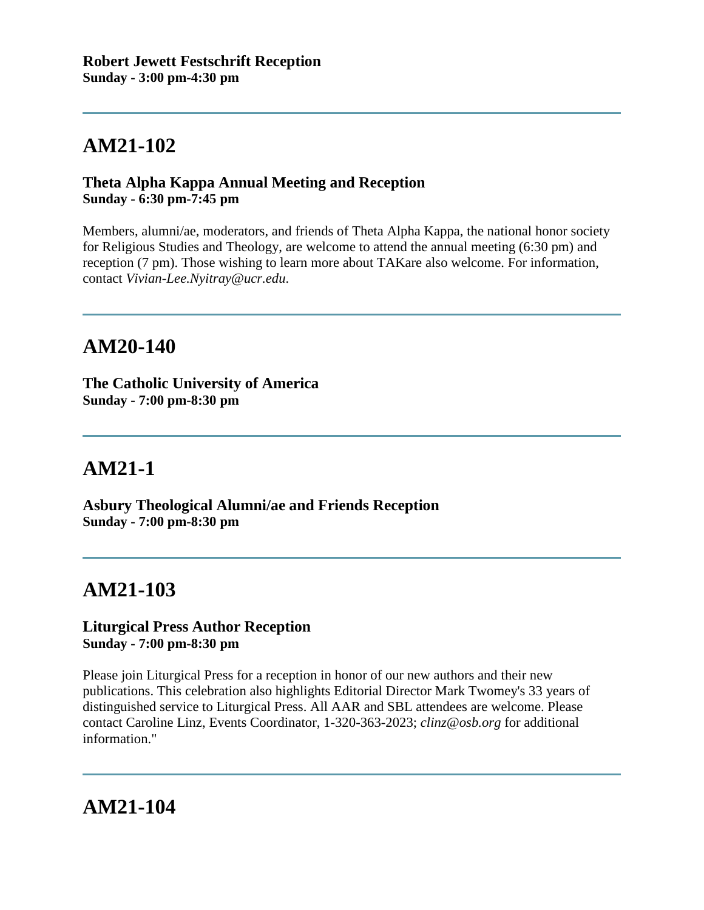**Robert Jewett Festschrift Reception**
**Sunday - 3:00 pm-4:30 pm**

---

## AM21-102

**Theta Alpha Kappa Annual Meeting and Reception**
**Sunday - 6:30 pm-7:45 pm**

Members, alumni/ae, moderators, and friends of Theta Alpha Kappa, the national honor society for Religious Studies and Theology, are welcome to attend the annual meeting (6:30 pm) and reception (7 pm). Those wishing to learn more about TAKare also welcome. For information, contact *Vivian-Lee.Nyitray@ucr.edu*.

---

## AM20-140

**The Catholic University of America**
**Sunday - 7:00 pm-8:30 pm**

---

## AM21-1

**Asbury Theological Alumni/ae and Friends Reception**
**Sunday - 7:00 pm-8:30 pm**

---

## AM21-103

**Liturgical Press Author Reception**
**Sunday - 7:00 pm-8:30 pm**

Please join Liturgical Press for a reception in honor of our new authors and their new publications. This celebration also highlights Editorial Director Mark Twomey's 33 years of distinguished service to Liturgical Press. All AAR and SBL attendees are welcome. Please contact Caroline Linz, Events Coordinator, 1-320-363-2023; *clinz@osb.org* for additional information."

---

## AM21-104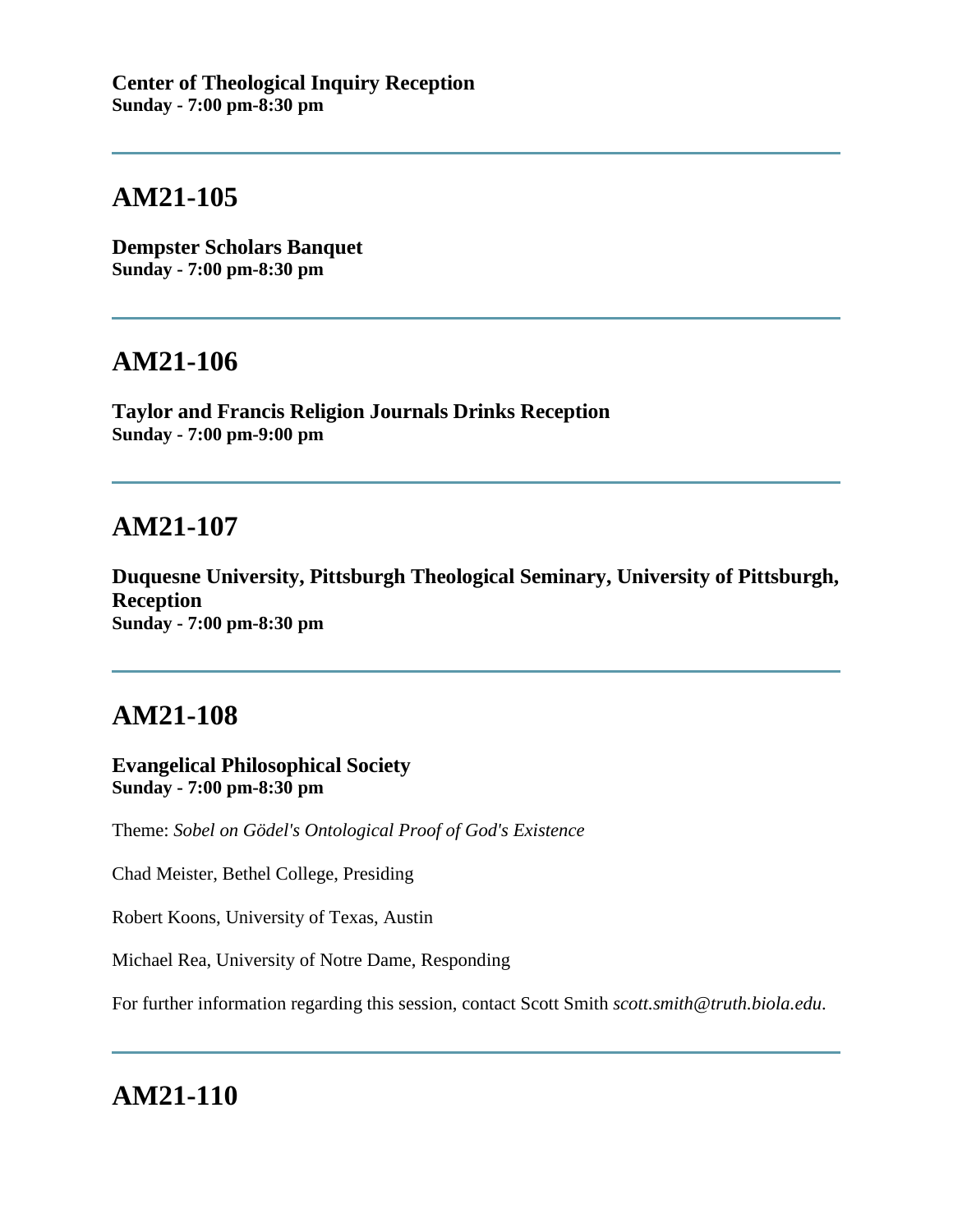**Center of Theological Inquiry Reception**
**Sunday - 7:00 pm-8:30 pm**

---

## AM21-105

**Dempster Scholars Banquet**
**Sunday - 7:00 pm-8:30 pm**

---

## AM21-106

**Taylor and Francis Religion Journals Drinks Reception**
**Sunday - 7:00 pm-9:00 pm**

---

## AM21-107

**Duquesne University, Pittsburgh Theological Seminary, University of Pittsburgh, Reception**
**Sunday - 7:00 pm-8:30 pm**

---

## AM21-108

**Evangelical Philosophical Society**
**Sunday - 7:00 pm-8:30 pm**

Theme: *Sobel on Gödel's Ontological Proof of God's Existence*

Chad Meister, Bethel College, Presiding

Robert Koons, University of Texas, Austin

Michael Rea, University of Notre Dame, Responding

For further information regarding this session, contact Scott Smith *scott.smith@truth.biola.edu*.

---

## AM21-110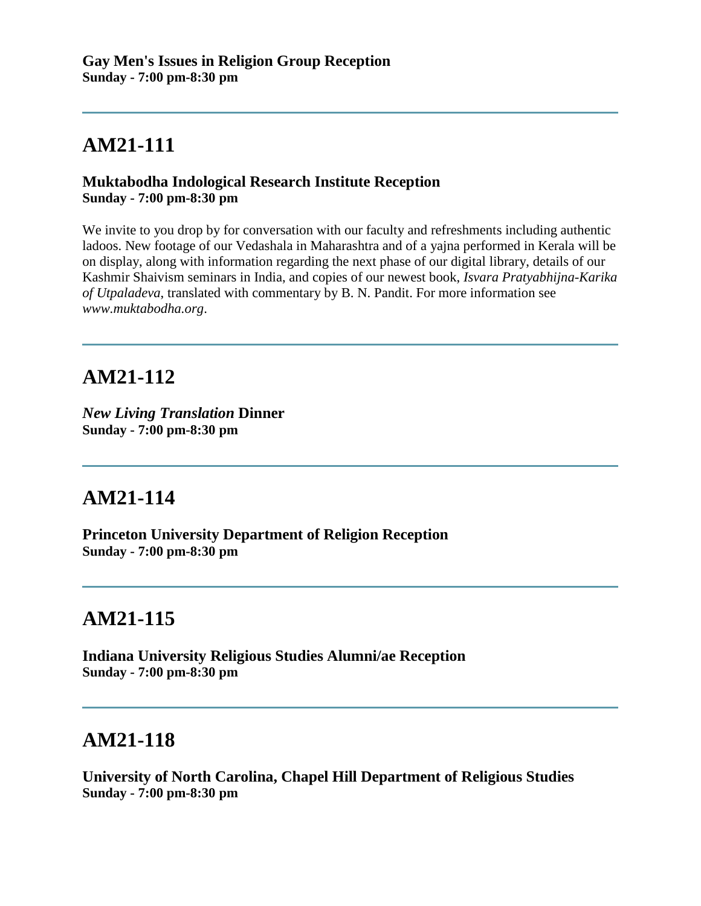**Gay Men's Issues in Religion Group Reception**
**Sunday - 7:00 pm-8:30 pm**

---

## AM21-111

**Muktabodha Indological Research Institute Reception**
**Sunday - 7:00 pm-8:30 pm**

We invite to you drop by for conversation with our faculty and refreshments including authentic ladoos. New footage of our Vedashala in Maharashtra and of a yajna performed in Kerala will be on display, along with information regarding the next phase of our digital library, details of our Kashmir Shaivism seminars in India, and copies of our newest book, *Isvara Pratyabhijna-Karika of Utpaladeva*, translated with commentary by B. N. Pandit. For more information see *www.muktabodha.org*.

---

## AM21-112

***New Living Translation* Dinner**
**Sunday - 7:00 pm-8:30 pm**

---

## AM21-114

**Princeton University Department of Religion Reception**
**Sunday - 7:00 pm-8:30 pm**

---

## AM21-115

**Indiana University Religious Studies Alumni/ae Reception**
**Sunday - 7:00 pm-8:30 pm**

---

## AM21-118

**University of North Carolina, Chapel Hill Department of Religious Studies**
**Sunday - 7:00 pm-8:30 pm**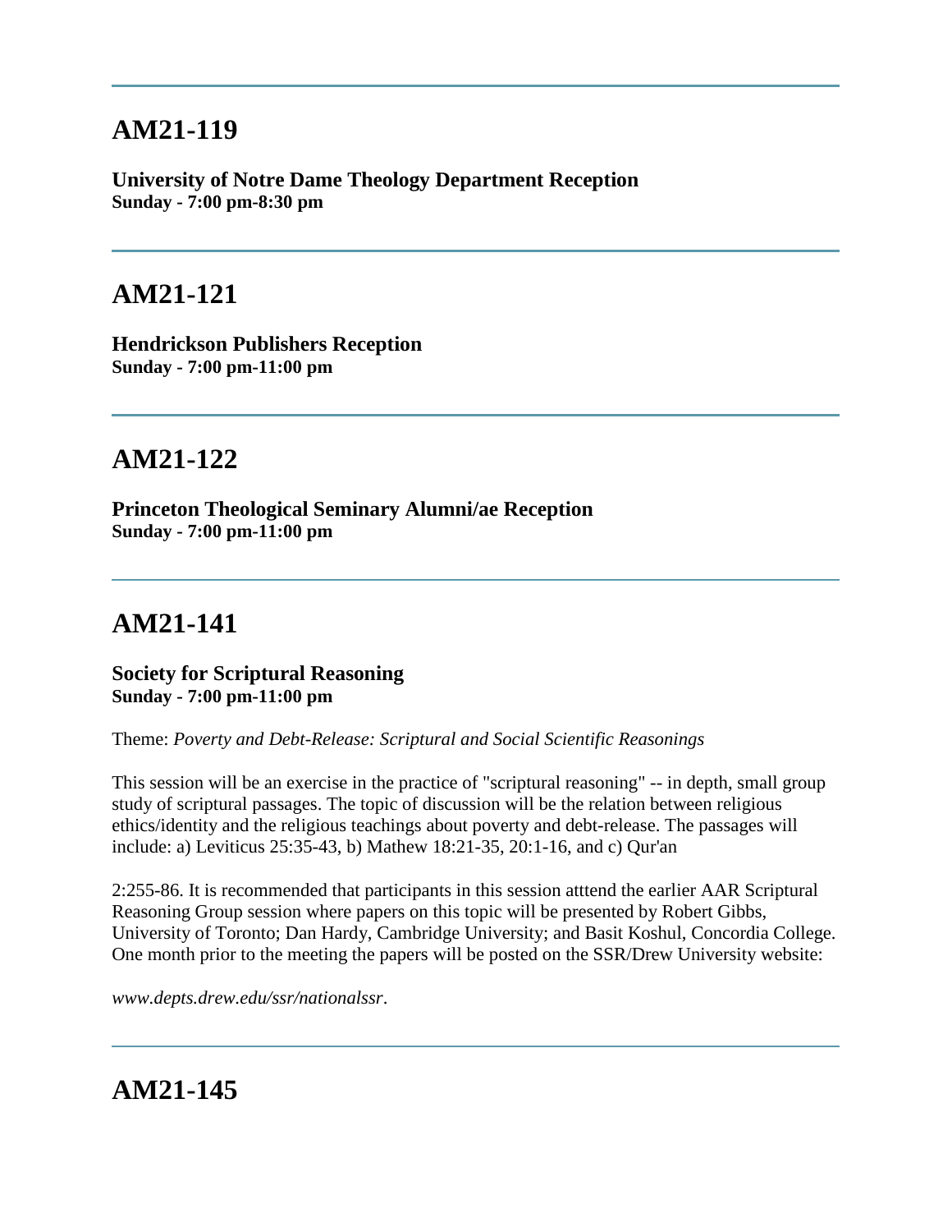---

## AM21-119

**University of Notre Dame Theology Department Reception**
**Sunday - 7:00 pm-8:30 pm**

---

## AM21-121

**Hendrickson Publishers Reception**
**Sunday - 7:00 pm-11:00 pm**

---

## AM21-122

**Princeton Theological Seminary Alumni/ae Reception**
**Sunday - 7:00 pm-11:00 pm**

---

## AM21-141

**Society for Scriptural Reasoning**
**Sunday - 7:00 pm-11:00 pm**

Theme: *Poverty and Debt-Release: Scriptural and Social Scientific Reasonings*

This session will be an exercise in the practice of "scriptural reasoning" -- in depth, small group study of scriptural passages. The topic of discussion will be the relation between religious ethics/identity and the religious teachings about poverty and debt-release. The passages will include: a) Leviticus 25:35-43, b) Mathew 18:21-35, 20:1-16, and c) Qur'an

2:255-86. It is recommended that participants in this session atttend the earlier AAR Scriptural Reasoning Group session where papers on this topic will be presented by Robert Gibbs, University of Toronto; Dan Hardy, Cambridge University; and Basit Koshul, Concordia College. One month prior to the meeting the papers will be posted on the SSR/Drew University website:

*www.depts.drew.edu/ssr/nationalssr*.

---

## AM21-145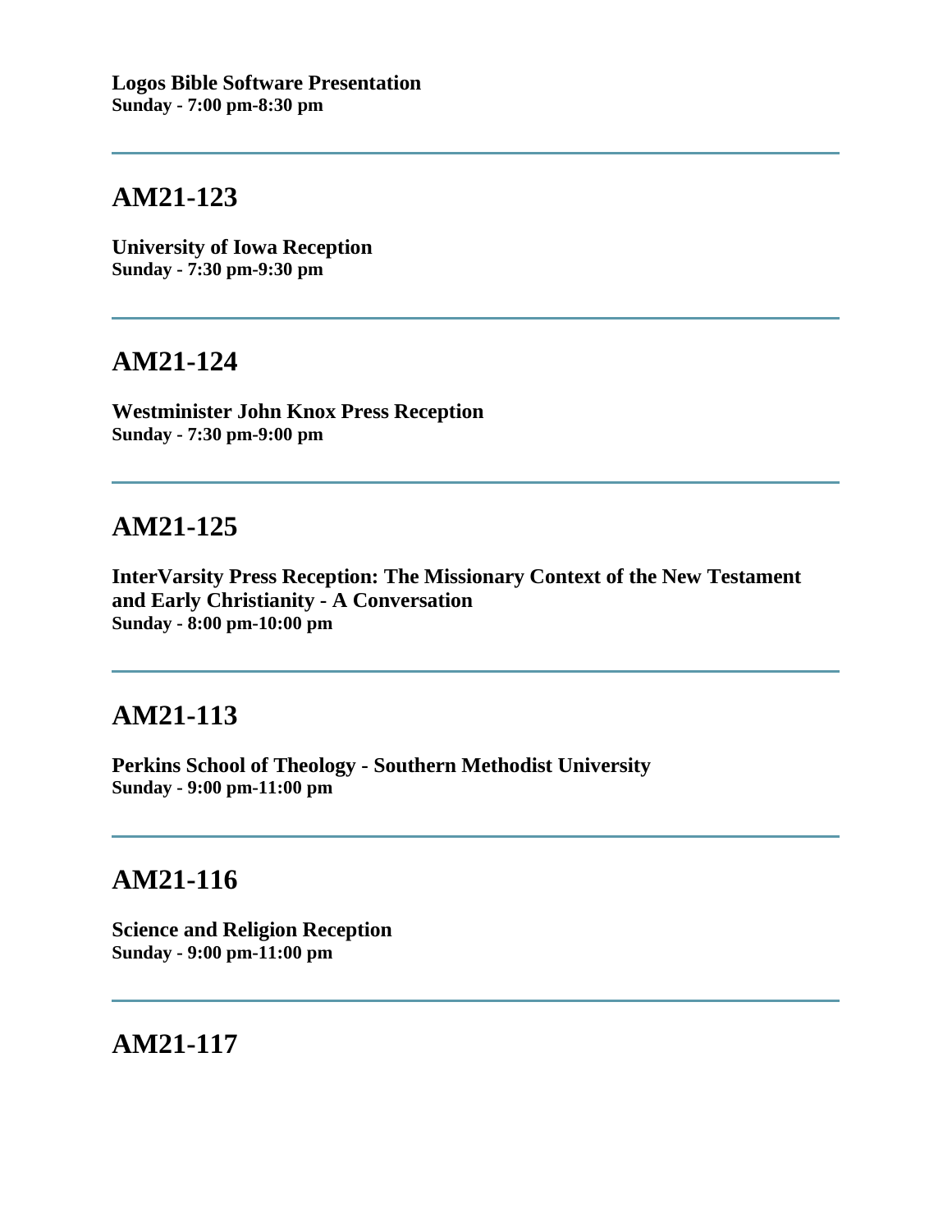**Logos Bible Software Presentation**
**Sunday - 7:00 pm-8:30 pm**

---

## AM21-123

**University of Iowa Reception**
**Sunday - 7:30 pm-9:30 pm**

---

## AM21-124

**Westminister John Knox Press Reception**
**Sunday - 7:30 pm-9:00 pm**

---

## AM21-125

**InterVarsity Press Reception: The Missionary Context of the New Testament and Early Christianity - A Conversation**
**Sunday - 8:00 pm-10:00 pm**

---

## AM21-113

**Perkins School of Theology - Southern Methodist University**
**Sunday - 9:00 pm-11:00 pm**

---

## AM21-116

**Science and Religion Reception**
**Sunday - 9:00 pm-11:00 pm**

---

## AM21-117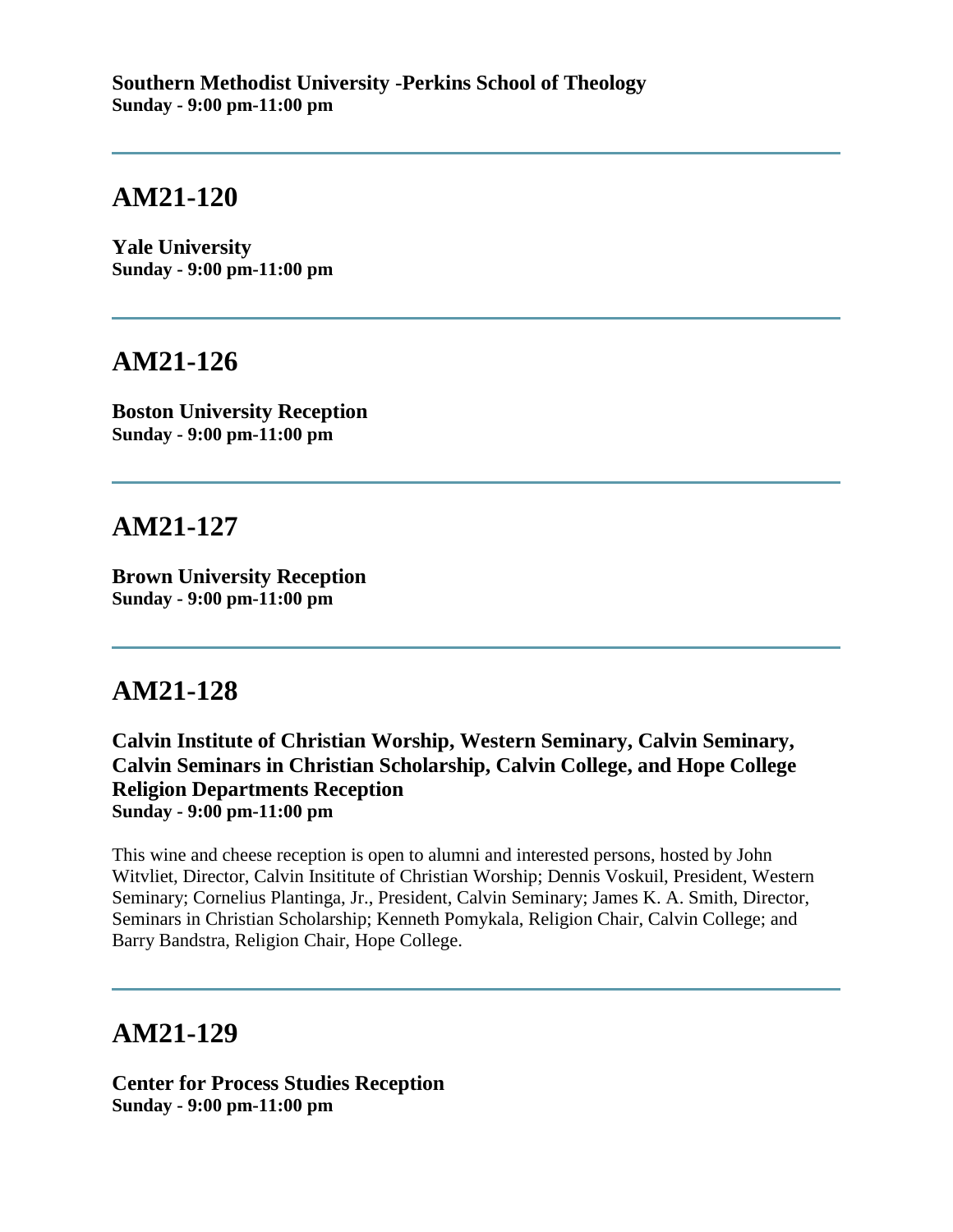**Southern Methodist University -Perkins School of Theology**
**Sunday - 9:00 pm-11:00 pm**

---

## AM21-120

**Yale University**
**Sunday - 9:00 pm-11:00 pm**

---

## AM21-126

**Boston University Reception**
**Sunday - 9:00 pm-11:00 pm**

---

## AM21-127

**Brown University Reception**
**Sunday - 9:00 pm-11:00 pm**

---

## AM21-128

**Calvin Institute of Christian Worship, Western Seminary, Calvin Seminary, Calvin Seminars in Christian Scholarship, Calvin College, and Hope College Religion Departments Reception**
**Sunday - 9:00 pm-11:00 pm**

This wine and cheese reception is open to alumni and interested persons, hosted by John Witvliet, Director, Calvin Insititute of Christian Worship; Dennis Voskuil, President, Western Seminary; Cornelius Plantinga, Jr., President, Calvin Seminary; James K. A. Smith, Director, Seminars in Christian Scholarship; Kenneth Pomykala, Religion Chair, Calvin College; and Barry Bandstra, Religion Chair, Hope College.

---

## AM21-129

**Center for Process Studies Reception**
**Sunday - 9:00 pm-11:00 pm**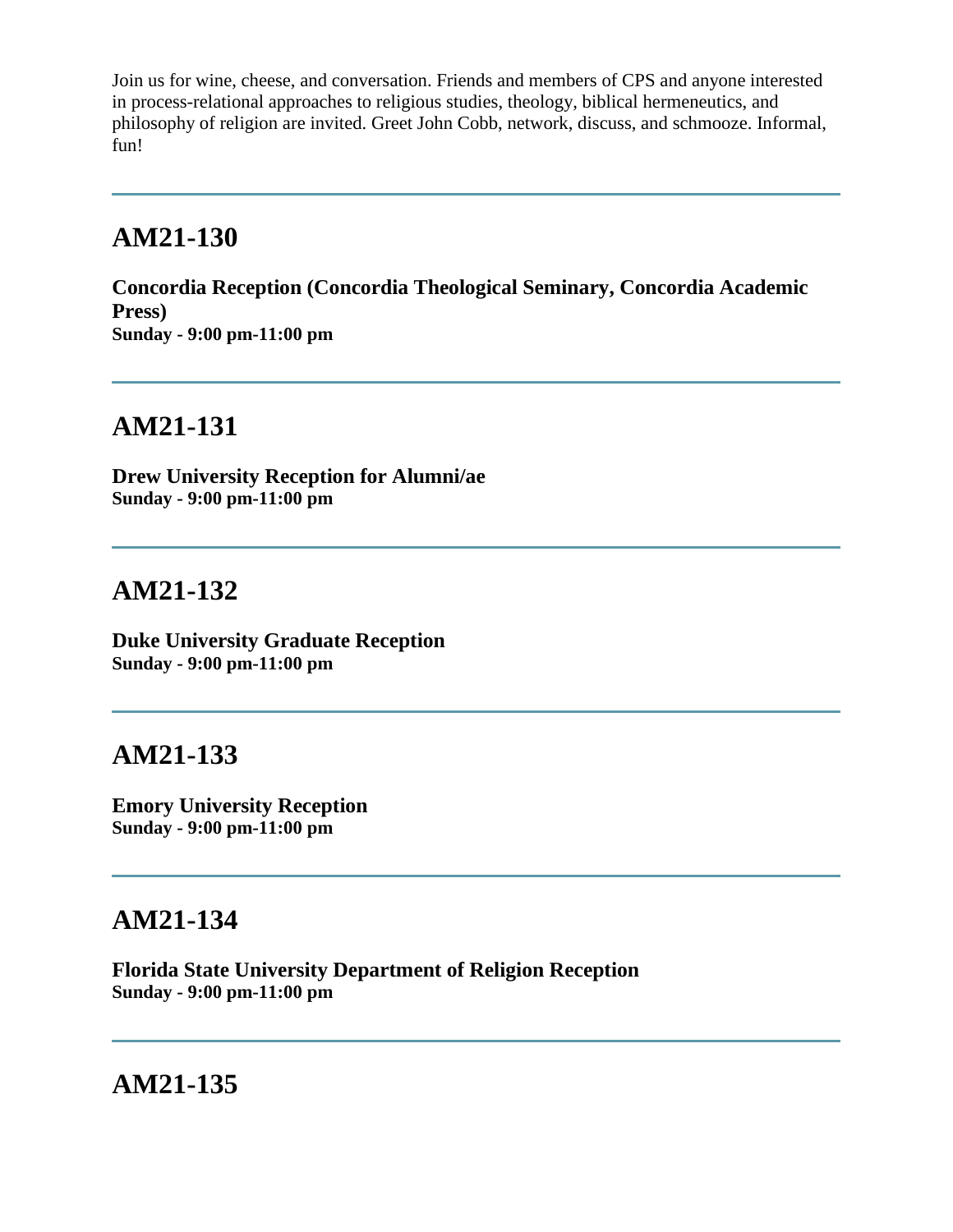Join us for wine, cheese, and conversation. Friends and members of CPS and anyone interested in process-relational approaches to religious studies, theology, biblical hermeneutics, and philosophy of religion are invited. Greet John Cobb, network, discuss, and schmooze. Informal, fun!

---

## AM21-130

**Concordia Reception (Concordia Theological Seminary, Concordia Academic Press)**
**Sunday - 9:00 pm-11:00 pm**

---

## AM21-131

**Drew University Reception for Alumni/ae**
**Sunday - 9:00 pm-11:00 pm**

---

## AM21-132

**Duke University Graduate Reception**
**Sunday - 9:00 pm-11:00 pm**

---

## AM21-133

**Emory University Reception**
**Sunday - 9:00 pm-11:00 pm**

---

## AM21-134

**Florida State University Department of Religion Reception**
**Sunday - 9:00 pm-11:00 pm**

---

## AM21-135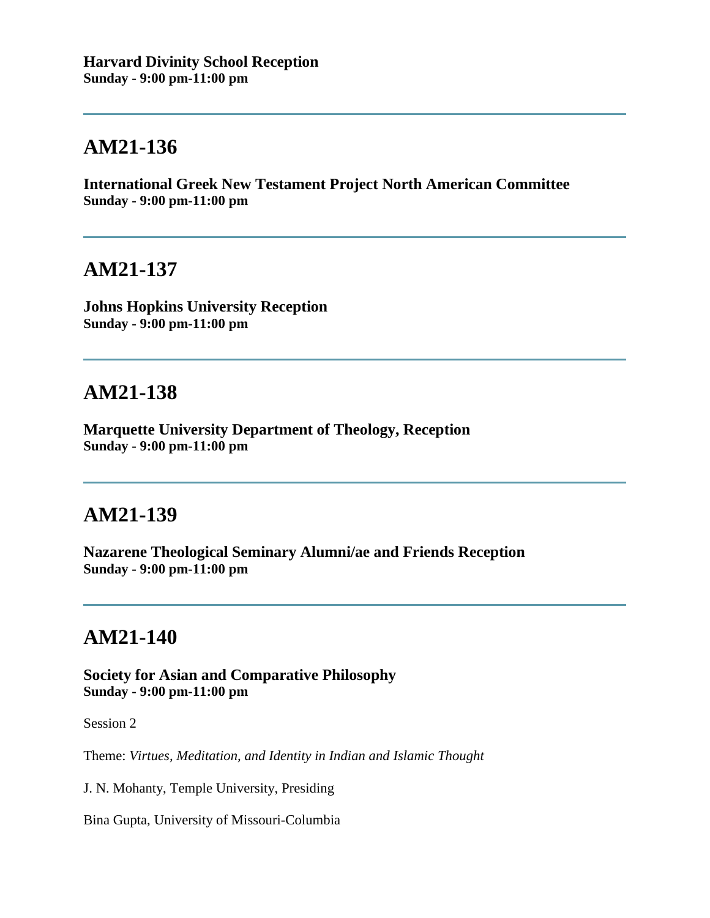**Harvard Divinity School Reception**
**Sunday - 9:00 pm-11:00 pm**

---

## AM21-136

**International Greek New Testament Project North American Committee**
**Sunday - 9:00 pm-11:00 pm**

---

## AM21-137

**Johns Hopkins University Reception**
**Sunday - 9:00 pm-11:00 pm**

---

## AM21-138

**Marquette University Department of Theology, Reception**
**Sunday - 9:00 pm-11:00 pm**

---

## AM21-139

**Nazarene Theological Seminary Alumni/ae and Friends Reception**
**Sunday - 9:00 pm-11:00 pm**

---

## AM21-140

**Society for Asian and Comparative Philosophy**
**Sunday - 9:00 pm-11:00 pm**

Session 2

Theme: *Virtues, Meditation, and Identity in Indian and Islamic Thought*

J. N. Mohanty, Temple University, Presiding

Bina Gupta, University of Missouri-Columbia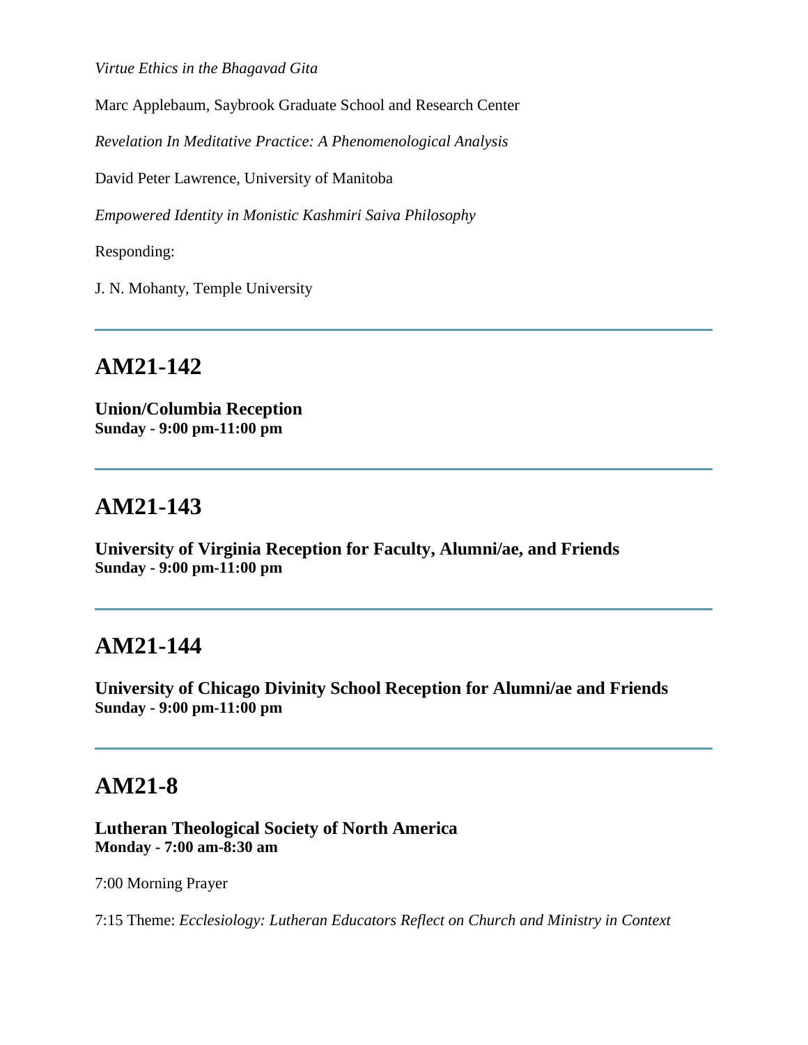*Virtue Ethics in the Bhagavad Gita*

Marc Applebaum, Saybrook Graduate School and Research Center

*Revelation In Meditative Practice: A Phenomenological Analysis*

David Peter Lawrence, University of Manitoba

*Empowered Identity in Monistic Kashmiri Saiva Philosophy*

Responding:

J. N. Mohanty, Temple University

---

## AM21-142

**Union/Columbia Reception**
**Sunday - 9:00 pm-11:00 pm**

---

## AM21-143

**University of Virginia Reception for Faculty, Alumni/ae, and Friends**
**Sunday - 9:00 pm-11:00 pm**

---

## AM21-144

**University of Chicago Divinity School Reception for Alumni/ae and Friends**
**Sunday - 9:00 pm-11:00 pm**

---

## AM21-8

**Lutheran Theological Society of North America**
**Monday - 7:00 am-8:30 am**

7:00 Morning Prayer

7:15 Theme: *Ecclesiology: Lutheran Educators Reflect on Church and Ministry in Context*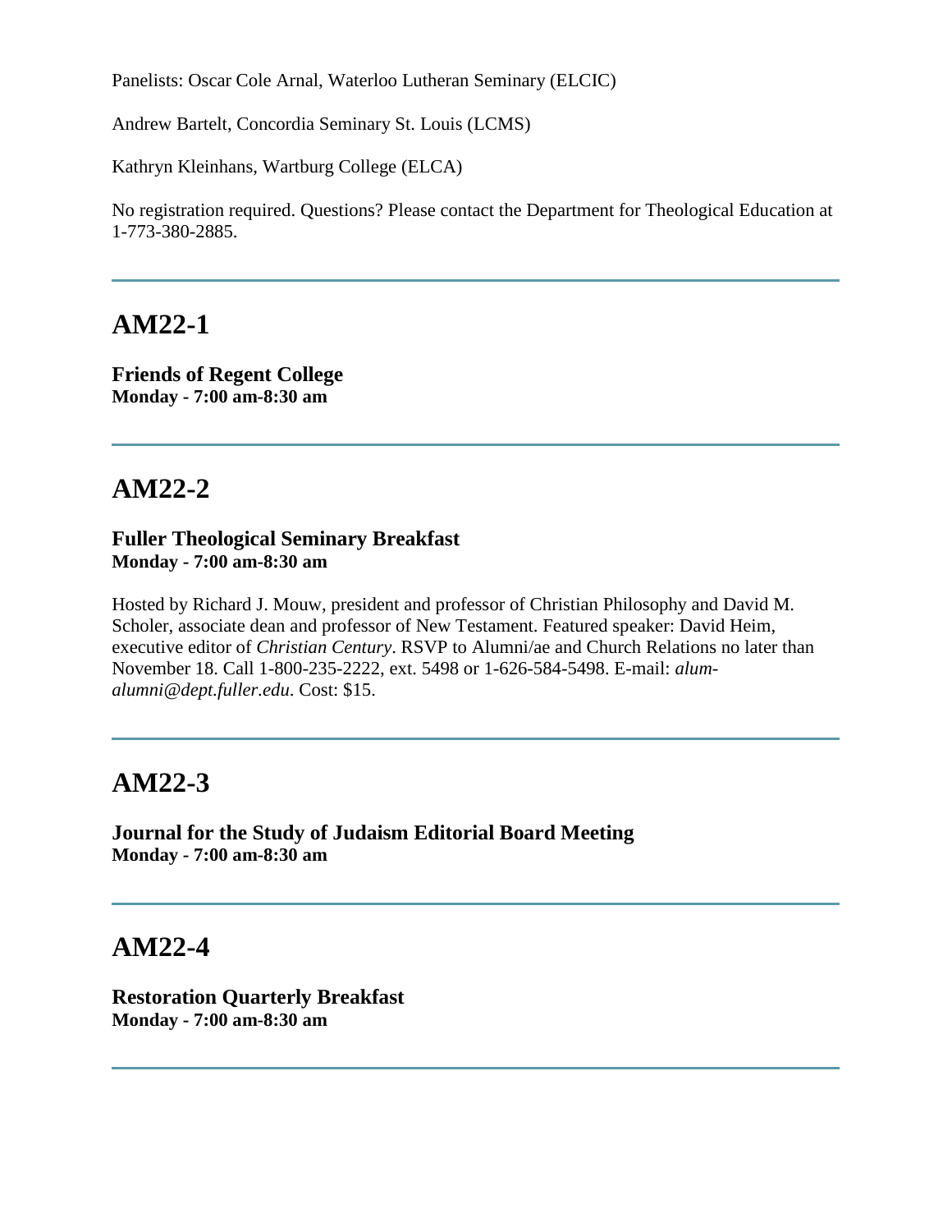Panelists: Oscar Cole Arnal, Waterloo Lutheran Seminary (ELCIC)

Andrew Bartelt, Concordia Seminary St. Louis (LCMS)

Kathryn Kleinhans, Wartburg College (ELCA)

No registration required. Questions? Please contact the Department for Theological Education at 1-773-380-2885.

---

## AM22-1

**Friends of Regent College**
**Monday - 7:00 am-8:30 am**

---

## AM22-2

**Fuller Theological Seminary Breakfast**
**Monday - 7:00 am-8:30 am**

Hosted by Richard J. Mouw, president and professor of Christian Philosophy and David M. Scholer, associate dean and professor of New Testament. Featured speaker: David Heim, executive editor of *Christian Century*. RSVP to Alumni/ae and Church Relations no later than November 18. Call 1-800-235-2222, ext. 5498 or 1-626-584-5498. E-mail: *alum-alumni@dept.fuller.edu*. Cost: $15.

---

## AM22-3

**Journal for the Study of Judaism Editorial Board Meeting**
**Monday - 7:00 am-8:30 am**

---

## AM22-4

**Restoration Quarterly Breakfast**
**Monday - 7:00 am-8:30 am**

---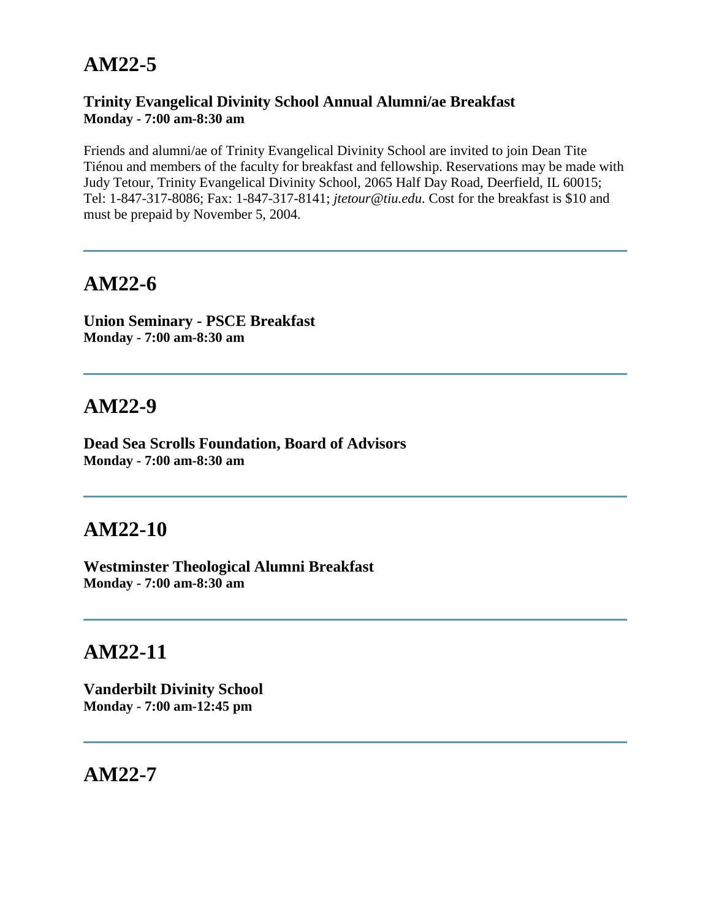## AM22-5

**Trinity Evangelical Divinity School Annual Alumni/ae Breakfast**
**Monday - 7:00 am-8:30 am**

Friends and alumni/ae of Trinity Evangelical Divinity School are invited to join Dean Tite Tiénou and members of the faculty for breakfast and fellowship. Reservations may be made with Judy Tetour, Trinity Evangelical Divinity School, 2065 Half Day Road, Deerfield, IL 60015; Tel: 1-847-317-8086; Fax: 1-847-317-8141; *jtetour@tiu.edu*. Cost for the breakfast is $10 and must be prepaid by November 5, 2004.

---

## AM22-6

**Union Seminary - PSCE Breakfast**
**Monday - 7:00 am-8:30 am**

---

## AM22-9

**Dead Sea Scrolls Foundation, Board of Advisors**
**Monday - 7:00 am-8:30 am**

---

## AM22-10

**Westminster Theological Alumni Breakfast**
**Monday - 7:00 am-8:30 am**

---

## AM22-11

**Vanderbilt Divinity School**
**Monday - 7:00 am-12:45 pm**

---

## AM22-7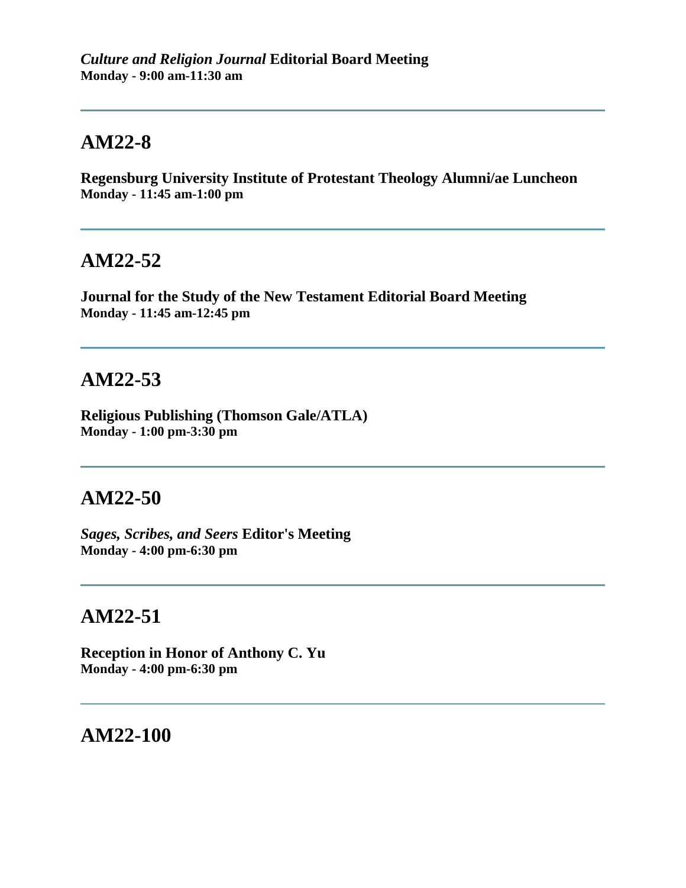***Culture and Religion Journal* Editorial Board Meeting**
**Monday - 9:00 am-11:30 am**

---

## AM22-8

**Regensburg University Institute of Protestant Theology Alumni/ae Luncheon**
**Monday - 11:45 am-1:00 pm**

---

## AM22-52

**Journal for the Study of the New Testament Editorial Board Meeting**
**Monday - 11:45 am-12:45 pm**

---

## AM22-53

**Religious Publishing (Thomson Gale/ATLA)**
**Monday - 1:00 pm-3:30 pm**

---

## AM22-50

***Sages, Scribes, and Seers* Editor's Meeting**
**Monday - 4:00 pm-6:30 pm**

---

## AM22-51

**Reception in Honor of Anthony C. Yu**
**Monday - 4:00 pm-6:30 pm**

---

## AM22-100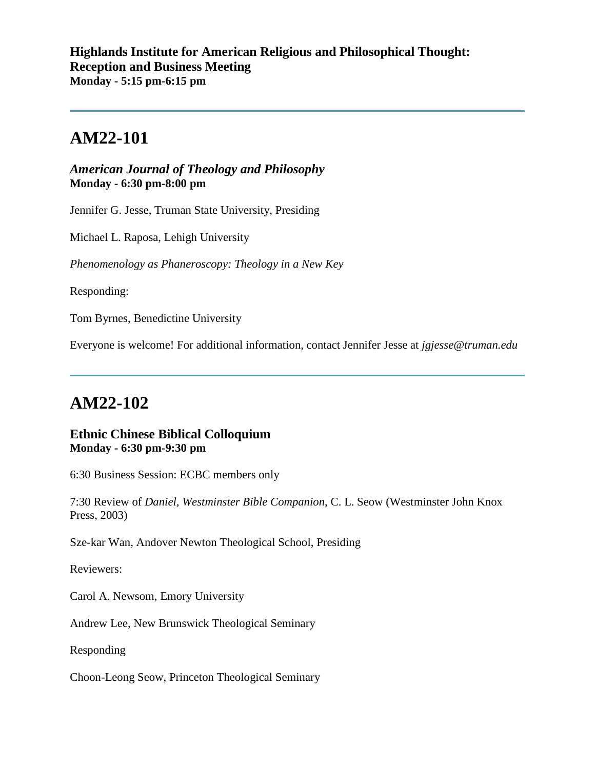**Highlands Institute for American Religious and Philosophical Thought: Reception and Business Meeting**
**Monday - 5:15 pm-6:15 pm**

---

## AM22-101

***American Journal of Theology and Philosophy***
**Monday - 6:30 pm-8:00 pm**

Jennifer G. Jesse, Truman State University, Presiding

Michael L. Raposa, Lehigh University

*Phenomenology as Phaneroscopy: Theology in a New Key*

Responding:

Tom Byrnes, Benedictine University

Everyone is welcome! For additional information, contact Jennifer Jesse at *jgjesse@truman.edu*

---

## AM22-102

**Ethnic Chinese Biblical Colloquium**
**Monday - 6:30 pm-9:30 pm**

6:30 Business Session: ECBC members only

7:30 Review of *Daniel*, *Westminster Bible Companion*, C. L. Seow (Westminster John Knox Press, 2003)

Sze-kar Wan, Andover Newton Theological School, Presiding

Reviewers:

Carol A. Newsom, Emory University

Andrew Lee, New Brunswick Theological Seminary

Responding

Choon-Leong Seow, Princeton Theological Seminary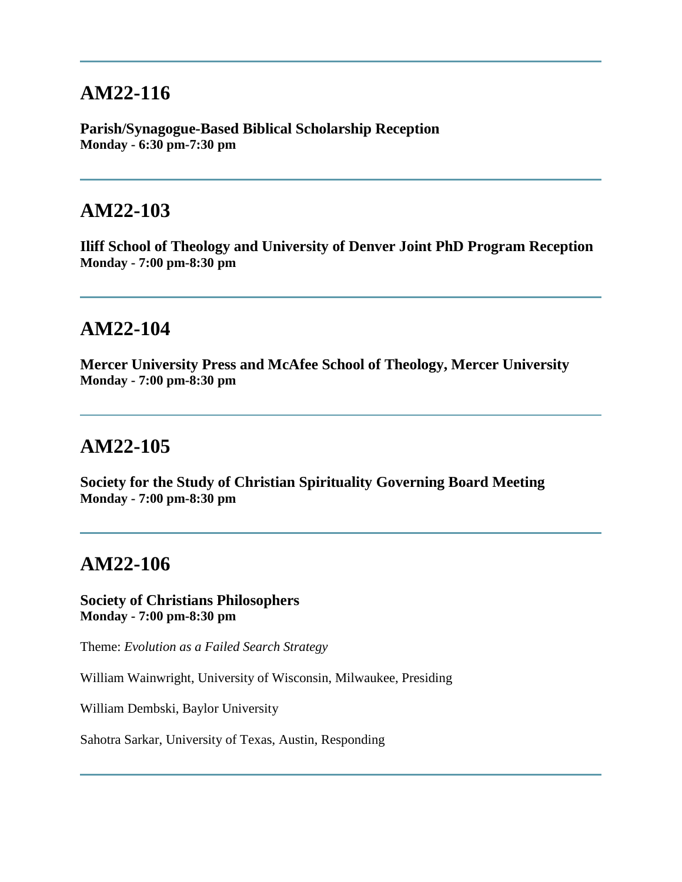## AM22-116

**Parish/Synagogue-Based Biblical Scholarship Reception**
**Monday - 6:30 pm-7:30 pm**

---

## AM22-103

**Iliff School of Theology and University of Denver Joint PhD Program Reception**
**Monday - 7:00 pm-8:30 pm**

---

## AM22-104

**Mercer University Press and McAfee School of Theology, Mercer University**
**Monday - 7:00 pm-8:30 pm**

---

## AM22-105

**Society for the Study of Christian Spirituality Governing Board Meeting**
**Monday - 7:00 pm-8:30 pm**

---

## AM22-106

**Society of Christians Philosophers**
**Monday - 7:00 pm-8:30 pm**

Theme: *Evolution as a Failed Search Strategy*

William Wainwright, University of Wisconsin, Milwaukee, Presiding

William Dembski, Baylor University

Sahotra Sarkar, University of Texas, Austin, Responding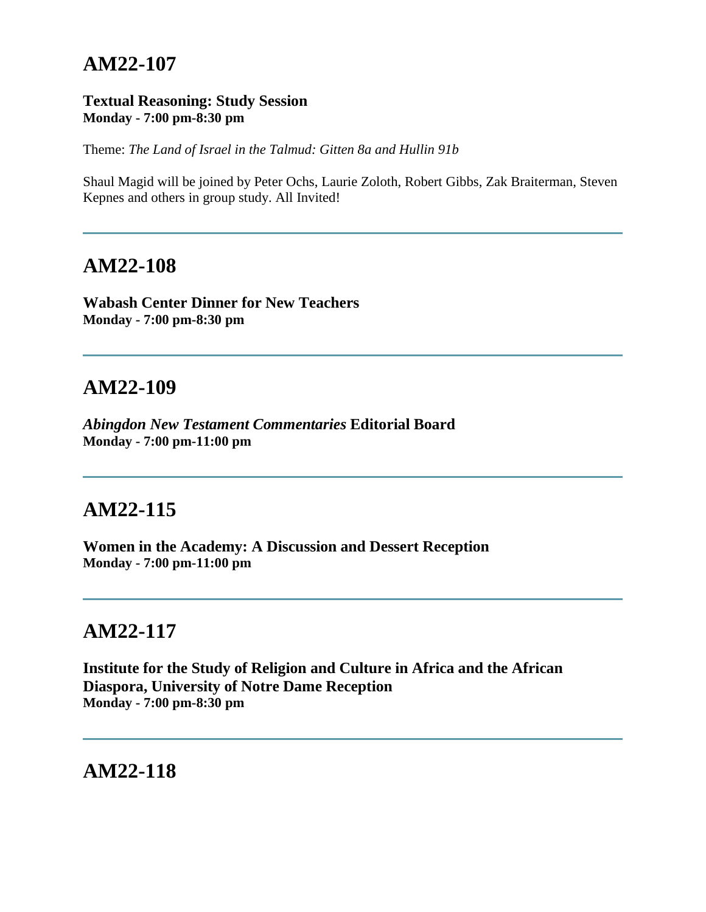## AM22-107

**Textual Reasoning: Study Session**
**Monday - 7:00 pm-8:30 pm**

Theme: *The Land of Israel in the Talmud: Gitten 8a and Hullin 91b*

Shaul Magid will be joined by Peter Ochs, Laurie Zoloth, Robert Gibbs, Zak Braiterman, Steven Kepnes and others in group study. All Invited!

---

## AM22-108

**Wabash Center Dinner for New Teachers**
**Monday - 7:00 pm-8:30 pm**

---

## AM22-109

***Abingdon New Testament Commentaries* Editorial Board**
**Monday - 7:00 pm-11:00 pm**

---

## AM22-115

**Women in the Academy: A Discussion and Dessert Reception**
**Monday - 7:00 pm-11:00 pm**

---

## AM22-117

**Institute for the Study of Religion and Culture in Africa and the African Diaspora, University of Notre Dame Reception**
**Monday - 7:00 pm-8:30 pm**

---

## AM22-118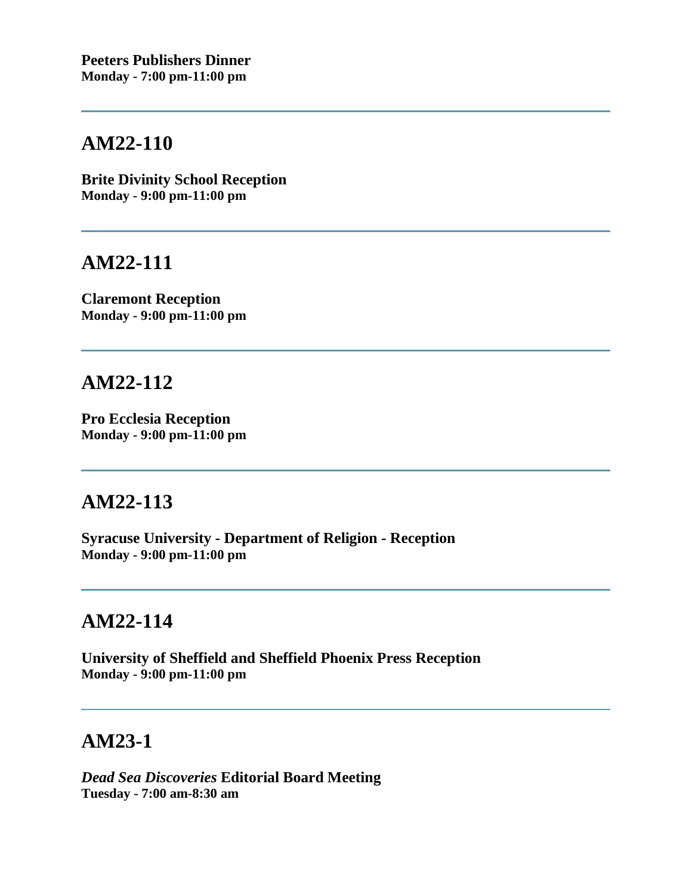**Peeters Publishers Dinner**
**Monday - 7:00 pm-11:00 pm**

---

## AM22-110

**Brite Divinity School Reception**
**Monday - 9:00 pm-11:00 pm**

---

## AM22-111

**Claremont Reception**
**Monday - 9:00 pm-11:00 pm**

---

## AM22-112

**Pro Ecclesia Reception**
**Monday - 9:00 pm-11:00 pm**

---

## AM22-113

**Syracuse University - Department of Religion - Reception**
**Monday - 9:00 pm-11:00 pm**

---

## AM22-114

**University of Sheffield and Sheffield Phoenix Press Reception**
**Monday - 9:00 pm-11:00 pm**

---

## AM23-1

***Dead Sea Discoveries* Editorial Board Meeting**
**Tuesday - 7:00 am-8:30 am**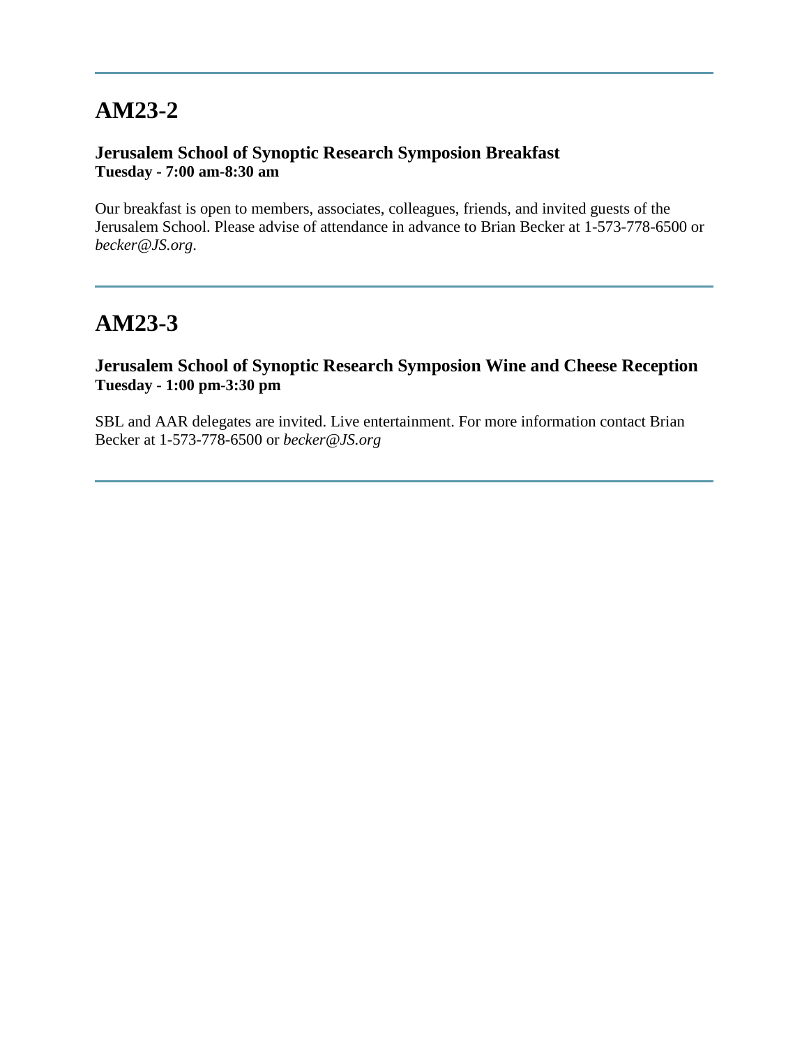## AM23-2

**Jerusalem School of Synoptic Research Symposion Breakfast**
**Tuesday - 7:00 am-8:30 am**

Our breakfast is open to members, associates, colleagues, friends, and invited guests of the Jerusalem School. Please advise of attendance in advance to Brian Becker at 1-573-778-6500 or *becker@JS.org*.

---

## AM23-3

**Jerusalem School of Synoptic Research Symposion Wine and Cheese Reception**
**Tuesday - 1:00 pm-3:30 pm**

SBL and AAR delegates are invited. Live entertainment. For more information contact Brian Becker at 1-573-778-6500 or *becker@JS.org*